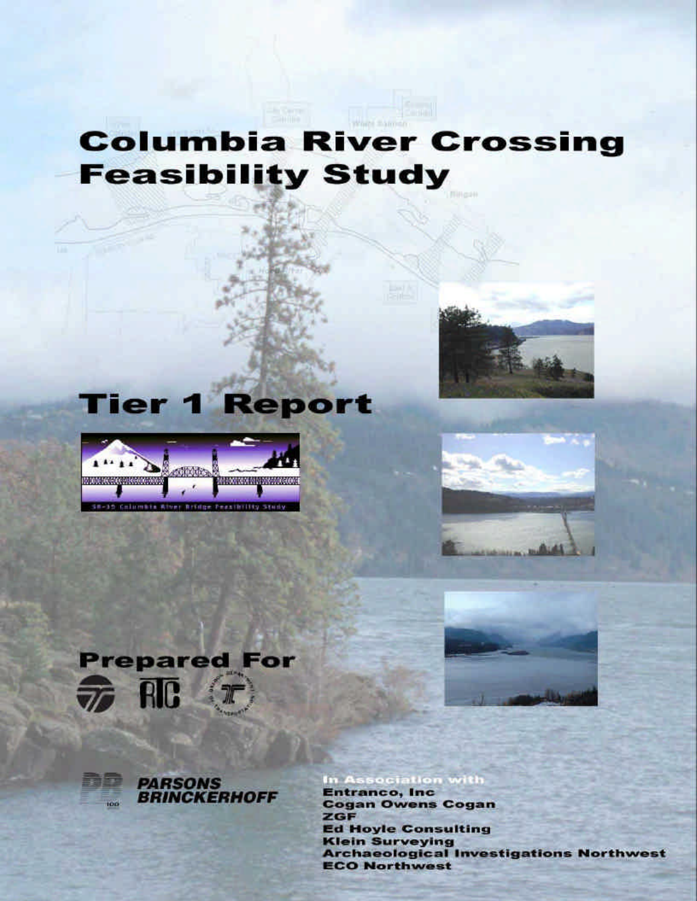# Columbia River Crossing Feasibility Study

## Tier 1 Report

## Prepared For

**PARSONS BRINCKERHOFF**

**In Association with**
Entranco, Inc
Cogan Owens Cogan
ZGF
Ed Hoyle Consulting
Klein Surveying
Archaeological Investigations Northwest
ECO Northwest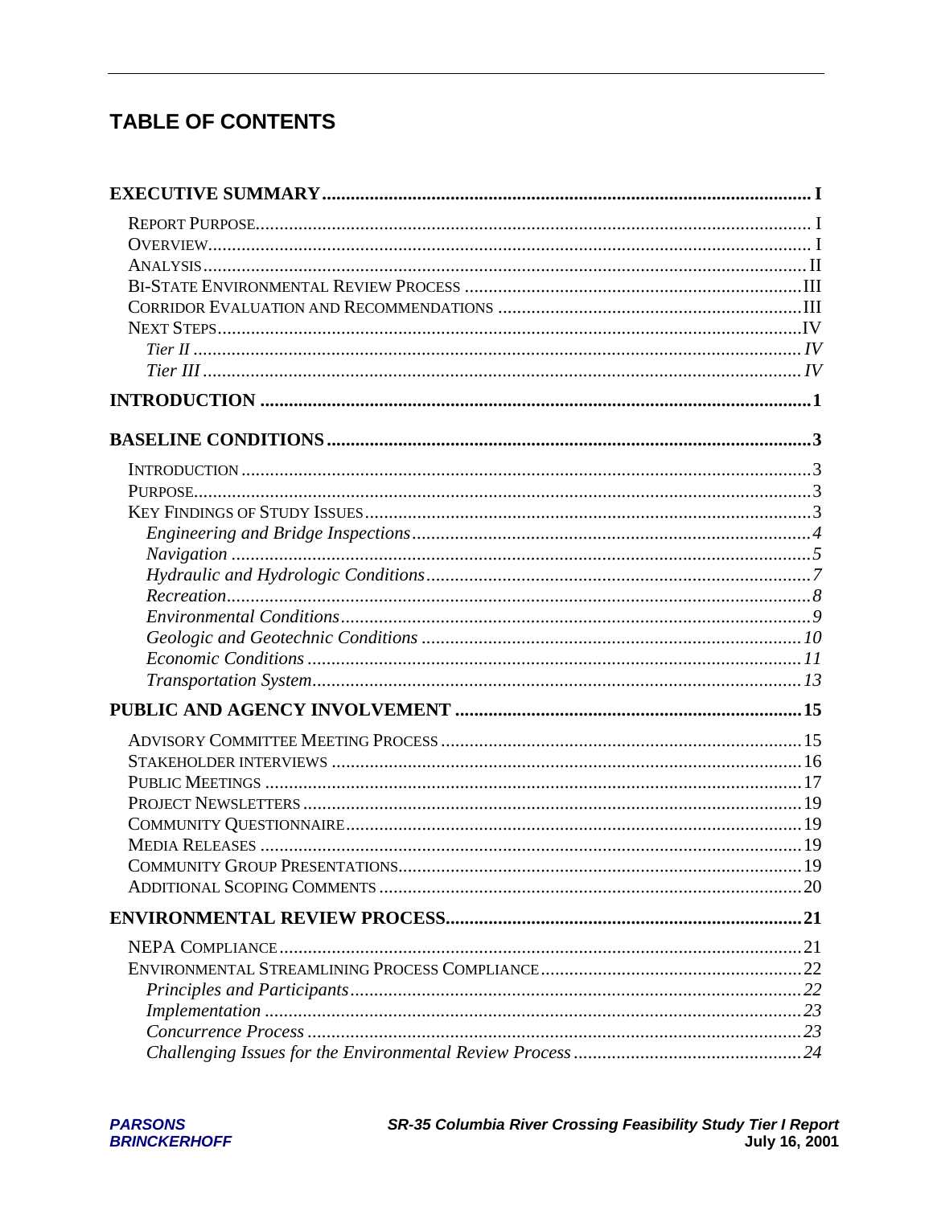## TABLE OF CONTENTS

**EXECUTIVE SUMMARY** ..... I

- REPORT PURPOSE ..... I
- OVERVIEW ..... I
- ANALYSIS ..... II
- BI-STATE ENVIRONMENTAL REVIEW PROCESS ..... III
- CORRIDOR EVALUATION AND RECOMMENDATIONS ..... III
- NEXT STEPS ..... IV
  - *Tier II* ..... *IV*
  - *Tier III* ..... *IV*

**INTRODUCTION** ..... 1

**BASELINE CONDITIONS** ..... 3

- INTRODUCTION ..... 3
- PURPOSE ..... 3
- KEY FINDINGS OF STUDY ISSUES ..... 3
  - *Engineering and Bridge Inspections* ..... *4*
  - *Navigation* ..... *5*
  - *Hydraulic and Hydrologic Conditions* ..... *7*
  - *Recreation* ..... *8*
  - *Environmental Conditions* ..... *9*
  - *Geologic and Geotechnic Conditions* ..... *10*
  - *Economic Conditions* ..... *11*
  - *Transportation System* ..... *13*

**PUBLIC AND AGENCY INVOLVEMENT** ..... 15

- ADVISORY COMMITTEE MEETING PROCESS ..... 15
- STAKEHOLDER INTERVIEWS ..... 16
- PUBLIC MEETINGS ..... 17
- PROJECT NEWSLETTERS ..... 19
- COMMUNITY QUESTIONNAIRE ..... 19
- MEDIA RELEASES ..... 19
- COMMUNITY GROUP PRESENTATIONS ..... 19
- ADDITIONAL SCOPING COMMENTS ..... 20

**ENVIRONMENTAL REVIEW PROCESS** ..... 21

- NEPA COMPLIANCE ..... 21
- ENVIRONMENTAL STREAMLINING PROCESS COMPLIANCE ..... 22
  - *Principles and Participants* ..... *22*
  - *Implementation* ..... *23*
  - *Concurrence Process* ..... *23*
  - *Challenging Issues for the Environmental Review Process* ..... *24*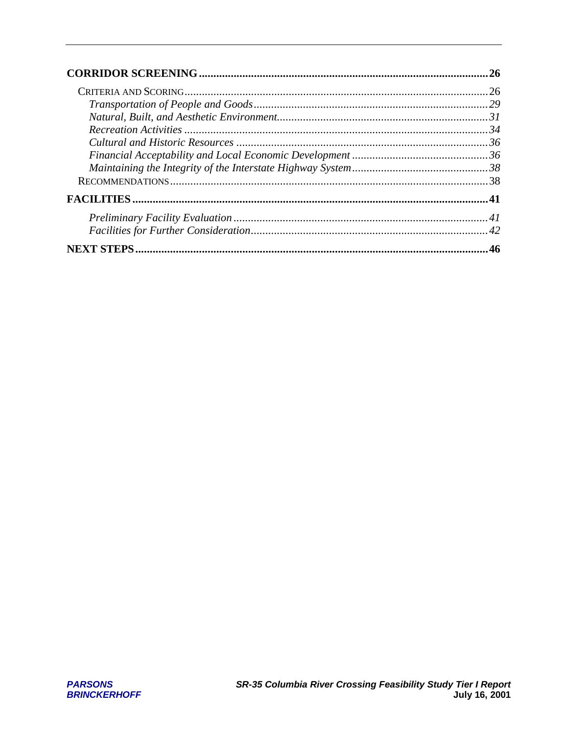**CORRIDOR SCREENING** .......... **26**

- CRITERIA AND SCORING .......... 26
  - *Transportation of People and Goods* .......... *29*
  - *Natural, Built, and Aesthetic Environment* .......... *31*
  - *Recreation Activities* .......... *34*
  - *Cultural and Historic Resources* .......... *36*
  - *Financial Acceptability and Local Economic Development* .......... *36*
  - *Maintaining the Integrity of the Interstate Highway System* .......... *38*
- RECOMMENDATIONS .......... 38

**FACILITIES** .......... **41**

- *Preliminary Facility Evaluation* .......... *41*
- *Facilities for Further Consideration* .......... *42*

**NEXT STEPS** .......... **46**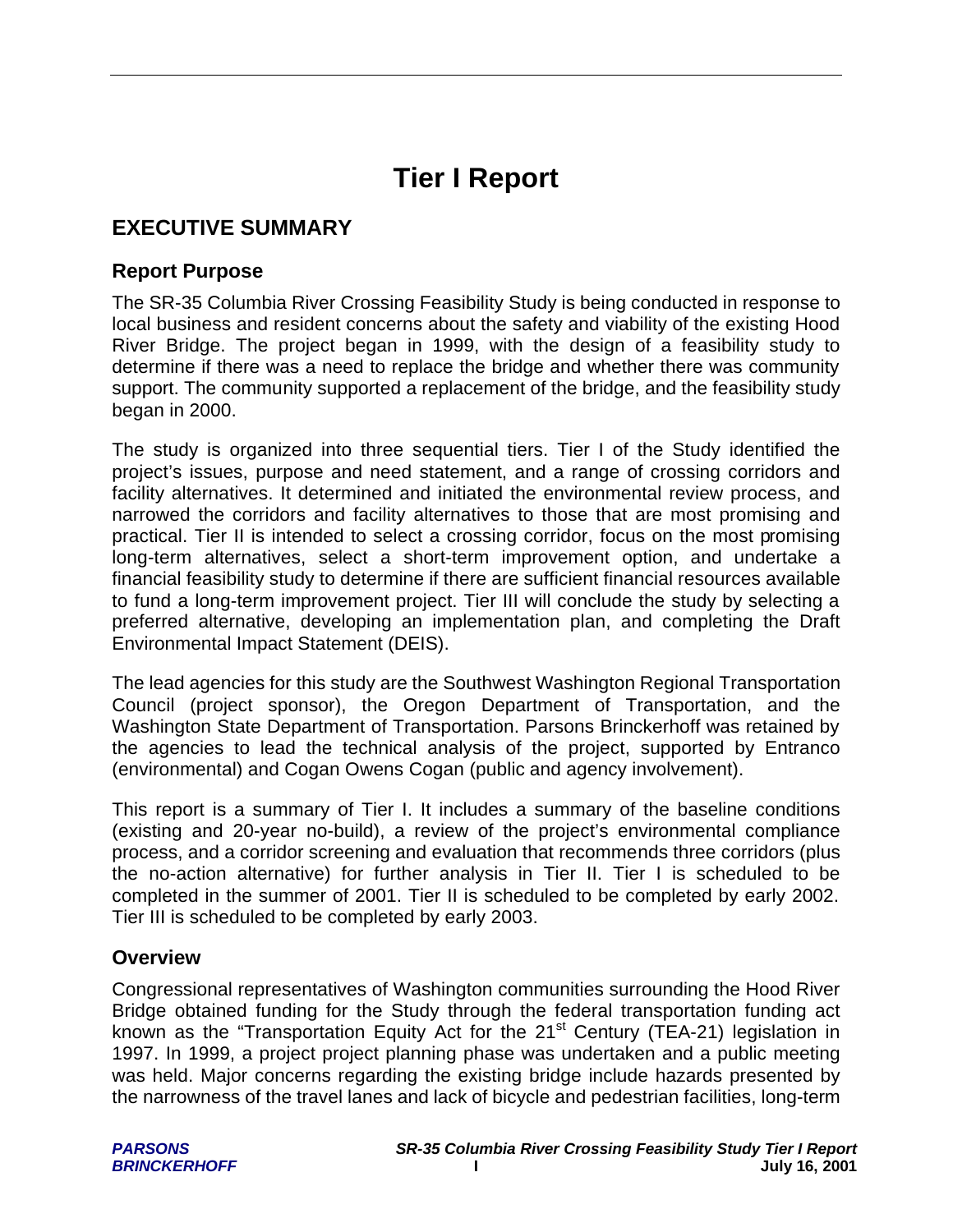# Tier I Report

## EXECUTIVE SUMMARY

### Report Purpose

The SR-35 Columbia River Crossing Feasibility Study is being conducted in response to local business and resident concerns about the safety and viability of the existing Hood River Bridge. The project began in 1999, with the design of a feasibility study to determine if there was a need to replace the bridge and whether there was community support. The community supported a replacement of the bridge, and the feasibility study began in 2000.

The study is organized into three sequential tiers. Tier I of the Study identified the project's issues, purpose and need statement, and a range of crossing corridors and facility alternatives. It determined and initiated the environmental review process, and narrowed the corridors and facility alternatives to those that are most promising and practical. Tier II is intended to select a crossing corridor, focus on the most promising long-term alternatives, select a short-term improvement option, and undertake a financial feasibility study to determine if there are sufficient financial resources available to fund a long-term improvement project. Tier III will conclude the study by selecting a preferred alternative, developing an implementation plan, and completing the Draft Environmental Impact Statement (DEIS).

The lead agencies for this study are the Southwest Washington Regional Transportation Council (project sponsor), the Oregon Department of Transportation, and the Washington State Department of Transportation. Parsons Brinckerhoff was retained by the agencies to lead the technical analysis of the project, supported by Entranco (environmental) and Cogan Owens Cogan (public and agency involvement).

This report is a summary of Tier I. It includes a summary of the baseline conditions (existing and 20-year no-build), a review of the project's environmental compliance process, and a corridor screening and evaluation that recommends three corridors (plus the no-action alternative) for further analysis in Tier II. Tier I is scheduled to be completed in the summer of 2001. Tier II is scheduled to be completed by early 2002. Tier III is scheduled to be completed by early 2003.

### Overview

Congressional representatives of Washington communities surrounding the Hood River Bridge obtained funding for the Study through the federal transportation funding act known as the "Transportation Equity Act for the 21st Century (TEA-21) legislation in 1997. In 1999, a project project planning phase was undertaken and a public meeting was held. Major concerns regarding the existing bridge include hazards presented by the narrowness of the travel lanes and lack of bicycle and pedestrian facilities, long-term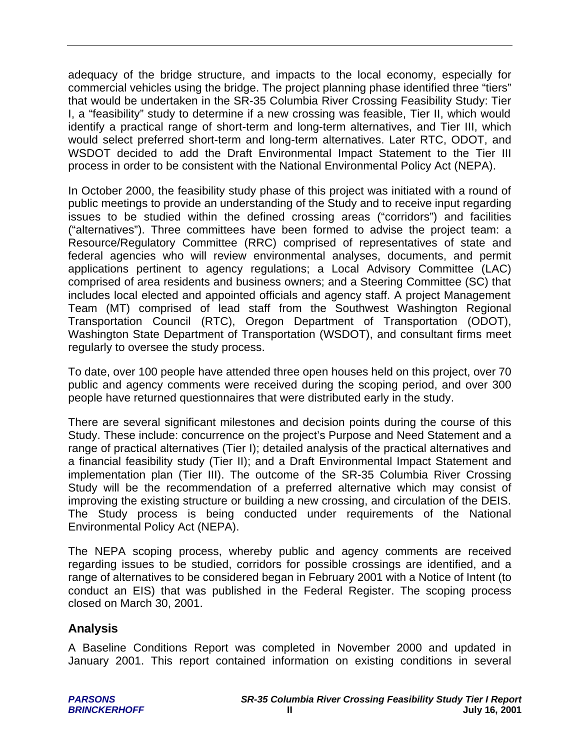adequacy of the bridge structure, and impacts to the local economy, especially for commercial vehicles using the bridge. The project planning phase identified three "tiers" that would be undertaken in the SR-35 Columbia River Crossing Feasibility Study: Tier I, a "feasibility" study to determine if a new crossing was feasible, Tier II, which would identify a practical range of short-term and long-term alternatives, and Tier III, which would select preferred short-term and long-term alternatives. Later RTC, ODOT, and WSDOT decided to add the Draft Environmental Impact Statement to the Tier III process in order to be consistent with the National Environmental Policy Act (NEPA).

In October 2000, the feasibility study phase of this project was initiated with a round of public meetings to provide an understanding of the Study and to receive input regarding issues to be studied within the defined crossing areas ("corridors") and facilities ("alternatives"). Three committees have been formed to advise the project team: a Resource/Regulatory Committee (RRC) comprised of representatives of state and federal agencies who will review environmental analyses, documents, and permit applications pertinent to agency regulations; a Local Advisory Committee (LAC) comprised of area residents and business owners; and a Steering Committee (SC) that includes local elected and appointed officials and agency staff. A project Management Team (MT) comprised of lead staff from the Southwest Washington Regional Transportation Council (RTC), Oregon Department of Transportation (ODOT), Washington State Department of Transportation (WSDOT), and consultant firms meet regularly to oversee the study process.

To date, over 100 people have attended three open houses held on this project, over 70 public and agency comments were received during the scoping period, and over 300 people have returned questionnaires that were distributed early in the study.

There are several significant milestones and decision points during the course of this Study. These include: concurrence on the project's Purpose and Need Statement and a range of practical alternatives (Tier I); detailed analysis of the practical alternatives and a financial feasibility study (Tier II); and a Draft Environmental Impact Statement and implementation plan (Tier III). The outcome of the SR-35 Columbia River Crossing Study will be the recommendation of a preferred alternative which may consist of improving the existing structure or building a new crossing, and circulation of the DEIS. The Study process is being conducted under requirements of the National Environmental Policy Act (NEPA).

The NEPA scoping process, whereby public and agency comments are received regarding issues to be studied, corridors for possible crossings are identified, and a range of alternatives to be considered began in February 2001 with a Notice of Intent (to conduct an EIS) that was published in the Federal Register. The scoping process closed on March 30, 2001.

## Analysis

A Baseline Conditions Report was completed in November 2000 and updated in January 2001. This report contained information on existing conditions in several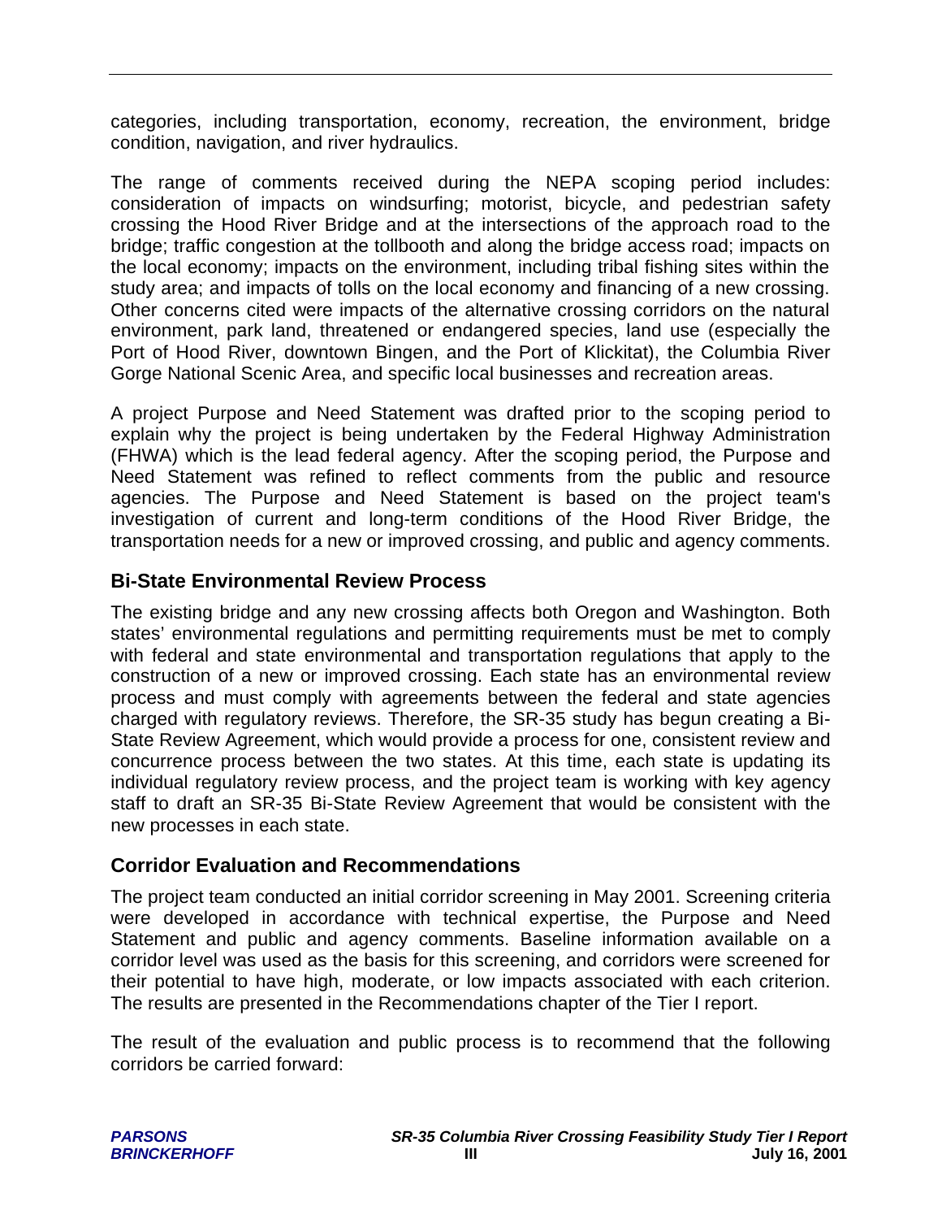categories, including transportation, economy, recreation, the environment, bridge condition, navigation, and river hydraulics.

The range of comments received during the NEPA scoping period includes: consideration of impacts on windsurfing; motorist, bicycle, and pedestrian safety crossing the Hood River Bridge and at the intersections of the approach road to the bridge; traffic congestion at the tollbooth and along the bridge access road; impacts on the local economy; impacts on the environment, including tribal fishing sites within the study area; and impacts of tolls on the local economy and financing of a new crossing. Other concerns cited were impacts of the alternative crossing corridors on the natural environment, park land, threatened or endangered species, land use (especially the Port of Hood River, downtown Bingen, and the Port of Klickitat), the Columbia River Gorge National Scenic Area, and specific local businesses and recreation areas.

A project Purpose and Need Statement was drafted prior to the scoping period to explain why the project is being undertaken by the Federal Highway Administration (FHWA) which is the lead federal agency. After the scoping period, the Purpose and Need Statement was refined to reflect comments from the public and resource agencies. The Purpose and Need Statement is based on the project team's investigation of current and long-term conditions of the Hood River Bridge, the transportation needs for a new or improved crossing, and public and agency comments.

## Bi-State Environmental Review Process

The existing bridge and any new crossing affects both Oregon and Washington. Both states' environmental regulations and permitting requirements must be met to comply with federal and state environmental and transportation regulations that apply to the construction of a new or improved crossing. Each state has an environmental review process and must comply with agreements between the federal and state agencies charged with regulatory reviews. Therefore, the SR-35 study has begun creating a Bi-State Review Agreement, which would provide a process for one, consistent review and concurrence process between the two states. At this time, each state is updating its individual regulatory review process, and the project team is working with key agency staff to draft an SR-35 Bi-State Review Agreement that would be consistent with the new processes in each state.

## Corridor Evaluation and Recommendations

The project team conducted an initial corridor screening in May 2001. Screening criteria were developed in accordance with technical expertise, the Purpose and Need Statement and public and agency comments. Baseline information available on a corridor level was used as the basis for this screening, and corridors were screened for their potential to have high, moderate, or low impacts associated with each criterion. The results are presented in the Recommendations chapter of the Tier I report.

The result of the evaluation and public process is to recommend that the following corridors be carried forward: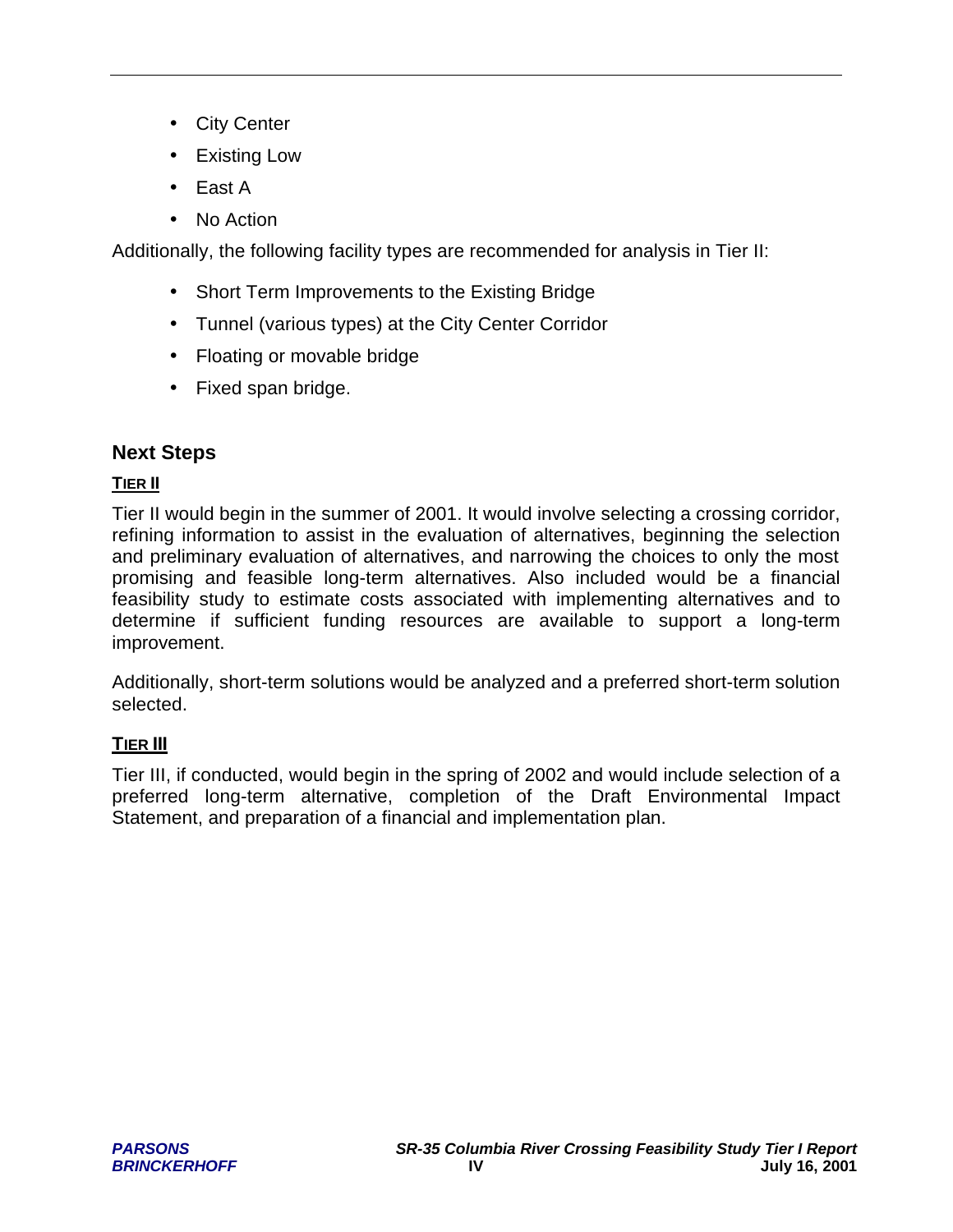- City Center
- Existing Low
- East A
- No Action

Additionally, the following facility types are recommended for analysis in Tier II:

- Short Term Improvements to the Existing Bridge
- Tunnel (various types) at the City Center Corridor
- Floating or movable bridge
- Fixed span bridge.

## Next Steps

### TIER II

Tier II would begin in the summer of 2001. It would involve selecting a crossing corridor, refining information to assist in the evaluation of alternatives, beginning the selection and preliminary evaluation of alternatives, and narrowing the choices to only the most promising and feasible long-term alternatives. Also included would be a financial feasibility study to estimate costs associated with implementing alternatives and to determine if sufficient funding resources are available to support a long-term improvement.

Additionally, short-term solutions would be analyzed and a preferred short-term solution selected.

### TIER III

Tier III, if conducted, would begin in the spring of 2002 and would include selection of a preferred long-term alternative, completion of the Draft Environmental Impact Statement, and preparation of a financial and implementation plan.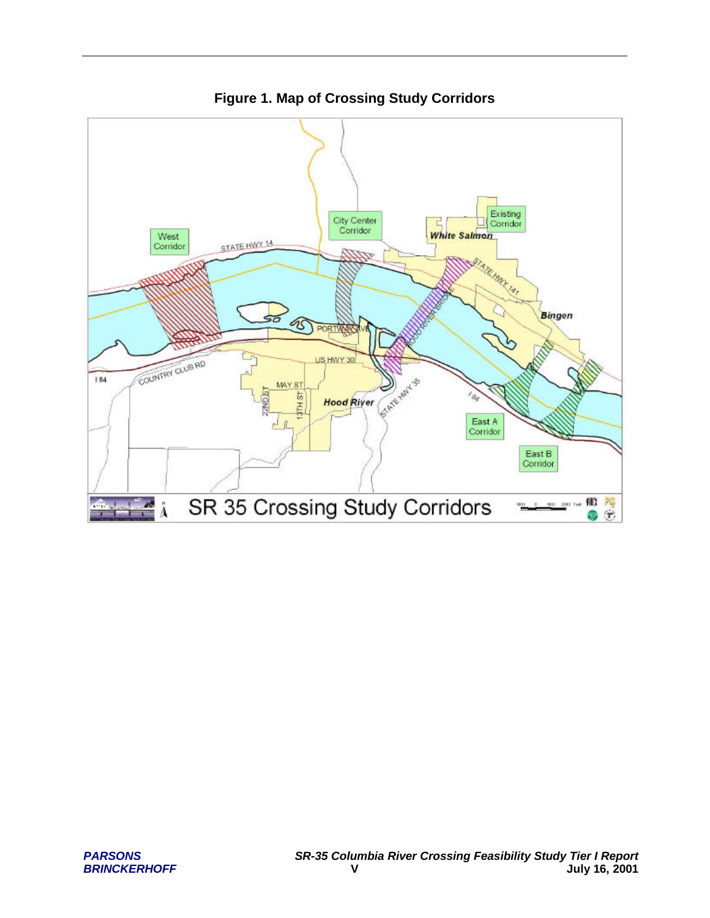**Figure 1. Map of Crossing Study Corridors**

West Corridor

City Center Corridor

Existing Corridor

White Salmon

STATE HWY 14

STATE HWY 141

Bingen

HOOD RIVER BRIDGE

PORTWAY AVE

US HWY 30

COUNTRY CLUB RD

I 84

MAY ST

22ND ST

13TH ST

Hood River

STATE HWY 35

I 84

East A Corridor

East B Corridor

SR 35 Crossing Study Corridors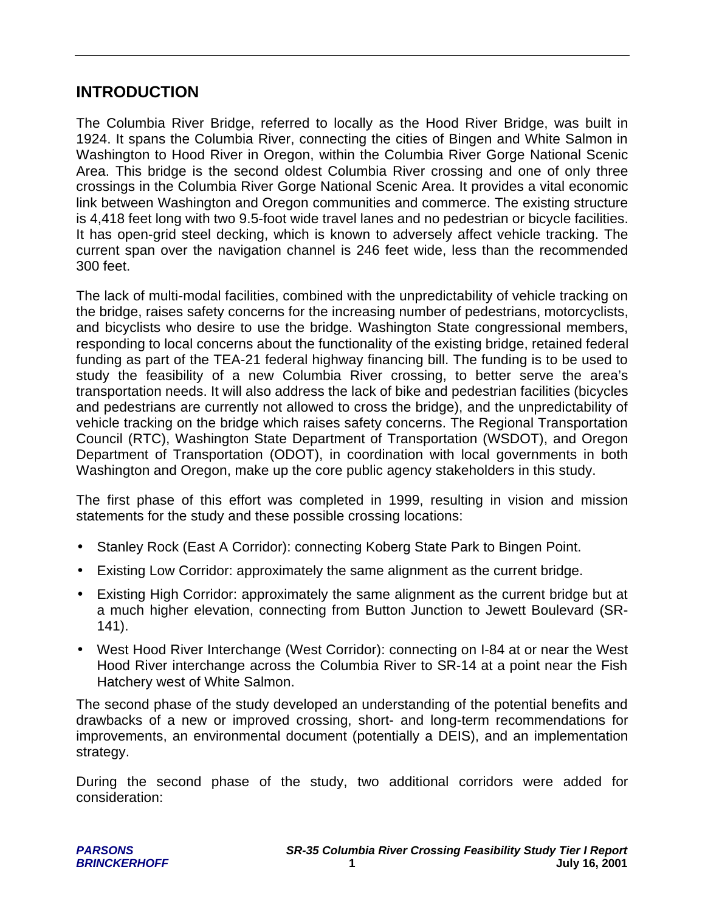## INTRODUCTION

The Columbia River Bridge, referred to locally as the Hood River Bridge, was built in 1924. It spans the Columbia River, connecting the cities of Bingen and White Salmon in Washington to Hood River in Oregon, within the Columbia River Gorge National Scenic Area. This bridge is the second oldest Columbia River crossing and one of only three crossings in the Columbia River Gorge National Scenic Area. It provides a vital economic link between Washington and Oregon communities and commerce. The existing structure is 4,418 feet long with two 9.5-foot wide travel lanes and no pedestrian or bicycle facilities. It has open-grid steel decking, which is known to adversely affect vehicle tracking. The current span over the navigation channel is 246 feet wide, less than the recommended 300 feet.

The lack of multi-modal facilities, combined with the unpredictability of vehicle tracking on the bridge, raises safety concerns for the increasing number of pedestrians, motorcyclists, and bicyclists who desire to use the bridge. Washington State congressional members, responding to local concerns about the functionality of the existing bridge, retained federal funding as part of the TEA-21 federal highway financing bill. The funding is to be used to study the feasibility of a new Columbia River crossing, to better serve the area's transportation needs. It will also address the lack of bike and pedestrian facilities (bicycles and pedestrians are currently not allowed to cross the bridge), and the unpredictability of vehicle tracking on the bridge which raises safety concerns. The Regional Transportation Council (RTC), Washington State Department of Transportation (WSDOT), and Oregon Department of Transportation (ODOT), in coordination with local governments in both Washington and Oregon, make up the core public agency stakeholders in this study.

The first phase of this effort was completed in 1999, resulting in vision and mission statements for the study and these possible crossing locations:

- Stanley Rock (East A Corridor): connecting Koberg State Park to Bingen Point.
- Existing Low Corridor: approximately the same alignment as the current bridge.
- Existing High Corridor: approximately the same alignment as the current bridge but at a much higher elevation, connecting from Button Junction to Jewett Boulevard (SR-141).
- West Hood River Interchange (West Corridor): connecting on I-84 at or near the West Hood River interchange across the Columbia River to SR-14 at a point near the Fish Hatchery west of White Salmon.

The second phase of the study developed an understanding of the potential benefits and drawbacks of a new or improved crossing, short- and long-term recommendations for improvements, an environmental document (potentially a DEIS), and an implementation strategy.

During the second phase of the study, two additional corridors were added for consideration: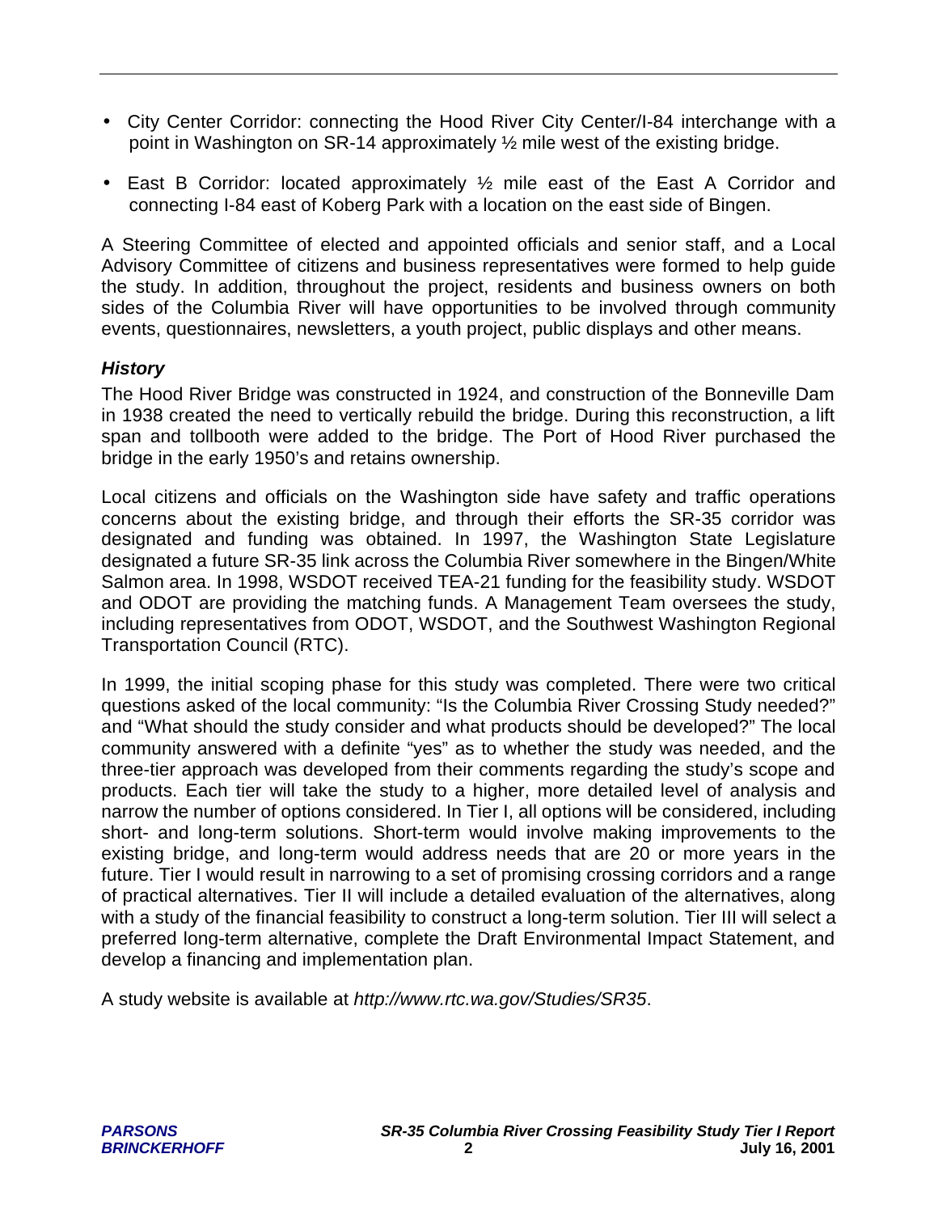- City Center Corridor: connecting the Hood River City Center/I-84 interchange with a point in Washington on SR-14 approximately ½ mile west of the existing bridge.
- East B Corridor: located approximately ½ mile east of the East A Corridor and connecting I-84 east of Koberg Park with a location on the east side of Bingen.

A Steering Committee of elected and appointed officials and senior staff, and a Local Advisory Committee of citizens and business representatives were formed to help guide the study. In addition, throughout the project, residents and business owners on both sides of the Columbia River will have opportunities to be involved through community events, questionnaires, newsletters, a youth project, public displays and other means.

### *History*

The Hood River Bridge was constructed in 1924, and construction of the Bonneville Dam in 1938 created the need to vertically rebuild the bridge. During this reconstruction, a lift span and tollbooth were added to the bridge. The Port of Hood River purchased the bridge in the early 1950's and retains ownership.

Local citizens and officials on the Washington side have safety and traffic operations concerns about the existing bridge, and through their efforts the SR-35 corridor was designated and funding was obtained. In 1997, the Washington State Legislature designated a future SR-35 link across the Columbia River somewhere in the Bingen/White Salmon area. In 1998, WSDOT received TEA-21 funding for the feasibility study. WSDOT and ODOT are providing the matching funds. A Management Team oversees the study, including representatives from ODOT, WSDOT, and the Southwest Washington Regional Transportation Council (RTC).

In 1999, the initial scoping phase for this study was completed. There were two critical questions asked of the local community: "Is the Columbia River Crossing Study needed?" and "What should the study consider and what products should be developed?" The local community answered with a definite "yes" as to whether the study was needed, and the three-tier approach was developed from their comments regarding the study's scope and products. Each tier will take the study to a higher, more detailed level of analysis and narrow the number of options considered. In Tier I, all options will be considered, including short- and long-term solutions. Short-term would involve making improvements to the existing bridge, and long-term would address needs that are 20 or more years in the future. Tier I would result in narrowing to a set of promising crossing corridors and a range of practical alternatives. Tier II will include a detailed evaluation of the alternatives, along with a study of the financial feasibility to construct a long-term solution. Tier III will select a preferred long-term alternative, complete the Draft Environmental Impact Statement, and develop a financing and implementation plan.

A study website is available at *http://www.rtc.wa.gov/Studies/SR35*.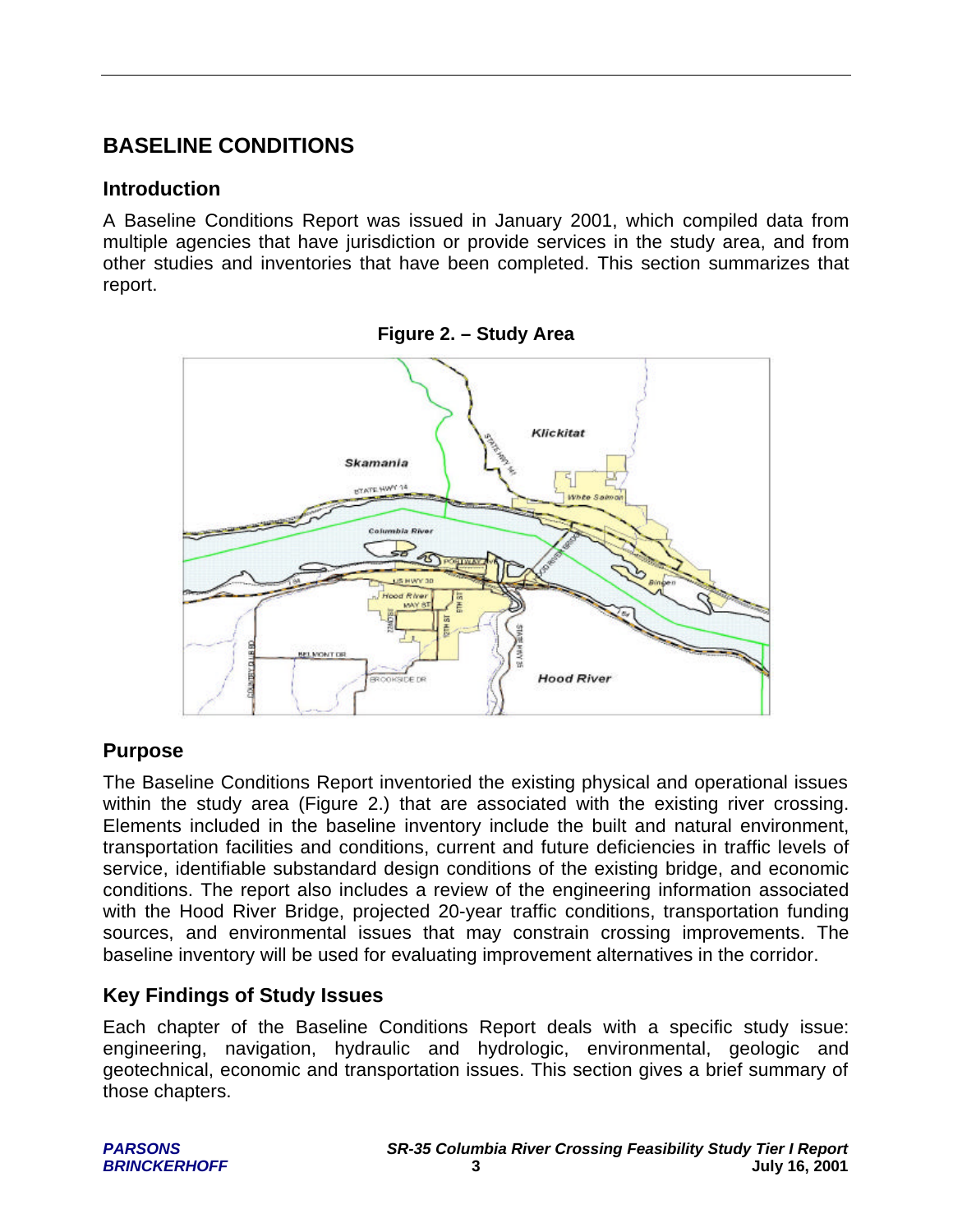# BASELINE CONDITIONS

## Introduction

A Baseline Conditions Report was issued in January 2001, which compiled data from multiple agencies that have jurisdiction or provide services in the study area, and from other studies and inventories that have been completed. This section summarizes that report.

**Figure 2. – Study Area**

Klickitat
Skamania
STATE HWY 14
STATE HWY 141
White Salmon
Columbia River
Bingen
PORTWAY AVE
HOOD RIVER BRIDGE
US HWY 30
I-84
Hood River
MAY ST
22ND ST
12TH ST
13TH ST
8TH ST
STATE HWY 35
BELMONT DR
BROOKSIDE DR
COUNTRY CLUB RD
Hood River

## Purpose

The Baseline Conditions Report inventoried the existing physical and operational issues within the study area (Figure 2.) that are associated with the existing river crossing. Elements included in the baseline inventory include the built and natural environment, transportation facilities and conditions, current and future deficiencies in traffic levels of service, identifiable substandard design conditions of the existing bridge, and economic conditions. The report also includes a review of the engineering information associated with the Hood River Bridge, projected 20-year traffic conditions, transportation funding sources, and environmental issues that may constrain crossing improvements. The baseline inventory will be used for evaluating improvement alternatives in the corridor.

## Key Findings of Study Issues

Each chapter of the Baseline Conditions Report deals with a specific study issue: engineering, navigation, hydraulic and hydrologic, environmental, geologic and geotechnical, economic and transportation issues. This section gives a brief summary of those chapters.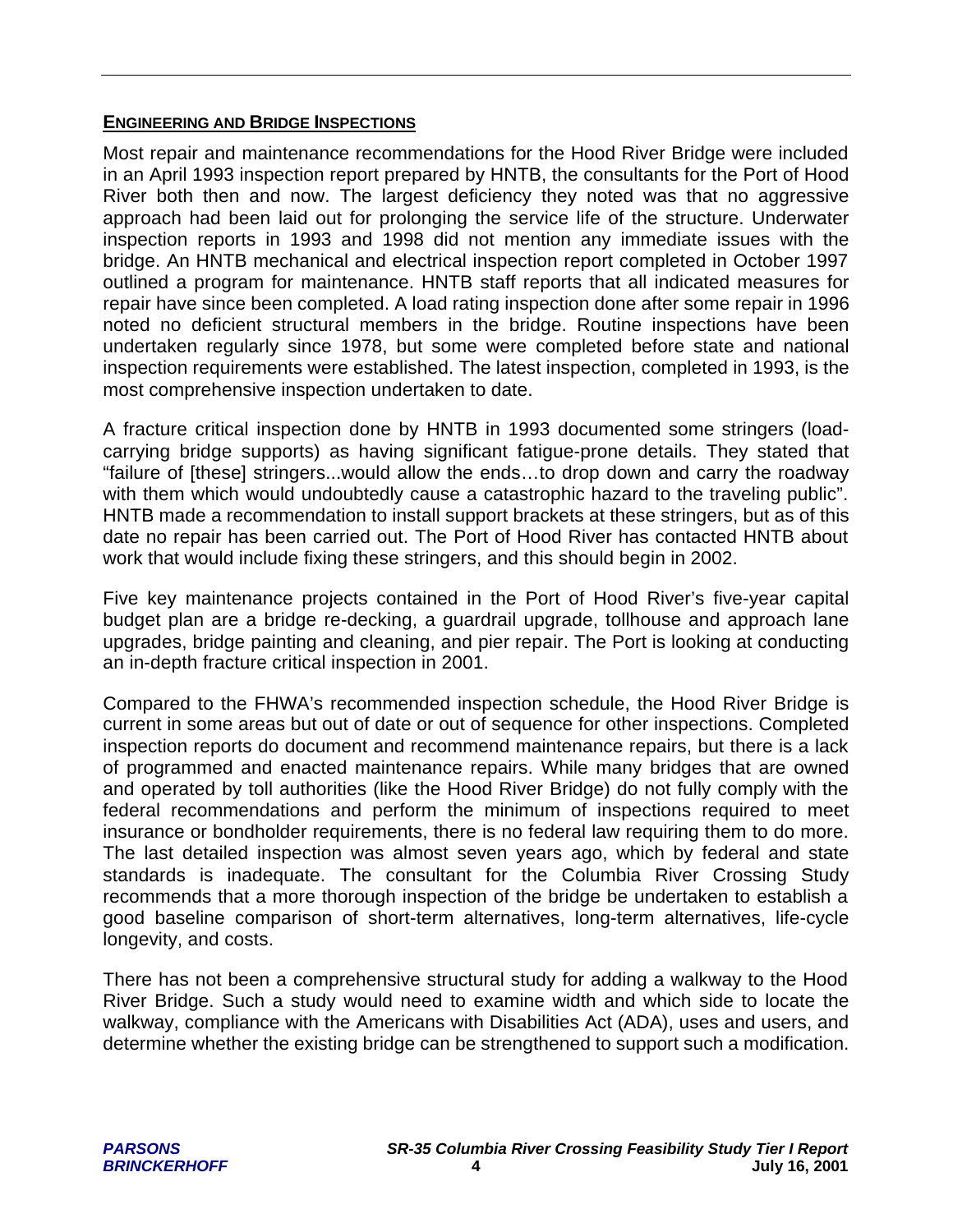## ENGINEERING AND BRIDGE INSPECTIONS

Most repair and maintenance recommendations for the Hood River Bridge were included in an April 1993 inspection report prepared by HNTB, the consultants for the Port of Hood River both then and now. The largest deficiency they noted was that no aggressive approach had been laid out for prolonging the service life of the structure. Underwater inspection reports in 1993 and 1998 did not mention any immediate issues with the bridge. An HNTB mechanical and electrical inspection report completed in October 1997 outlined a program for maintenance. HNTB staff reports that all indicated measures for repair have since been completed. A load rating inspection done after some repair in 1996 noted no deficient structural members in the bridge. Routine inspections have been undertaken regularly since 1978, but some were completed before state and national inspection requirements were established. The latest inspection, completed in 1993, is the most comprehensive inspection undertaken to date.

A fracture critical inspection done by HNTB in 1993 documented some stringers (load-carrying bridge supports) as having significant fatigue-prone details. They stated that "failure of [these] stringers...would allow the ends…to drop down and carry the roadway with them which would undoubtedly cause a catastrophic hazard to the traveling public". HNTB made a recommendation to install support brackets at these stringers, but as of this date no repair has been carried out. The Port of Hood River has contacted HNTB about work that would include fixing these stringers, and this should begin in 2002.

Five key maintenance projects contained in the Port of Hood River's five-year capital budget plan are a bridge re-decking, a guardrail upgrade, tollhouse and approach lane upgrades, bridge painting and cleaning, and pier repair. The Port is looking at conducting an in-depth fracture critical inspection in 2001.

Compared to the FHWA's recommended inspection schedule, the Hood River Bridge is current in some areas but out of date or out of sequence for other inspections. Completed inspection reports do document and recommend maintenance repairs, but there is a lack of programmed and enacted maintenance repairs. While many bridges that are owned and operated by toll authorities (like the Hood River Bridge) do not fully comply with the federal recommendations and perform the minimum of inspections required to meet insurance or bondholder requirements, there is no federal law requiring them to do more. The last detailed inspection was almost seven years ago, which by federal and state standards is inadequate. The consultant for the Columbia River Crossing Study recommends that a more thorough inspection of the bridge be undertaken to establish a good baseline comparison of short-term alternatives, long-term alternatives, life-cycle longevity, and costs.

There has not been a comprehensive structural study for adding a walkway to the Hood River Bridge. Such a study would need to examine width and which side to locate the walkway, compliance with the Americans with Disabilities Act (ADA), uses and users, and determine whether the existing bridge can be strengthened to support such a modification.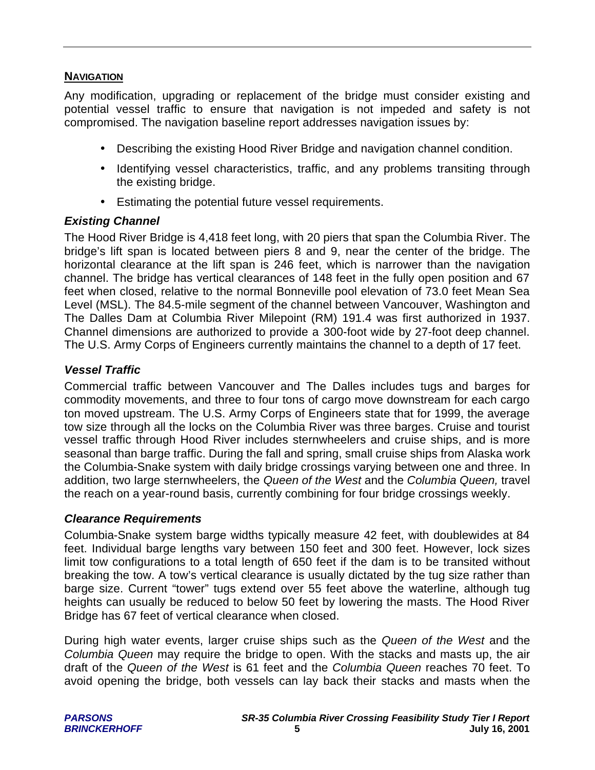## NAVIGATION

Any modification, upgrading or replacement of the bridge must consider existing and potential vessel traffic to ensure that navigation is not impeded and safety is not compromised. The navigation baseline report addresses navigation issues by:

- Describing the existing Hood River Bridge and navigation channel condition.
- Identifying vessel characteristics, traffic, and any problems transiting through the existing bridge.
- Estimating the potential future vessel requirements.

### *Existing Channel*

The Hood River Bridge is 4,418 feet long, with 20 piers that span the Columbia River. The bridge's lift span is located between piers 8 and 9, near the center of the bridge. The horizontal clearance at the lift span is 246 feet, which is narrower than the navigation channel. The bridge has vertical clearances of 148 feet in the fully open position and 67 feet when closed, relative to the normal Bonneville pool elevation of 73.0 feet Mean Sea Level (MSL). The 84.5-mile segment of the channel between Vancouver, Washington and The Dalles Dam at Columbia River Milepoint (RM) 191.4 was first authorized in 1937. Channel dimensions are authorized to provide a 300-foot wide by 27-foot deep channel. The U.S. Army Corps of Engineers currently maintains the channel to a depth of 17 feet.

### *Vessel Traffic*

Commercial traffic between Vancouver and The Dalles includes tugs and barges for commodity movements, and three to four tons of cargo move downstream for each cargo ton moved upstream. The U.S. Army Corps of Engineers state that for 1999, the average tow size through all the locks on the Columbia River was three barges. Cruise and tourist vessel traffic through Hood River includes sternwheelers and cruise ships, and is more seasonal than barge traffic. During the fall and spring, small cruise ships from Alaska work the Columbia-Snake system with daily bridge crossings varying between one and three. In addition, two large sternwheelers, the *Queen of the West* and the *Columbia Queen,* travel the reach on a year-round basis, currently combining for four bridge crossings weekly.

### *Clearance Requirements*

Columbia-Snake system barge widths typically measure 42 feet, with doublewides at 84 feet. Individual barge lengths vary between 150 feet and 300 feet. However, lock sizes limit tow configurations to a total length of 650 feet if the dam is to be transited without breaking the tow. A tow's vertical clearance is usually dictated by the tug size rather than barge size. Current "tower" tugs extend over 55 feet above the waterline, although tug heights can usually be reduced to below 50 feet by lowering the masts. The Hood River Bridge has 67 feet of vertical clearance when closed.

During high water events, larger cruise ships such as the *Queen of the West* and the *Columbia Queen* may require the bridge to open. With the stacks and masts up, the air draft of the *Queen of the West* is 61 feet and the *Columbia Queen* reaches 70 feet. To avoid opening the bridge, both vessels can lay back their stacks and masts when the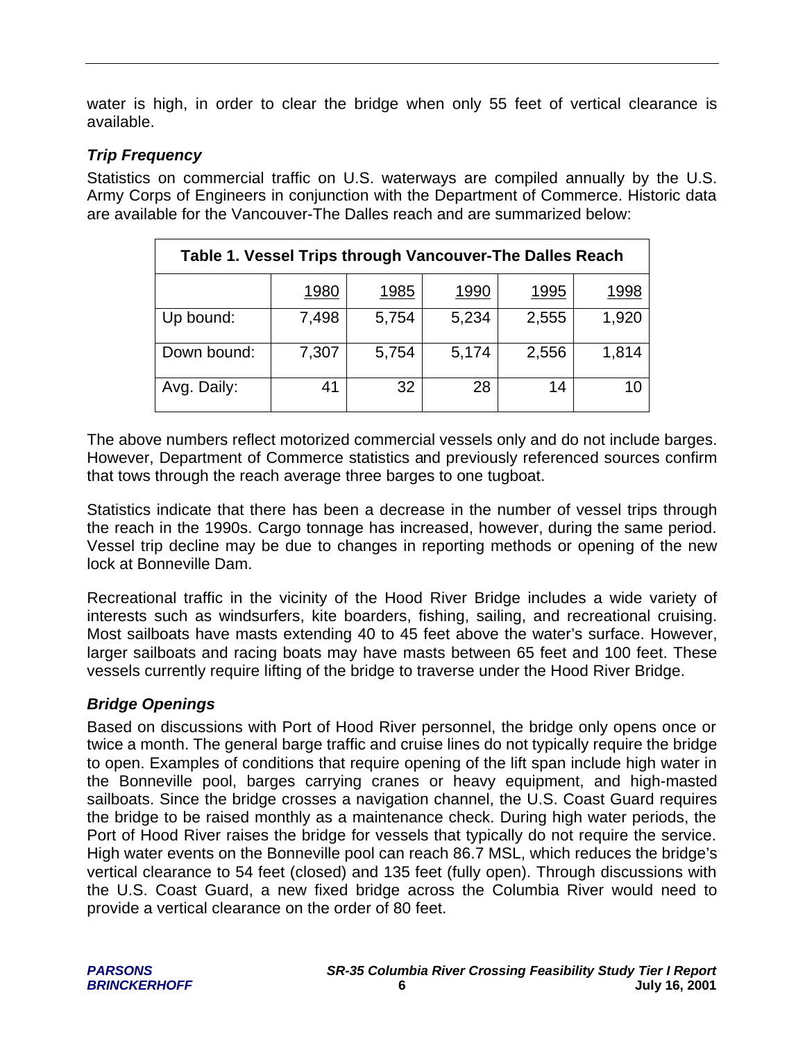water is high, in order to clear the bridge when only 55 feet of vertical clearance is available.

### *Trip Frequency*

Statistics on commercial traffic on U.S. waterways are compiled annually by the U.S. Army Corps of Engineers in conjunction with the Department of Commerce. Historic data are available for the Vancouver-The Dalles reach and are summarized below:

**Table 1. Vessel Trips through Vancouver-The Dalles Reach**

| | 1980 | 1985 | 1990 | 1995 | 1998 |
|---|---|---|---|---|---|
| Up bound: | 7,498 | 5,754 | 5,234 | 2,555 | 1,920 |
| Down bound: | 7,307 | 5,754 | 5,174 | 2,556 | 1,814 |
| Avg. Daily: | 41 | 32 | 28 | 14 | 10 |

The above numbers reflect motorized commercial vessels only and do not include barges. However, Department of Commerce statistics and previously referenced sources confirm that tows through the reach average three barges to one tugboat.

Statistics indicate that there has been a decrease in the number of vessel trips through the reach in the 1990s. Cargo tonnage has increased, however, during the same period. Vessel trip decline may be due to changes in reporting methods or opening of the new lock at Bonneville Dam.

Recreational traffic in the vicinity of the Hood River Bridge includes a wide variety of interests such as windsurfers, kite boarders, fishing, sailing, and recreational cruising. Most sailboats have masts extending 40 to 45 feet above the water's surface. However, larger sailboats and racing boats may have masts between 65 feet and 100 feet. These vessels currently require lifting of the bridge to traverse under the Hood River Bridge.

### *Bridge Openings*

Based on discussions with Port of Hood River personnel, the bridge only opens once or twice a month. The general barge traffic and cruise lines do not typically require the bridge to open. Examples of conditions that require opening of the lift span include high water in the Bonneville pool, barges carrying cranes or heavy equipment, and high-masted sailboats. Since the bridge crosses a navigation channel, the U.S. Coast Guard requires the bridge to be raised monthly as a maintenance check. During high water periods, the Port of Hood River raises the bridge for vessels that typically do not require the service. High water events on the Bonneville pool can reach 86.7 MSL, which reduces the bridge's vertical clearance to 54 feet (closed) and 135 feet (fully open). Through discussions with the U.S. Coast Guard, a new fixed bridge across the Columbia River would need to provide a vertical clearance on the order of 80 feet.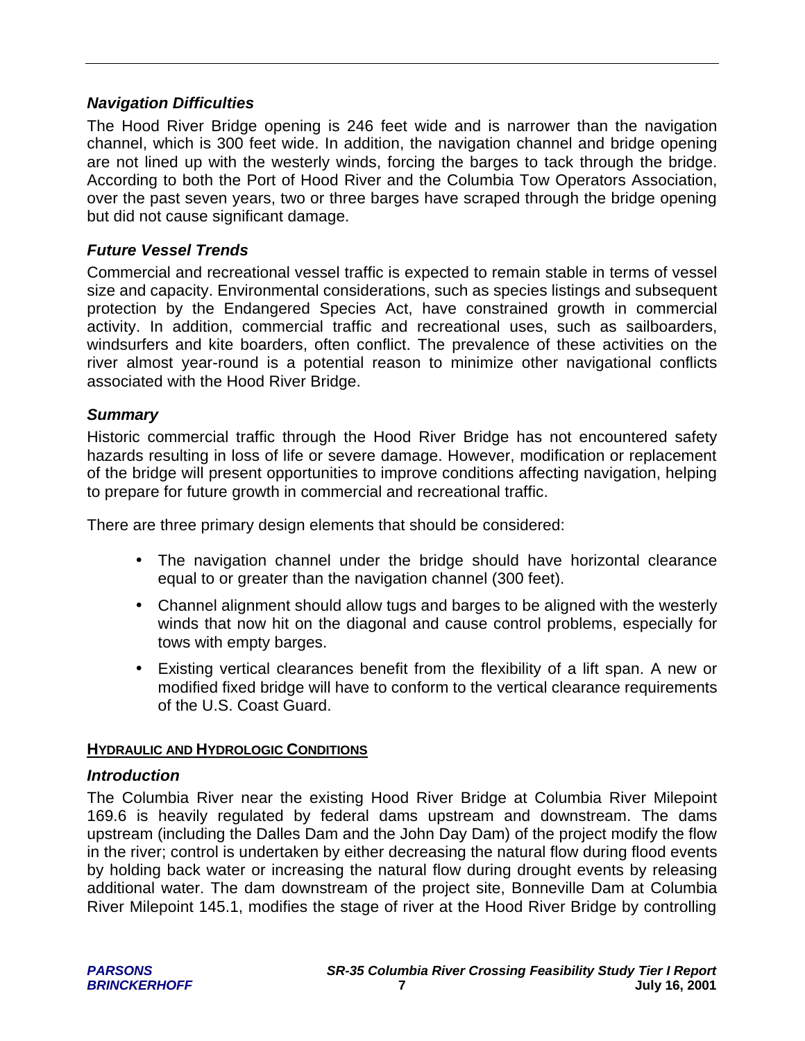### *Navigation Difficulties*

The Hood River Bridge opening is 246 feet wide and is narrower than the navigation channel, which is 300 feet wide. In addition, the navigation channel and bridge opening are not lined up with the westerly winds, forcing the barges to tack through the bridge. According to both the Port of Hood River and the Columbia Tow Operators Association, over the past seven years, two or three barges have scraped through the bridge opening but did not cause significant damage.

### *Future Vessel Trends*

Commercial and recreational vessel traffic is expected to remain stable in terms of vessel size and capacity. Environmental considerations, such as species listings and subsequent protection by the Endangered Species Act, have constrained growth in commercial activity. In addition, commercial traffic and recreational uses, such as sailboarders, windsurfers and kite boarders, often conflict. The prevalence of these activities on the river almost year-round is a potential reason to minimize other navigational conflicts associated with the Hood River Bridge.

### *Summary*

Historic commercial traffic through the Hood River Bridge has not encountered safety hazards resulting in loss of life or severe damage. However, modification or replacement of the bridge will present opportunities to improve conditions affecting navigation, helping to prepare for future growth in commercial and recreational traffic.

There are three primary design elements that should be considered:

- The navigation channel under the bridge should have horizontal clearance equal to or greater than the navigation channel (300 feet).
- Channel alignment should allow tugs and barges to be aligned with the westerly winds that now hit on the diagonal and cause control problems, especially for tows with empty barges.
- Existing vertical clearances benefit from the flexibility of a lift span. A new or modified fixed bridge will have to conform to the vertical clearance requirements of the U.S. Coast Guard.

## HYDRAULIC AND HYDROLOGIC CONDITIONS

### *Introduction*

The Columbia River near the existing Hood River Bridge at Columbia River Milepoint 169.6 is heavily regulated by federal dams upstream and downstream. The dams upstream (including the Dalles Dam and the John Day Dam) of the project modify the flow in the river; control is undertaken by either decreasing the natural flow during flood events by holding back water or increasing the natural flow during drought events by releasing additional water. The dam downstream of the project site, Bonneville Dam at Columbia River Milepoint 145.1, modifies the stage of river at the Hood River Bridge by controlling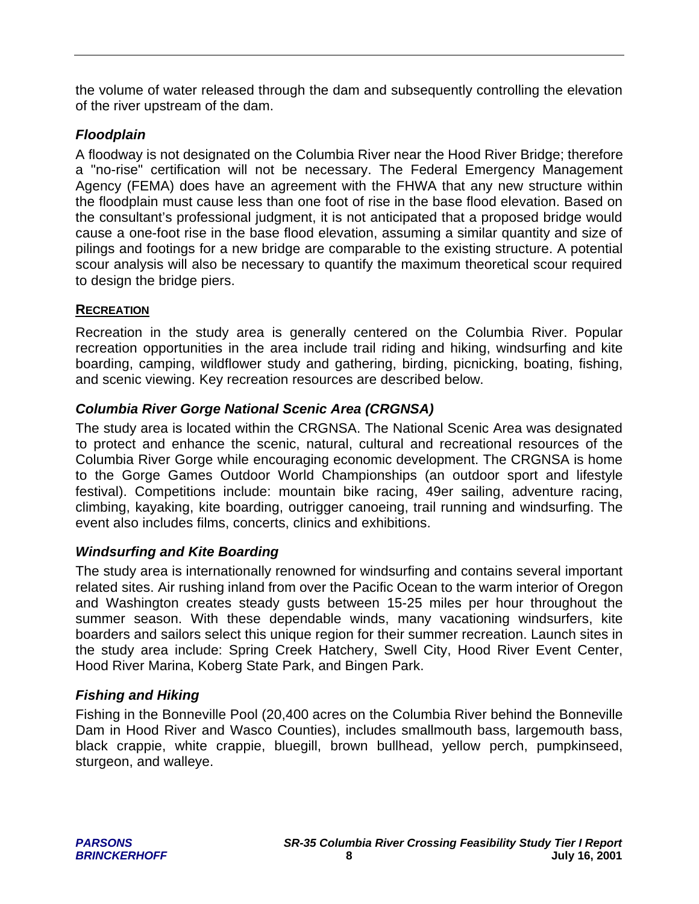the volume of water released through the dam and subsequently controlling the elevation of the river upstream of the dam.

### *Floodplain*

A floodway is not designated on the Columbia River near the Hood River Bridge; therefore a "no-rise" certification will not be necessary. The Federal Emergency Management Agency (FEMA) does have an agreement with the FHWA that any new structure within the floodplain must cause less than one foot of rise in the base flood elevation. Based on the consultant's professional judgment, it is not anticipated that a proposed bridge would cause a one-foot rise in the base flood elevation, assuming a similar quantity and size of pilings and footings for a new bridge are comparable to the existing structure. A potential scour analysis will also be necessary to quantify the maximum theoretical scour required to design the bridge piers.

## RECREATION

Recreation in the study area is generally centered on the Columbia River. Popular recreation opportunities in the area include trail riding and hiking, windsurfing and kite boarding, camping, wildflower study and gathering, birding, picnicking, boating, fishing, and scenic viewing. Key recreation resources are described below.

### *Columbia River Gorge National Scenic Area (CRGNSA)*

The study area is located within the CRGNSA. The National Scenic Area was designated to protect and enhance the scenic, natural, cultural and recreational resources of the Columbia River Gorge while encouraging economic development. The CRGNSA is home to the Gorge Games Outdoor World Championships (an outdoor sport and lifestyle festival). Competitions include: mountain bike racing, 49er sailing, adventure racing, climbing, kayaking, kite boarding, outrigger canoeing, trail running and windsurfing. The event also includes films, concerts, clinics and exhibitions.

### *Windsurfing and Kite Boarding*

The study area is internationally renowned for windsurfing and contains several important related sites. Air rushing inland from over the Pacific Ocean to the warm interior of Oregon and Washington creates steady gusts between 15-25 miles per hour throughout the summer season. With these dependable winds, many vacationing windsurfers, kite boarders and sailors select this unique region for their summer recreation. Launch sites in the study area include: Spring Creek Hatchery, Swell City, Hood River Event Center, Hood River Marina, Koberg State Park, and Bingen Park.

### *Fishing and Hiking*

Fishing in the Bonneville Pool (20,400 acres on the Columbia River behind the Bonneville Dam in Hood River and Wasco Counties), includes smallmouth bass, largemouth bass, black crappie, white crappie, bluegill, brown bullhead, yellow perch, pumpkinseed, sturgeon, and walleye.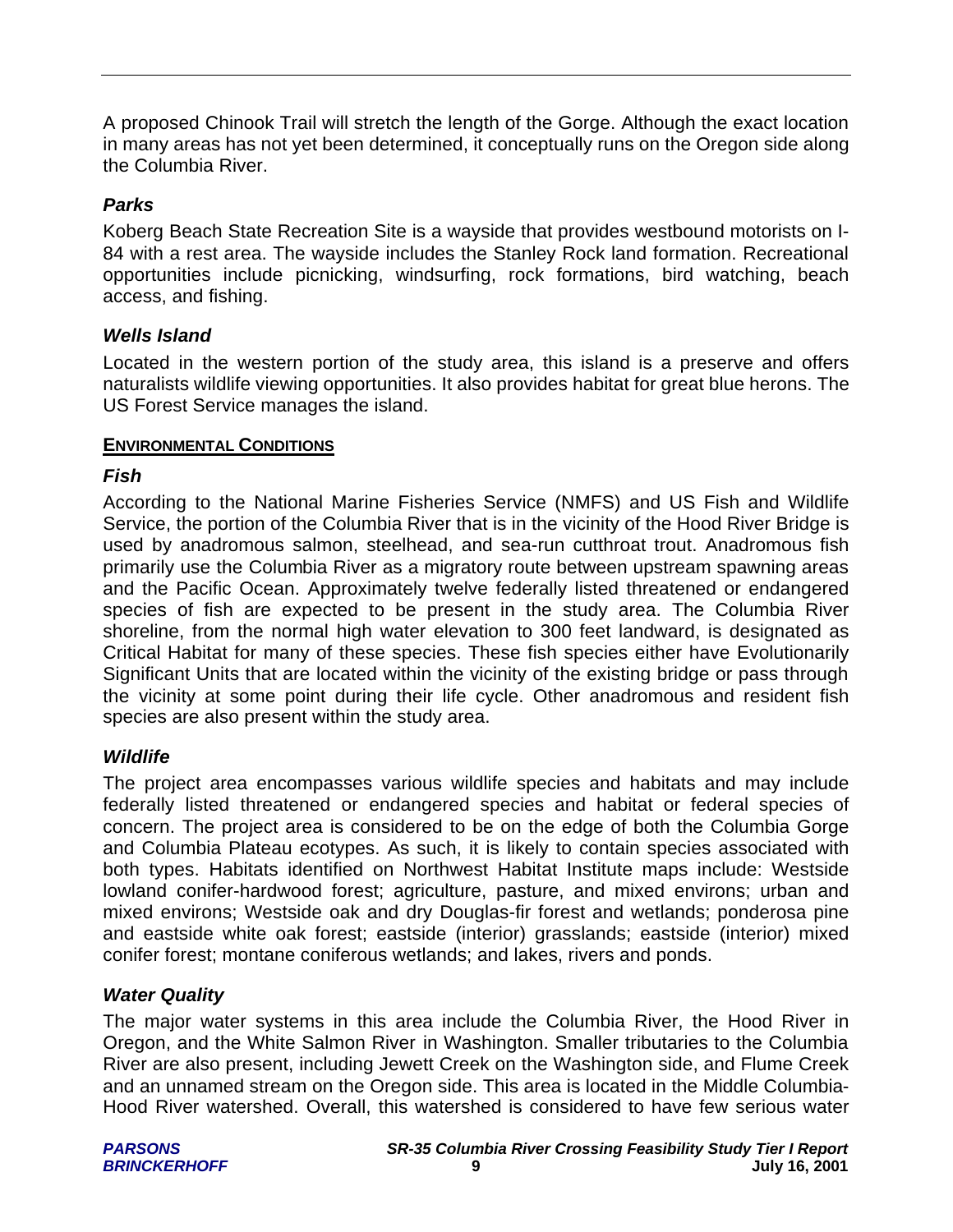A proposed Chinook Trail will stretch the length of the Gorge. Although the exact location in many areas has not yet been determined, it conceptually runs on the Oregon side along the Columbia River.

### *Parks*

Koberg Beach State Recreation Site is a wayside that provides westbound motorists on I-84 with a rest area. The wayside includes the Stanley Rock land formation. Recreational opportunities include picnicking, windsurfing, rock formations, bird watching, beach access, and fishing.

### *Wells Island*

Located in the western portion of the study area, this island is a preserve and offers naturalists wildlife viewing opportunities. It also provides habitat for great blue herons. The US Forest Service manages the island.

## ENVIRONMENTAL CONDITIONS

### *Fish*

According to the National Marine Fisheries Service (NMFS) and US Fish and Wildlife Service, the portion of the Columbia River that is in the vicinity of the Hood River Bridge is used by anadromous salmon, steelhead, and sea-run cutthroat trout. Anadromous fish primarily use the Columbia River as a migratory route between upstream spawning areas and the Pacific Ocean. Approximately twelve federally listed threatened or endangered species of fish are expected to be present in the study area. The Columbia River shoreline, from the normal high water elevation to 300 feet landward, is designated as Critical Habitat for many of these species. These fish species either have Evolutionarily Significant Units that are located within the vicinity of the existing bridge or pass through the vicinity at some point during their life cycle. Other anadromous and resident fish species are also present within the study area.

### *Wildlife*

The project area encompasses various wildlife species and habitats and may include federally listed threatened or endangered species and habitat or federal species of concern. The project area is considered to be on the edge of both the Columbia Gorge and Columbia Plateau ecotypes. As such, it is likely to contain species associated with both types. Habitats identified on Northwest Habitat Institute maps include: Westside lowland conifer-hardwood forest; agriculture, pasture, and mixed environs; urban and mixed environs; Westside oak and dry Douglas-fir forest and wetlands; ponderosa pine and eastside white oak forest; eastside (interior) grasslands; eastside (interior) mixed conifer forest; montane coniferous wetlands; and lakes, rivers and ponds.

### *Water Quality*

The major water systems in this area include the Columbia River, the Hood River in Oregon, and the White Salmon River in Washington. Smaller tributaries to the Columbia River are also present, including Jewett Creek on the Washington side, and Flume Creek and an unnamed stream on the Oregon side. This area is located in the Middle Columbia-Hood River watershed. Overall, this watershed is considered to have few serious water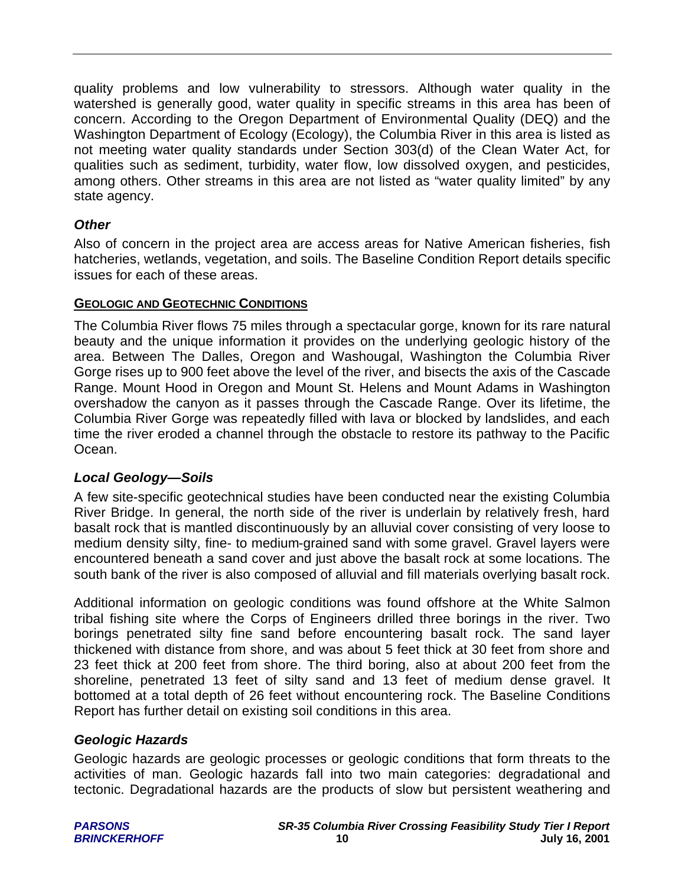quality problems and low vulnerability to stressors. Although water quality in the watershed is generally good, water quality in specific streams in this area has been of concern. According to the Oregon Department of Environmental Quality (DEQ) and the Washington Department of Ecology (Ecology), the Columbia River in this area is listed as not meeting water quality standards under Section 303(d) of the Clean Water Act, for qualities such as sediment, turbidity, water flow, low dissolved oxygen, and pesticides, among others. Other streams in this area are not listed as "water quality limited" by any state agency.

### *Other*

Also of concern in the project area are access areas for Native American fisheries, fish hatcheries, wetlands, vegetation, and soils. The Baseline Condition Report details specific issues for each of these areas.

## GEOLOGIC AND GEOTECHNIC CONDITIONS

The Columbia River flows 75 miles through a spectacular gorge, known for its rare natural beauty and the unique information it provides on the underlying geologic history of the area. Between The Dalles, Oregon and Washougal, Washington the Columbia River Gorge rises up to 900 feet above the level of the river, and bisects the axis of the Cascade Range. Mount Hood in Oregon and Mount St. Helens and Mount Adams in Washington overshadow the canyon as it passes through the Cascade Range. Over its lifetime, the Columbia River Gorge was repeatedly filled with lava or blocked by landslides, and each time the river eroded a channel through the obstacle to restore its pathway to the Pacific Ocean.

### *Local Geology—Soils*

A few site-specific geotechnical studies have been conducted near the existing Columbia River Bridge. In general, the north side of the river is underlain by relatively fresh, hard basalt rock that is mantled discontinuously by an alluvial cover consisting of very loose to medium density silty, fine- to medium-grained sand with some gravel. Gravel layers were encountered beneath a sand cover and just above the basalt rock at some locations. The south bank of the river is also composed of alluvial and fill materials overlying basalt rock.

Additional information on geologic conditions was found offshore at the White Salmon tribal fishing site where the Corps of Engineers drilled three borings in the river. Two borings penetrated silty fine sand before encountering basalt rock. The sand layer thickened with distance from shore, and was about 5 feet thick at 30 feet from shore and 23 feet thick at 200 feet from shore. The third boring, also at about 200 feet from the shoreline, penetrated 13 feet of silty sand and 13 feet of medium dense gravel. It bottomed at a total depth of 26 feet without encountering rock. The Baseline Conditions Report has further detail on existing soil conditions in this area.

### *Geologic Hazards*

Geologic hazards are geologic processes or geologic conditions that form threats to the activities of man. Geologic hazards fall into two main categories: degradational and tectonic. Degradational hazards are the products of slow but persistent weathering and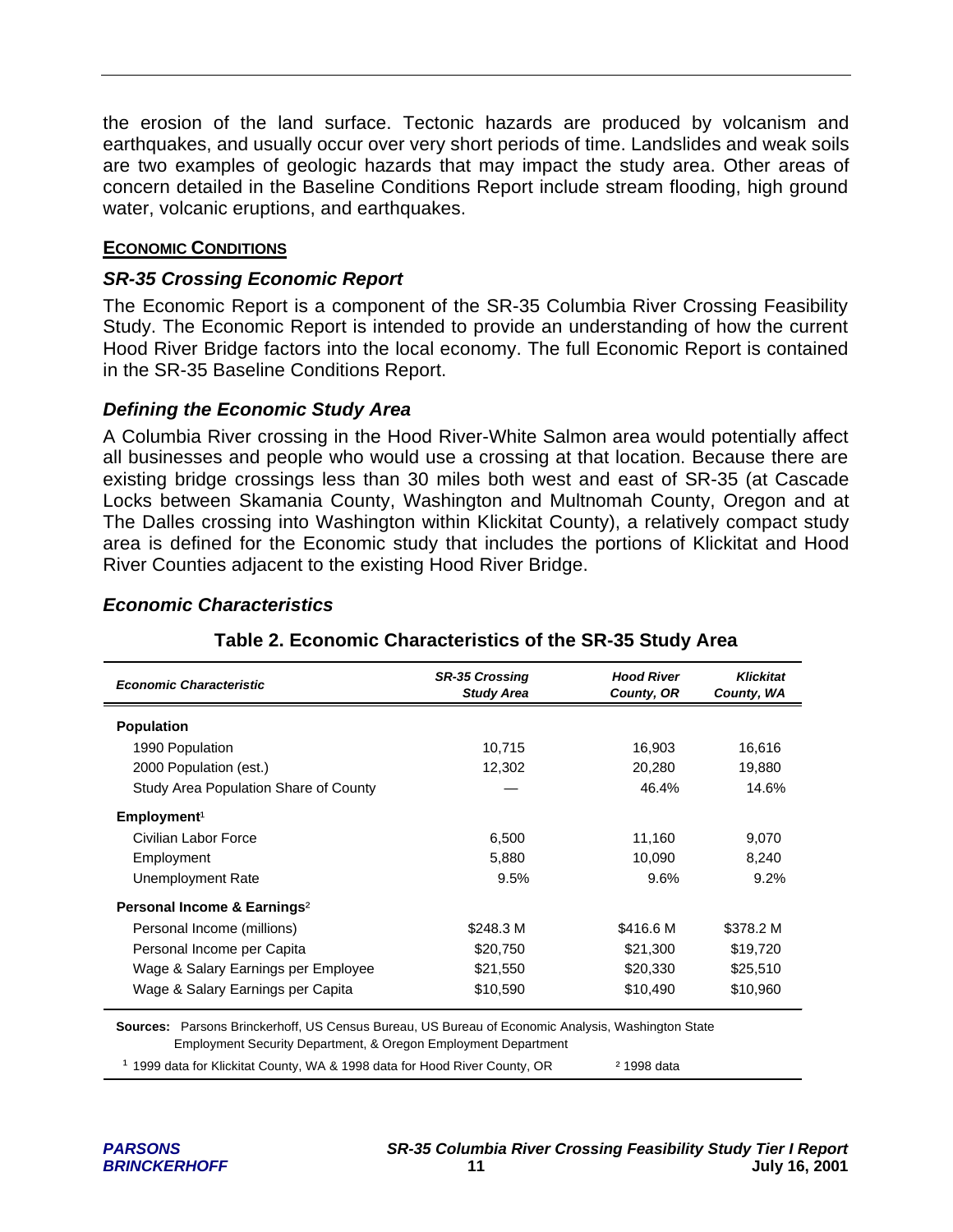the erosion of the land surface. Tectonic hazards are produced by volcanism and earthquakes, and usually occur over very short periods of time. Landslides and weak soils are two examples of geologic hazards that may impact the study area. Other areas of concern detailed in the Baseline Conditions Report include stream flooding, high ground water, volcanic eruptions, and earthquakes.

## ECONOMIC CONDITIONS

### SR-35 Crossing Economic Report

The Economic Report is a component of the SR-35 Columbia River Crossing Feasibility Study. The Economic Report is intended to provide an understanding of how the current Hood River Bridge factors into the local economy. The full Economic Report is contained in the SR-35 Baseline Conditions Report.

### Defining the Economic Study Area

A Columbia River crossing in the Hood River-White Salmon area would potentially affect all businesses and people who would use a crossing at that location. Because there are existing bridge crossings less than 30 miles both west and east of SR-35 (at Cascade Locks between Skamania County, Washington and Multnomah County, Oregon and at The Dalles crossing into Washington within Klickitat County), a relatively compact study area is defined for the Economic study that includes the portions of Klickitat and Hood River Counties adjacent to the existing Hood River Bridge.

### Economic Characteristics

**Table 2. Economic Characteristics of the SR-35 Study Area**

| *Economic Characteristic* | *SR-35 Crossing Study Area* | *Hood River County, OR* | *Klickitat County, WA* |
|---|---|---|---|
| **Population** | | | |
| 1990 Population | 10,715 | 16,903 | 16,616 |
| 2000 Population (est.) | 12,302 | 20,280 | 19,880 |
| Study Area Population Share of County | — | 46.4% | 14.6% |
| **Employment**[1] | | | |
| Civilian Labor Force | 6,500 | 11,160 | 9,070 |
| Employment | 5,880 | 10,090 | 8,240 |
| Unemployment Rate | 9.5% | 9.6% | 9.2% |
| **Personal Income & Earnings**[2] | | | |
| Personal Income (millions) | $248.3 M | $416.6 M | $378.2 M |
| Personal Income per Capita | $20,750 | $21,300 | $19,720 |
| Wage & Salary Earnings per Employee | $21,550 | $20,330 | $25,510 |
| Wage & Salary Earnings per Capita | $10,590 | $10,490 | $10,960 |

**Sources:** Parsons Brinckerhoff, US Census Bureau, US Bureau of Economic Analysis, Washington State Employment Security Department, & Oregon Employment Department

[1] 1999 data for Klickitat County, WA & 1998 data for Hood River County, OR    [2] 1998 data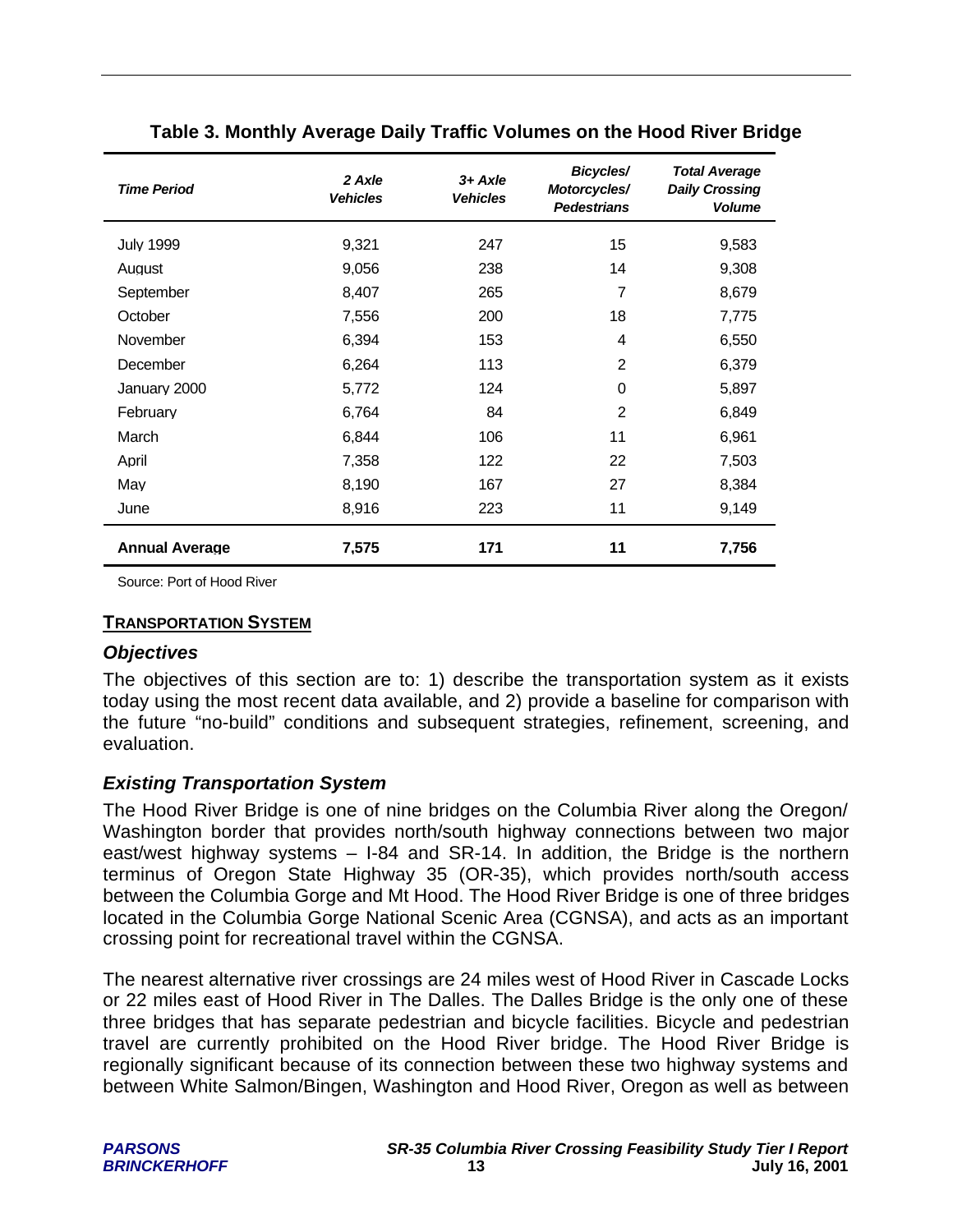### Table 3. Monthly Average Daily Traffic Volumes on the Hood River Bridge

| *Time Period* | *2 Axle Vehicles* | *3+ Axle Vehicles* | *Bicycles/ Motorcycles/ Pedestrians* | *Total Average Daily Crossing Volume* |
|---|---|---|---|---|
| July 1999 | 9,321 | 247 | 15 | 9,583 |
| August | 9,056 | 238 | 14 | 9,308 |
| September | 8,407 | 265 | 7 | 8,679 |
| October | 7,556 | 200 | 18 | 7,775 |
| November | 6,394 | 153 | 4 | 6,550 |
| December | 6,264 | 113 | 2 | 6,379 |
| January 2000 | 5,772 | 124 | 0 | 5,897 |
| February | 6,764 | 84 | 2 | 6,849 |
| March | 6,844 | 106 | 11 | 6,961 |
| April | 7,358 | 122 | 22 | 7,503 |
| May | 8,190 | 167 | 27 | 8,384 |
| June | 8,916 | 223 | 11 | 9,149 |
| **Annual Average** | **7,575** | **171** | **11** | **7,756** |

Source: Port of Hood River

## TRANSPORTATION SYSTEM

### *Objectives*

The objectives of this section are to: 1) describe the transportation system as it exists today using the most recent data available, and 2) provide a baseline for comparison with the future "no-build" conditions and subsequent strategies, refinement, screening, and evaluation.

### *Existing Transportation System*

The Hood River Bridge is one of nine bridges on the Columbia River along the Oregon/ Washington border that provides north/south highway connections between two major east/west highway systems – I-84 and SR-14. In addition, the Bridge is the northern terminus of Oregon State Highway 35 (OR-35), which provides north/south access between the Columbia Gorge and Mt Hood. The Hood River Bridge is one of three bridges located in the Columbia Gorge National Scenic Area (CGNSA), and acts as an important crossing point for recreational travel within the CGNSA.

The nearest alternative river crossings are 24 miles west of Hood River in Cascade Locks or 22 miles east of Hood River in The Dalles. The Dalles Bridge is the only one of these three bridges that has separate pedestrian and bicycle facilities. Bicycle and pedestrian travel are currently prohibited on the Hood River bridge. The Hood River Bridge is regionally significant because of its connection between these two highway systems and between White Salmon/Bingen, Washington and Hood River, Oregon as well as between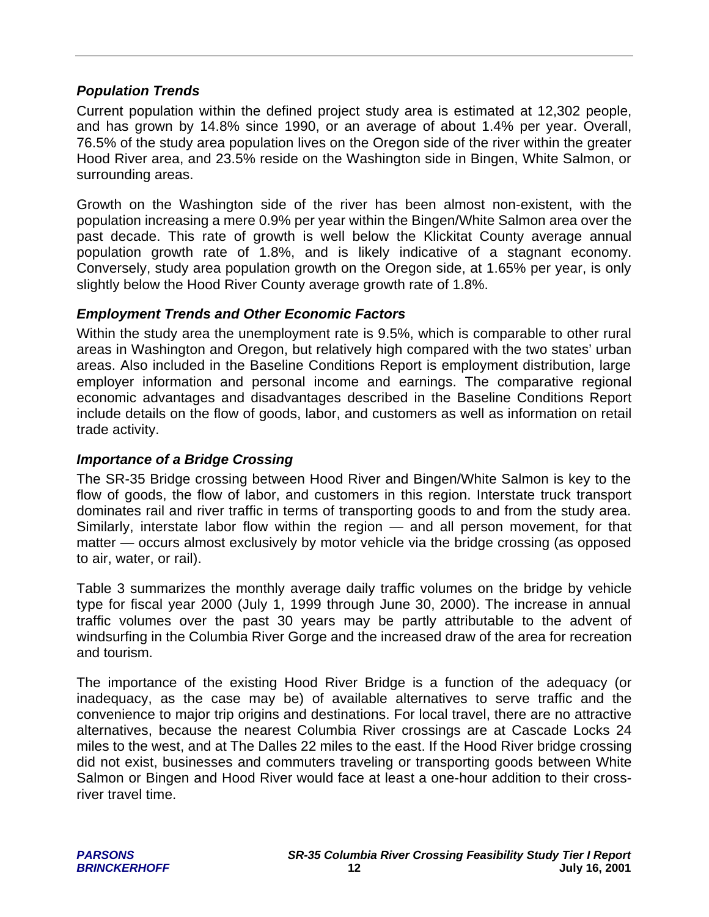### *Population Trends*

Current population within the defined project study area is estimated at 12,302 people, and has grown by 14.8% since 1990, or an average of about 1.4% per year. Overall, 76.5% of the study area population lives on the Oregon side of the river within the greater Hood River area, and 23.5% reside on the Washington side in Bingen, White Salmon, or surrounding areas.

Growth on the Washington side of the river has been almost non-existent, with the population increasing a mere 0.9% per year within the Bingen/White Salmon area over the past decade. This rate of growth is well below the Klickitat County average annual population growth rate of 1.8%, and is likely indicative of a stagnant economy. Conversely, study area population growth on the Oregon side, at 1.65% per year, is only slightly below the Hood River County average growth rate of 1.8%.

### *Employment Trends and Other Economic Factors*

Within the study area the unemployment rate is 9.5%, which is comparable to other rural areas in Washington and Oregon, but relatively high compared with the two states' urban areas. Also included in the Baseline Conditions Report is employment distribution, large employer information and personal income and earnings. The comparative regional economic advantages and disadvantages described in the Baseline Conditions Report include details on the flow of goods, labor, and customers as well as information on retail trade activity.

### *Importance of a Bridge Crossing*

The SR-35 Bridge crossing between Hood River and Bingen/White Salmon is key to the flow of goods, the flow of labor, and customers in this region. Interstate truck transport dominates rail and river traffic in terms of transporting goods to and from the study area. Similarly, interstate labor flow within the region — and all person movement, for that matter — occurs almost exclusively by motor vehicle via the bridge crossing (as opposed to air, water, or rail).

Table 3 summarizes the monthly average daily traffic volumes on the bridge by vehicle type for fiscal year 2000 (July 1, 1999 through June 30, 2000). The increase in annual traffic volumes over the past 30 years may be partly attributable to the advent of windsurfing in the Columbia River Gorge and the increased draw of the area for recreation and tourism.

The importance of the existing Hood River Bridge is a function of the adequacy (or inadequacy, as the case may be) of available alternatives to serve traffic and the convenience to major trip origins and destinations. For local travel, there are no attractive alternatives, because the nearest Columbia River crossings are at Cascade Locks 24 miles to the west, and at The Dalles 22 miles to the east. If the Hood River bridge crossing did not exist, businesses and commuters traveling or transporting goods between White Salmon or Bingen and Hood River would face at least a one-hour addition to their cross-river travel time.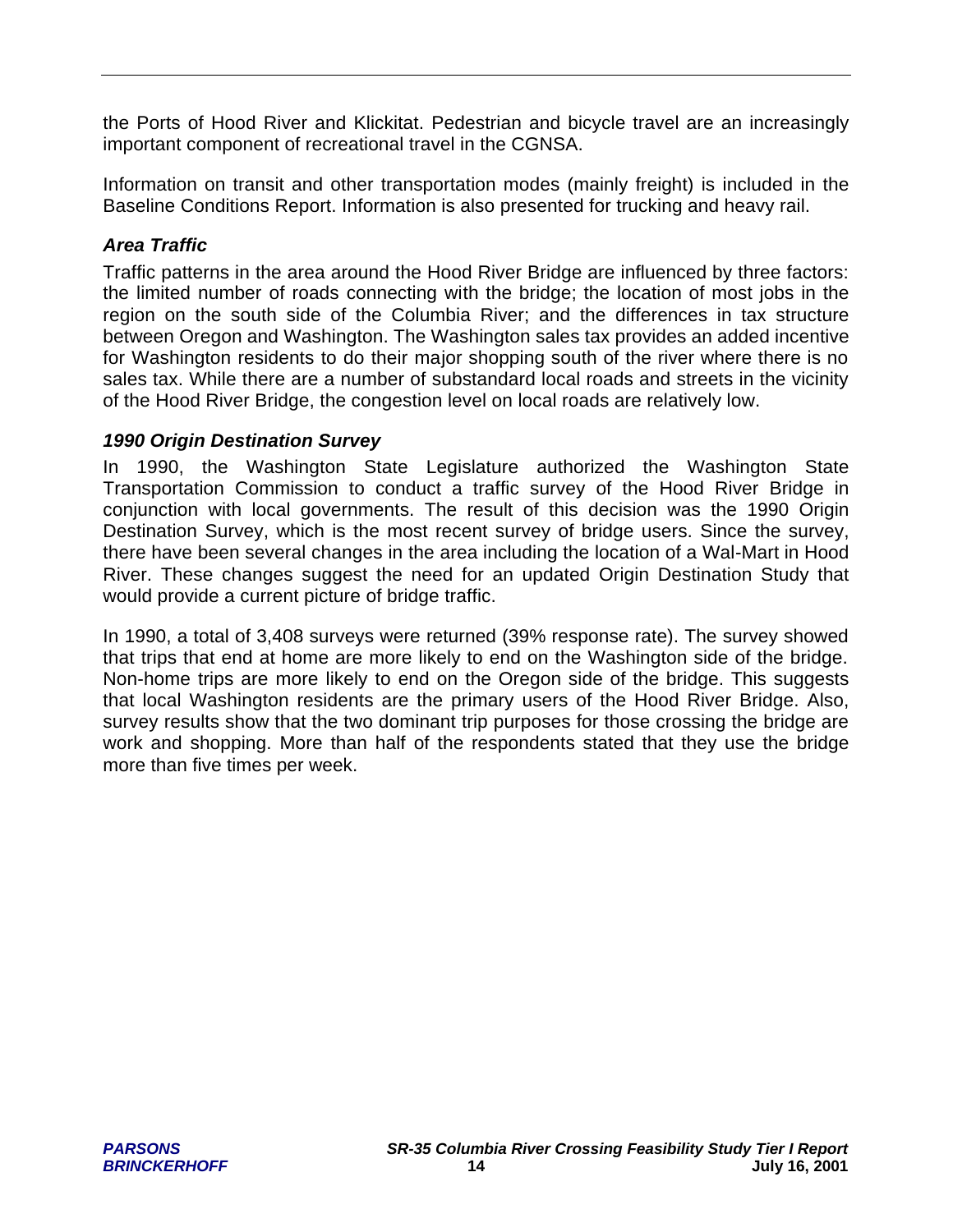the Ports of Hood River and Klickitat. Pedestrian and bicycle travel are an increasingly important component of recreational travel in the CGNSA.

Information on transit and other transportation modes (mainly freight) is included in the Baseline Conditions Report. Information is also presented for trucking and heavy rail.

### *Area Traffic*

Traffic patterns in the area around the Hood River Bridge are influenced by three factors: the limited number of roads connecting with the bridge; the location of most jobs in the region on the south side of the Columbia River; and the differences in tax structure between Oregon and Washington. The Washington sales tax provides an added incentive for Washington residents to do their major shopping south of the river where there is no sales tax. While there are a number of substandard local roads and streets in the vicinity of the Hood River Bridge, the congestion level on local roads are relatively low.

### *1990 Origin Destination Survey*

In 1990, the Washington State Legislature authorized the Washington State Transportation Commission to conduct a traffic survey of the Hood River Bridge in conjunction with local governments. The result of this decision was the 1990 Origin Destination Survey, which is the most recent survey of bridge users. Since the survey, there have been several changes in the area including the location of a Wal-Mart in Hood River. These changes suggest the need for an updated Origin Destination Study that would provide a current picture of bridge traffic.

In 1990, a total of 3,408 surveys were returned (39% response rate). The survey showed that trips that end at home are more likely to end on the Washington side of the bridge. Non-home trips are more likely to end on the Oregon side of the bridge. This suggests that local Washington residents are the primary users of the Hood River Bridge. Also, survey results show that the two dominant trip purposes for those crossing the bridge are work and shopping. More than half of the respondents stated that they use the bridge more than five times per week.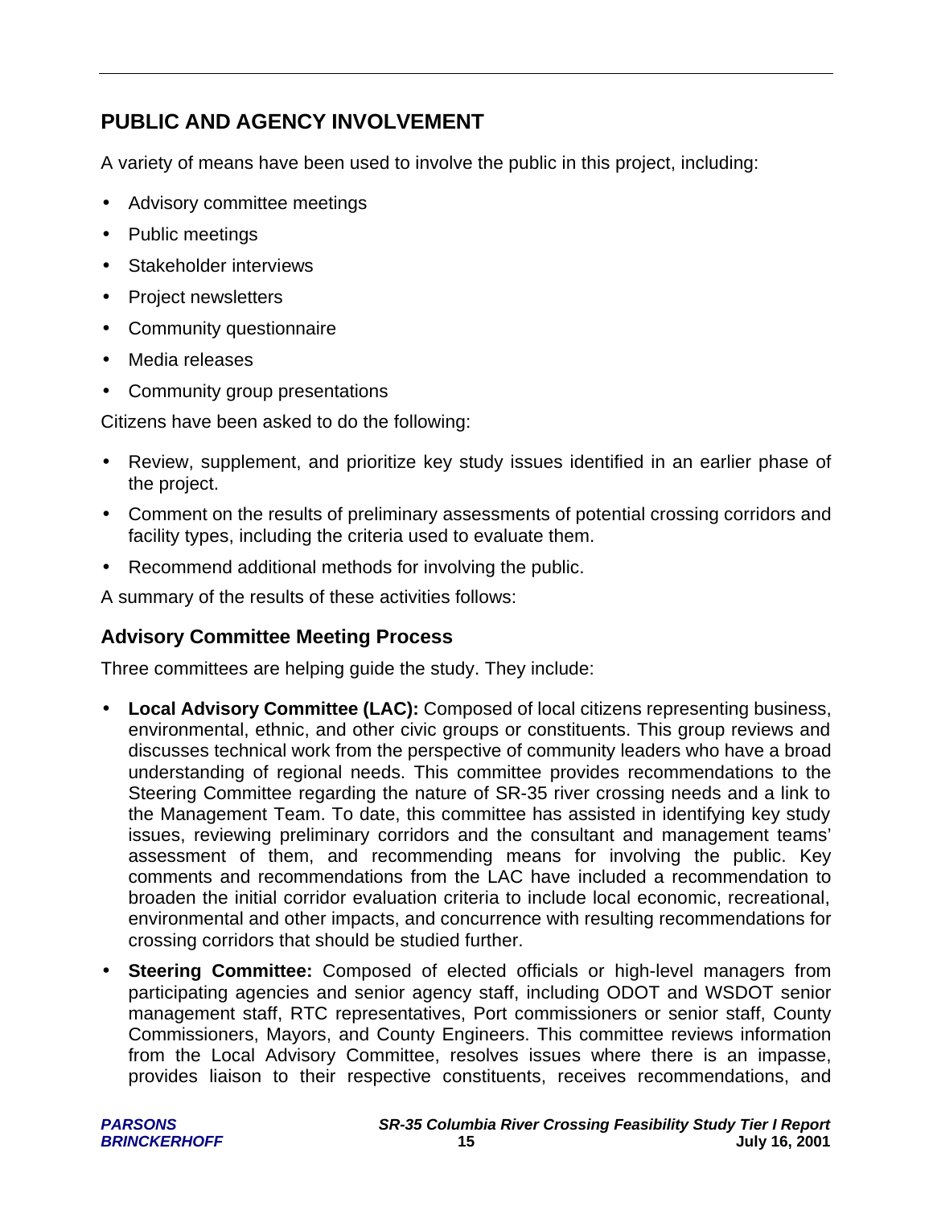## PUBLIC AND AGENCY INVOLVEMENT

A variety of means have been used to involve the public in this project, including:

- Advisory committee meetings
- Public meetings
- Stakeholder interviews
- Project newsletters
- Community questionnaire
- Media releases
- Community group presentations

Citizens have been asked to do the following:

- Review, supplement, and prioritize key study issues identified in an earlier phase of the project.
- Comment on the results of preliminary assessments of potential crossing corridors and facility types, including the criteria used to evaluate them.
- Recommend additional methods for involving the public.

A summary of the results of these activities follows:

### Advisory Committee Meeting Process

Three committees are helping guide the study. They include:

- **Local Advisory Committee (LAC):** Composed of local citizens representing business, environmental, ethnic, and other civic groups or constituents. This group reviews and discusses technical work from the perspective of community leaders who have a broad understanding of regional needs. This committee provides recommendations to the Steering Committee regarding the nature of SR-35 river crossing needs and a link to the Management Team. To date, this committee has assisted in identifying key study issues, reviewing preliminary corridors and the consultant and management teams' assessment of them, and recommending means for involving the public. Key comments and recommendations from the LAC have included a recommendation to broaden the initial corridor evaluation criteria to include local economic, recreational, environmental and other impacts, and concurrence with resulting recommendations for crossing corridors that should be studied further.
- **Steering Committee:** Composed of elected officials or high-level managers from participating agencies and senior agency staff, including ODOT and WSDOT senior management staff, RTC representatives, Port commissioners or senior staff, County Commissioners, Mayors, and County Engineers. This committee reviews information from the Local Advisory Committee, resolves issues where there is an impasse, provides liaison to their respective constituents, receives recommendations, and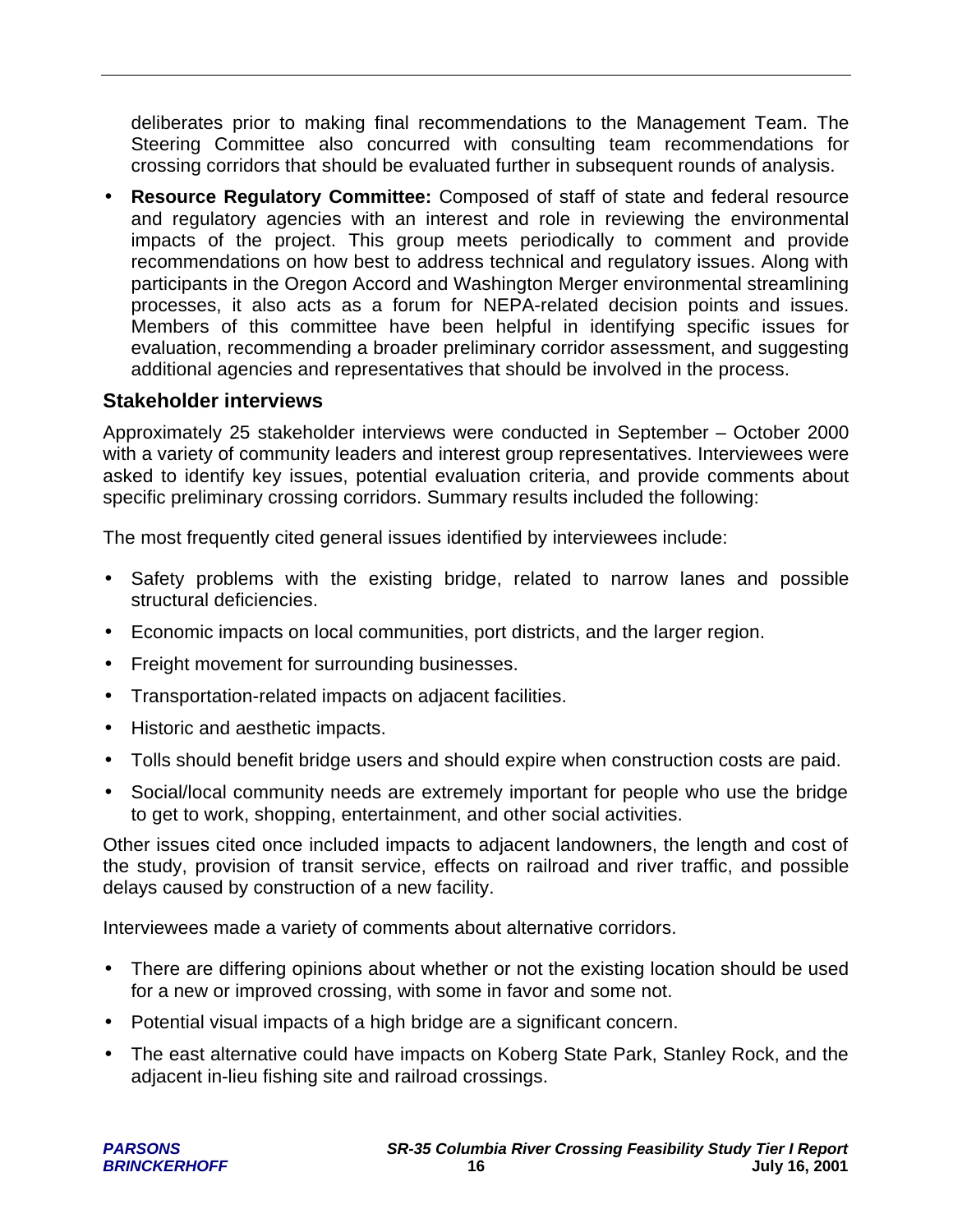deliberates prior to making final recommendations to the Management Team. The Steering Committee also concurred with consulting team recommendations for crossing corridors that should be evaluated further in subsequent rounds of analysis.

- **Resource Regulatory Committee:** Composed of staff of state and federal resource and regulatory agencies with an interest and role in reviewing the environmental impacts of the project. This group meets periodically to comment and provide recommendations on how best to address technical and regulatory issues. Along with participants in the Oregon Accord and Washington Merger environmental streamlining processes, it also acts as a forum for NEPA-related decision points and issues. Members of this committee have been helpful in identifying specific issues for evaluation, recommending a broader preliminary corridor assessment, and suggesting additional agencies and representatives that should be involved in the process.

### Stakeholder interviews

Approximately 25 stakeholder interviews were conducted in September – October 2000 with a variety of community leaders and interest group representatives. Interviewees were asked to identify key issues, potential evaluation criteria, and provide comments about specific preliminary crossing corridors. Summary results included the following:

The most frequently cited general issues identified by interviewees include:

- Safety problems with the existing bridge, related to narrow lanes and possible structural deficiencies.
- Economic impacts on local communities, port districts, and the larger region.
- Freight movement for surrounding businesses.
- Transportation-related impacts on adjacent facilities.
- Historic and aesthetic impacts.
- Tolls should benefit bridge users and should expire when construction costs are paid.
- Social/local community needs are extremely important for people who use the bridge to get to work, shopping, entertainment, and other social activities.

Other issues cited once included impacts to adjacent landowners, the length and cost of the study, provision of transit service, effects on railroad and river traffic, and possible delays caused by construction of a new facility.

Interviewees made a variety of comments about alternative corridors.

- There are differing opinions about whether or not the existing location should be used for a new or improved crossing, with some in favor and some not.
- Potential visual impacts of a high bridge are a significant concern.
- The east alternative could have impacts on Koberg State Park, Stanley Rock, and the adjacent in-lieu fishing site and railroad crossings.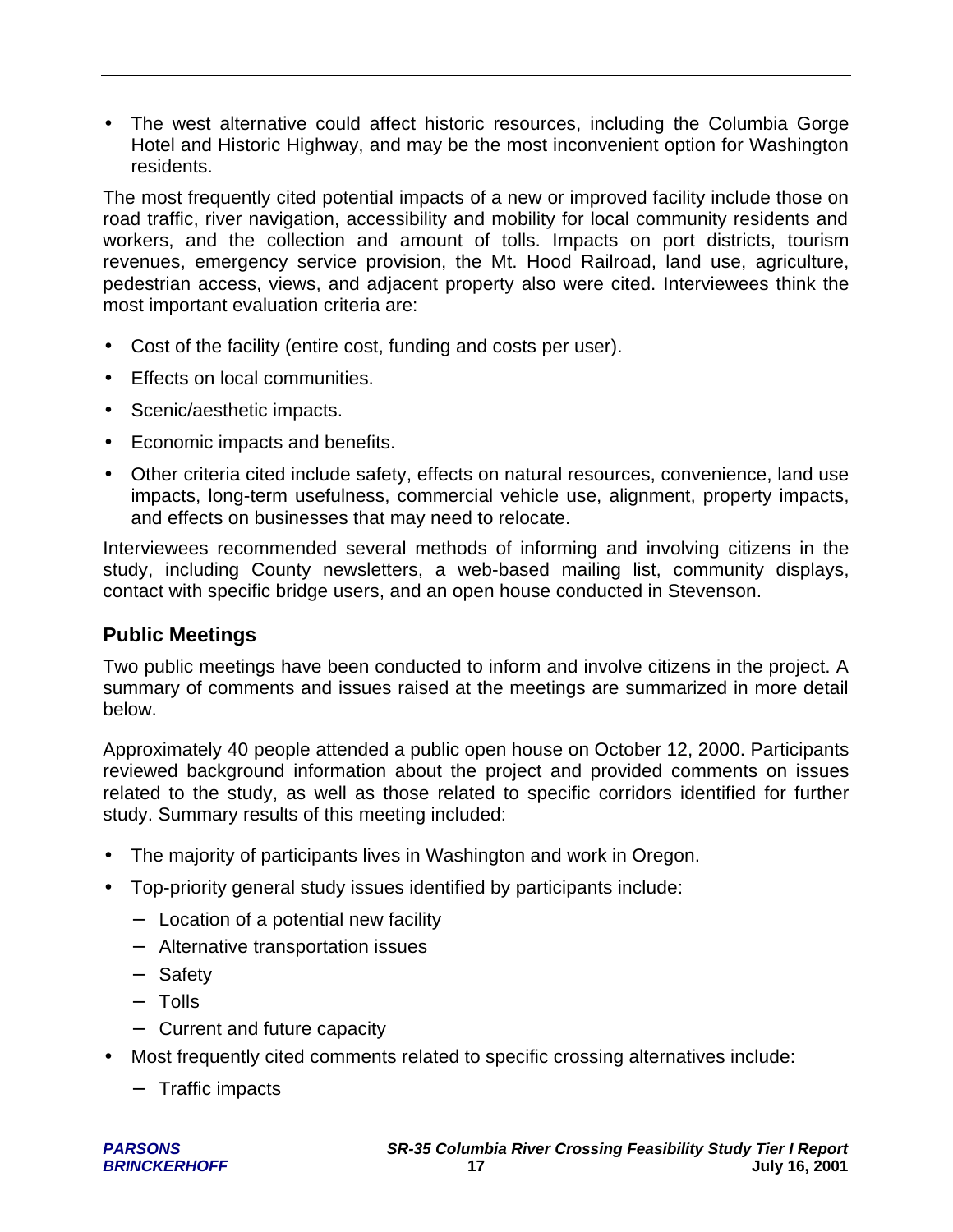- The west alternative could affect historic resources, including the Columbia Gorge Hotel and Historic Highway, and may be the most inconvenient option for Washington residents.

The most frequently cited potential impacts of a new or improved facility include those on road traffic, river navigation, accessibility and mobility for local community residents and workers, and the collection and amount of tolls. Impacts on port districts, tourism revenues, emergency service provision, the Mt. Hood Railroad, land use, agriculture, pedestrian access, views, and adjacent property also were cited. Interviewees think the most important evaluation criteria are:

- Cost of the facility (entire cost, funding and costs per user).
- Effects on local communities.
- Scenic/aesthetic impacts.
- Economic impacts and benefits.
- Other criteria cited include safety, effects on natural resources, convenience, land use impacts, long-term usefulness, commercial vehicle use, alignment, property impacts, and effects on businesses that may need to relocate.

Interviewees recommended several methods of informing and involving citizens in the study, including County newsletters, a web-based mailing list, community displays, contact with specific bridge users, and an open house conducted in Stevenson.

### Public Meetings

Two public meetings have been conducted to inform and involve citizens in the project. A summary of comments and issues raised at the meetings are summarized in more detail below.

Approximately 40 people attended a public open house on October 12, 2000. Participants reviewed background information about the project and provided comments on issues related to the study, as well as those related to specific corridors identified for further study. Summary results of this meeting included:

- The majority of participants lives in Washington and work in Oregon.
- Top-priority general study issues identified by participants include:
  - Location of a potential new facility
  - Alternative transportation issues
  - Safety
  - Tolls
  - Current and future capacity
- Most frequently cited comments related to specific crossing alternatives include:
  - Traffic impacts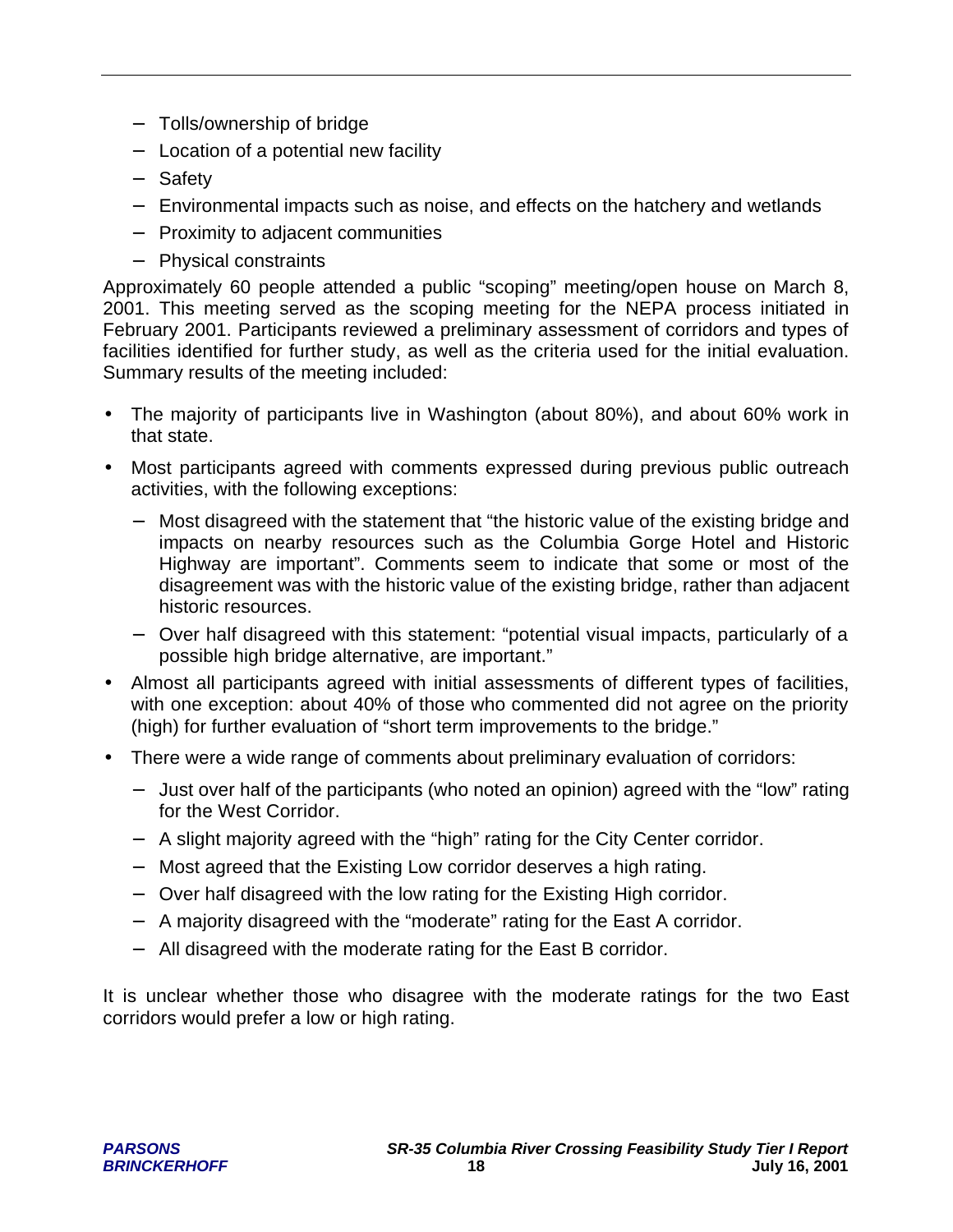- Tolls/ownership of bridge
- Location of a potential new facility
- Safety
- Environmental impacts such as noise, and effects on the hatchery and wetlands
- Proximity to adjacent communities
- Physical constraints

Approximately 60 people attended a public "scoping" meeting/open house on March 8, 2001. This meeting served as the scoping meeting for the NEPA process initiated in February 2001. Participants reviewed a preliminary assessment of corridors and types of facilities identified for further study, as well as the criteria used for the initial evaluation. Summary results of the meeting included:

- The majority of participants live in Washington (about 80%), and about 60% work in that state.
- Most participants agreed with comments expressed during previous public outreach activities, with the following exceptions:
  - Most disagreed with the statement that "the historic value of the existing bridge and impacts on nearby resources such as the Columbia Gorge Hotel and Historic Highway are important". Comments seem to indicate that some or most of the disagreement was with the historic value of the existing bridge, rather than adjacent historic resources.
  - Over half disagreed with this statement: "potential visual impacts, particularly of a possible high bridge alternative, are important."
- Almost all participants agreed with initial assessments of different types of facilities, with one exception: about 40% of those who commented did not agree on the priority (high) for further evaluation of "short term improvements to the bridge."
- There were a wide range of comments about preliminary evaluation of corridors:
  - Just over half of the participants (who noted an opinion) agreed with the "low" rating for the West Corridor.
  - A slight majority agreed with the "high" rating for the City Center corridor.
  - Most agreed that the Existing Low corridor deserves a high rating.
  - Over half disagreed with the low rating for the Existing High corridor.
  - A majority disagreed with the "moderate" rating for the East A corridor.
  - All disagreed with the moderate rating for the East B corridor.

It is unclear whether those who disagree with the moderate ratings for the two East corridors would prefer a low or high rating.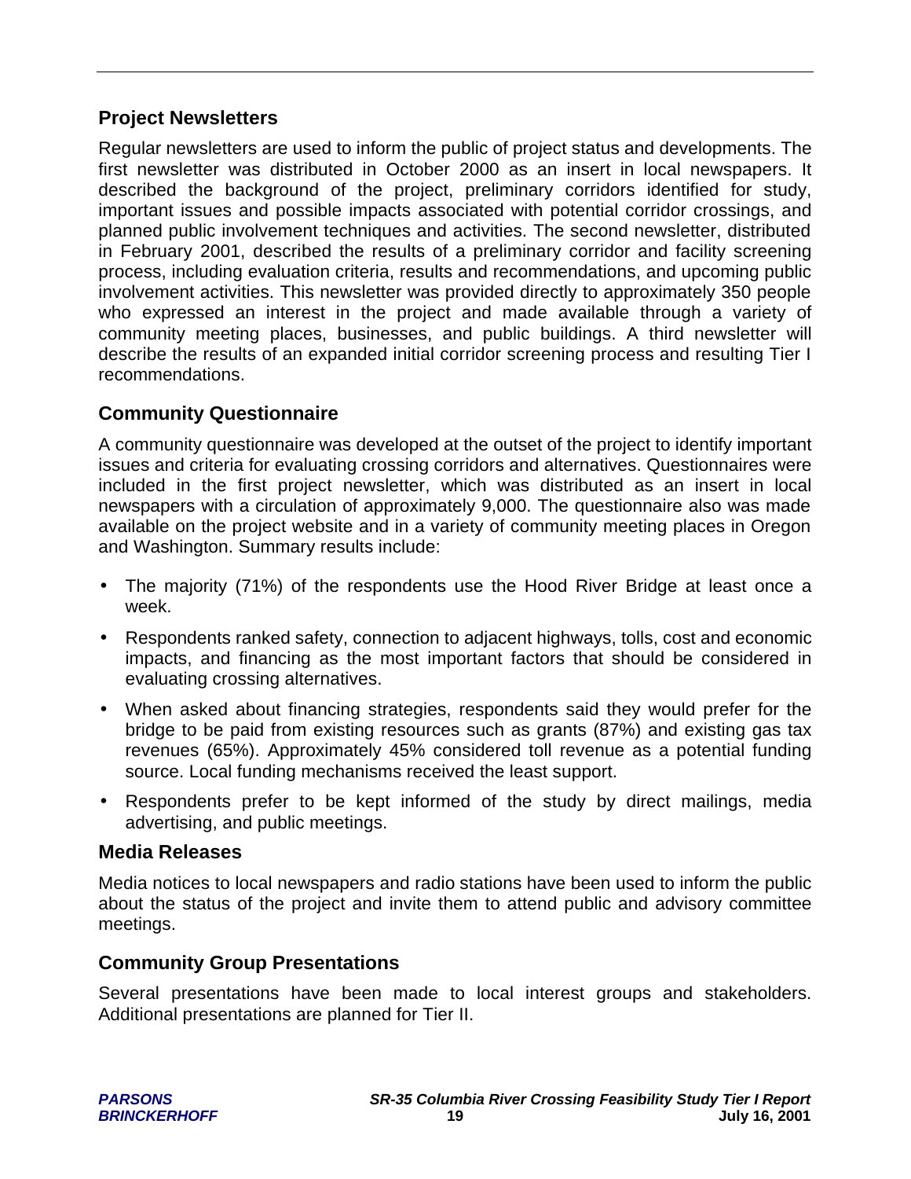## Project Newsletters

Regular newsletters are used to inform the public of project status and developments. The first newsletter was distributed in October 2000 as an insert in local newspapers. It described the background of the project, preliminary corridors identified for study, important issues and possible impacts associated with potential corridor crossings, and planned public involvement techniques and activities. The second newsletter, distributed in February 2001, described the results of a preliminary corridor and facility screening process, including evaluation criteria, results and recommendations, and upcoming public involvement activities. This newsletter was provided directly to approximately 350 people who expressed an interest in the project and made available through a variety of community meeting places, businesses, and public buildings. A third newsletter will describe the results of an expanded initial corridor screening process and resulting Tier I recommendations.

## Community Questionnaire

A community questionnaire was developed at the outset of the project to identify important issues and criteria for evaluating crossing corridors and alternatives. Questionnaires were included in the first project newsletter, which was distributed as an insert in local newspapers with a circulation of approximately 9,000. The questionnaire also was made available on the project website and in a variety of community meeting places in Oregon and Washington. Summary results include:

- The majority (71%) of the respondents use the Hood River Bridge at least once a week.
- Respondents ranked safety, connection to adjacent highways, tolls, cost and economic impacts, and financing as the most important factors that should be considered in evaluating crossing alternatives.
- When asked about financing strategies, respondents said they would prefer for the bridge to be paid from existing resources such as grants (87%) and existing gas tax revenues (65%). Approximately 45% considered toll revenue as a potential funding source. Local funding mechanisms received the least support.
- Respondents prefer to be kept informed of the study by direct mailings, media advertising, and public meetings.

## Media Releases

Media notices to local newspapers and radio stations have been used to inform the public about the status of the project and invite them to attend public and advisory committee meetings.

## Community Group Presentations

Several presentations have been made to local interest groups and stakeholders. Additional presentations are planned for Tier II.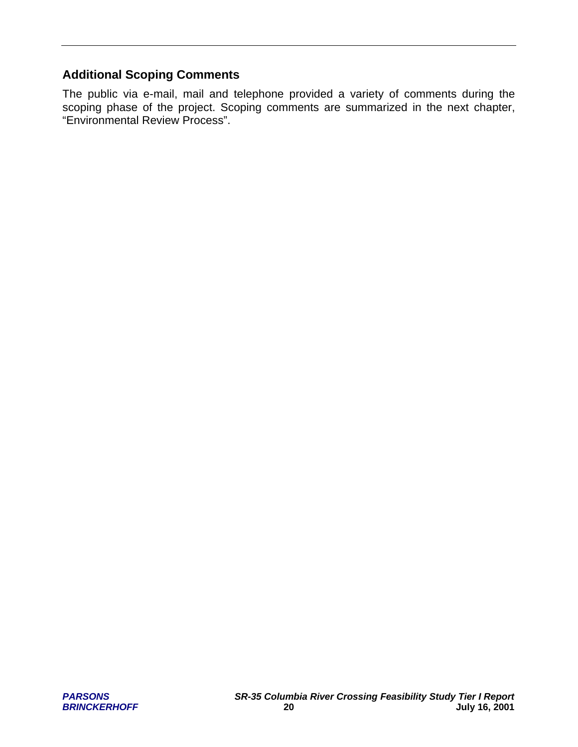## Additional Scoping Comments

The public via e-mail, mail and telephone provided a variety of comments during the scoping phase of the project. Scoping comments are summarized in the next chapter, "Environmental Review Process".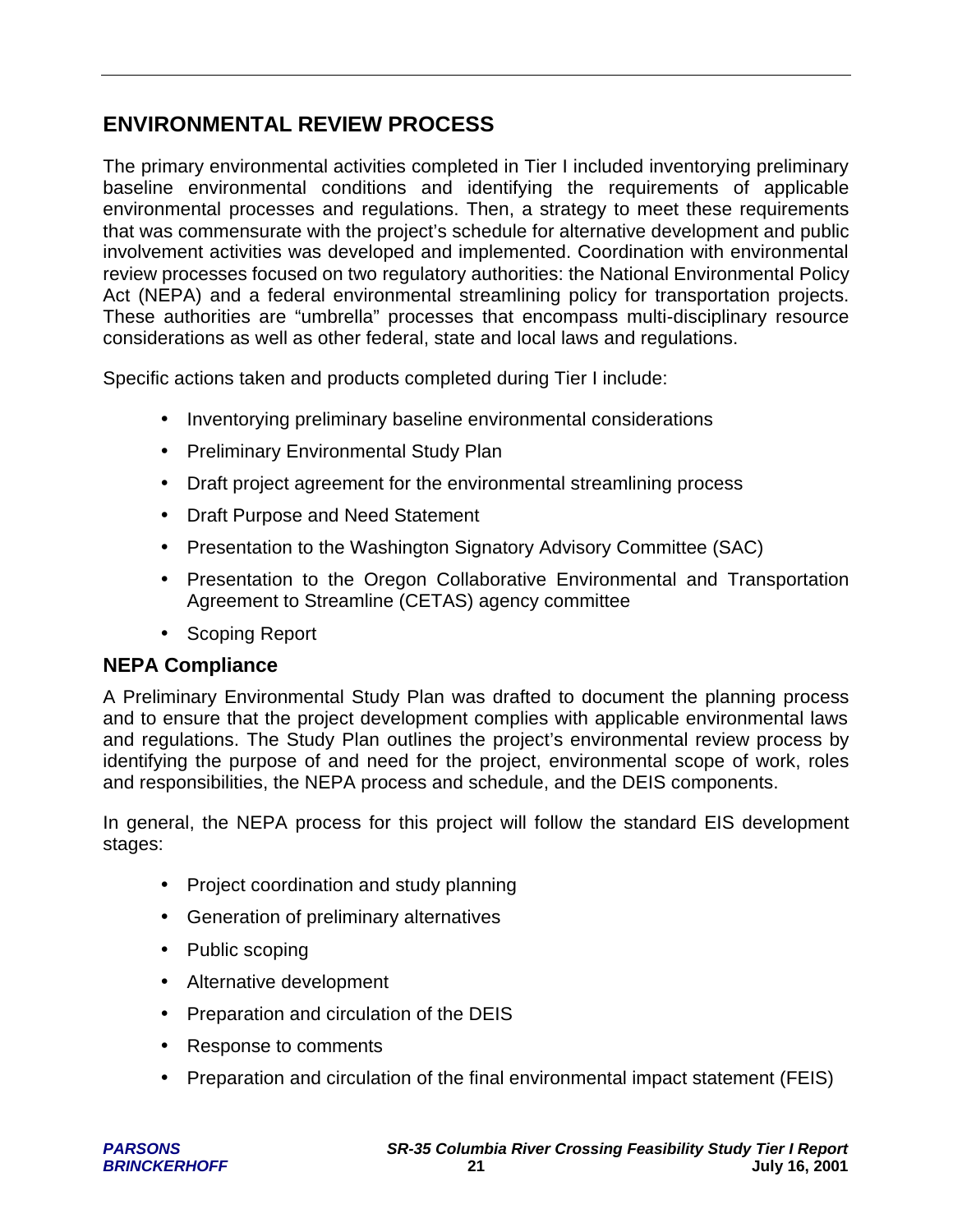## ENVIRONMENTAL REVIEW PROCESS

The primary environmental activities completed in Tier I included inventorying preliminary baseline environmental conditions and identifying the requirements of applicable environmental processes and regulations. Then, a strategy to meet these requirements that was commensurate with the project's schedule for alternative development and public involvement activities was developed and implemented. Coordination with environmental review processes focused on two regulatory authorities: the National Environmental Policy Act (NEPA) and a federal environmental streamlining policy for transportation projects. These authorities are "umbrella" processes that encompass multi-disciplinary resource considerations as well as other federal, state and local laws and regulations.

Specific actions taken and products completed during Tier I include:

- Inventorying preliminary baseline environmental considerations
- Preliminary Environmental Study Plan
- Draft project agreement for the environmental streamlining process
- Draft Purpose and Need Statement
- Presentation to the Washington Signatory Advisory Committee (SAC)
- Presentation to the Oregon Collaborative Environmental and Transportation Agreement to Streamline (CETAS) agency committee
- Scoping Report

### NEPA Compliance

A Preliminary Environmental Study Plan was drafted to document the planning process and to ensure that the project development complies with applicable environmental laws and regulations. The Study Plan outlines the project's environmental review process by identifying the purpose of and need for the project, environmental scope of work, roles and responsibilities, the NEPA process and schedule, and the DEIS components.

In general, the NEPA process for this project will follow the standard EIS development stages:

- Project coordination and study planning
- Generation of preliminary alternatives
- Public scoping
- Alternative development
- Preparation and circulation of the DEIS
- Response to comments
- Preparation and circulation of the final environmental impact statement (FEIS)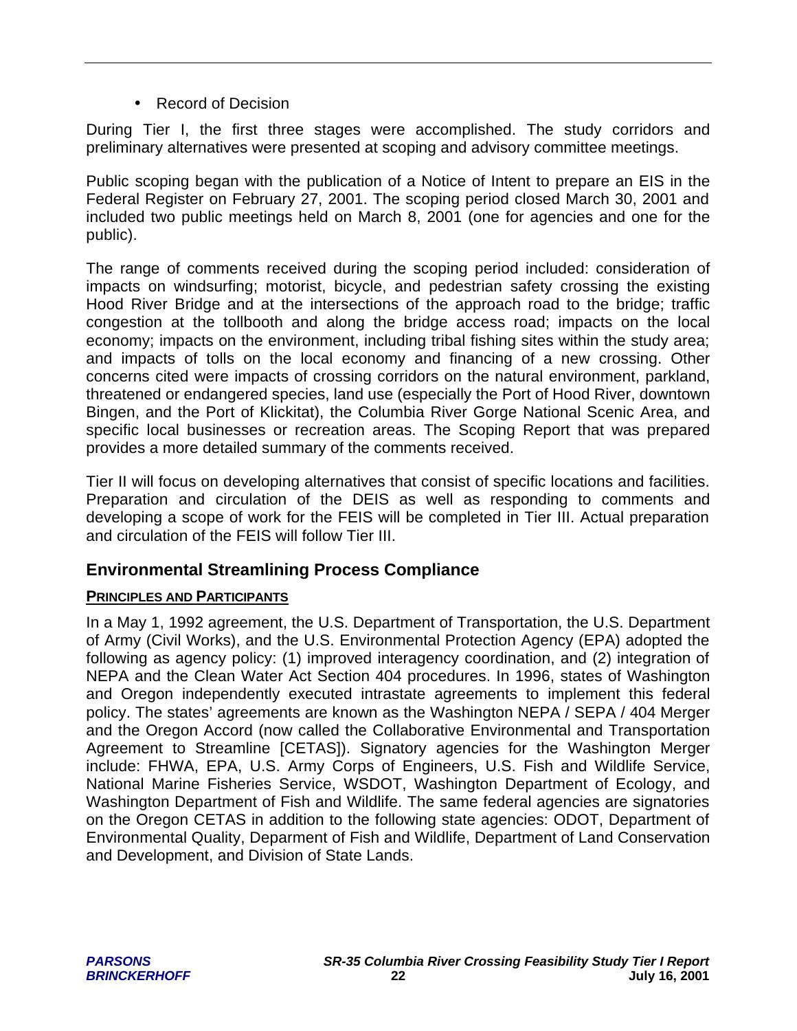- Record of Decision

During Tier I, the first three stages were accomplished. The study corridors and preliminary alternatives were presented at scoping and advisory committee meetings.

Public scoping began with the publication of a Notice of Intent to prepare an EIS in the Federal Register on February 27, 2001. The scoping period closed March 30, 2001 and included two public meetings held on March 8, 2001 (one for agencies and one for the public).

The range of comments received during the scoping period included: consideration of impacts on windsurfing; motorist, bicycle, and pedestrian safety crossing the existing Hood River Bridge and at the intersections of the approach road to the bridge; traffic congestion at the tollbooth and along the bridge access road; impacts on the local economy; impacts on the environment, including tribal fishing sites within the study area; and impacts of tolls on the local economy and financing of a new crossing. Other concerns cited were impacts of crossing corridors on the natural environment, parkland, threatened or endangered species, land use (especially the Port of Hood River, downtown Bingen, and the Port of Klickitat), the Columbia River Gorge National Scenic Area, and specific local businesses or recreation areas. The Scoping Report that was prepared provides a more detailed summary of the comments received.

Tier II will focus on developing alternatives that consist of specific locations and facilities. Preparation and circulation of the DEIS as well as responding to comments and developing a scope of work for the FEIS will be completed in Tier III. Actual preparation and circulation of the FEIS will follow Tier III.

## Environmental Streamlining Process Compliance

### PRINCIPLES AND PARTICIPANTS

In a May 1, 1992 agreement, the U.S. Department of Transportation, the U.S. Department of Army (Civil Works), and the U.S. Environmental Protection Agency (EPA) adopted the following as agency policy: (1) improved interagency coordination, and (2) integration of NEPA and the Clean Water Act Section 404 procedures. In 1996, states of Washington and Oregon independently executed intrastate agreements to implement this federal policy. The states' agreements are known as the Washington NEPA / SEPA / 404 Merger and the Oregon Accord (now called the Collaborative Environmental and Transportation Agreement to Streamline [CETAS]). Signatory agencies for the Washington Merger include: FHWA, EPA, U.S. Army Corps of Engineers, U.S. Fish and Wildlife Service, National Marine Fisheries Service, WSDOT, Washington Department of Ecology, and Washington Department of Fish and Wildlife. The same federal agencies are signatories on the Oregon CETAS in addition to the following state agencies: ODOT, Department of Environmental Quality, Deparment of Fish and Wildlife, Department of Land Conservation and Development, and Division of State Lands.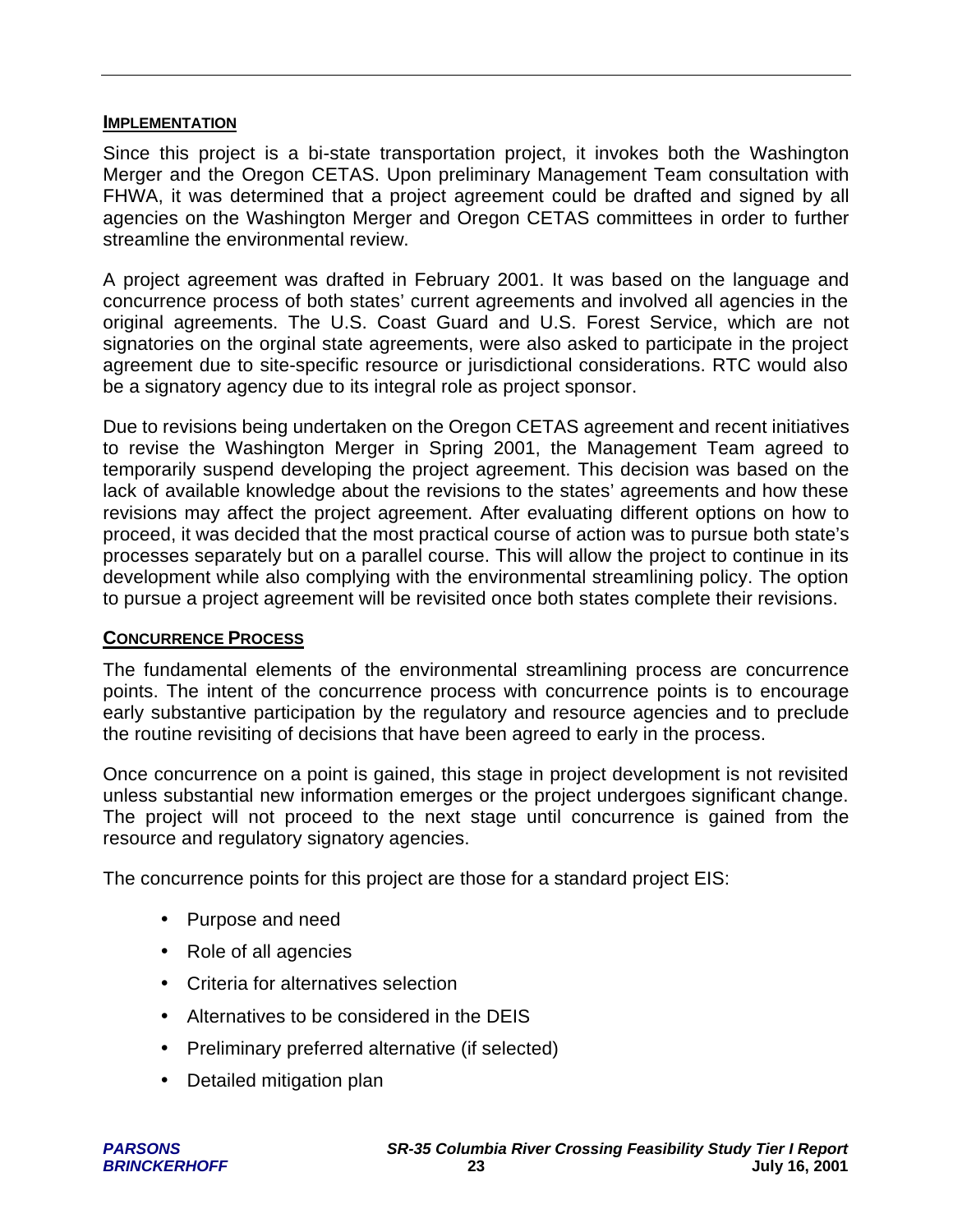## IMPLEMENTATION

Since this project is a bi-state transportation project, it invokes both the Washington Merger and the Oregon CETAS. Upon preliminary Management Team consultation with FHWA, it was determined that a project agreement could be drafted and signed by all agencies on the Washington Merger and Oregon CETAS committees in order to further streamline the environmental review.

A project agreement was drafted in February 2001. It was based on the language and concurrence process of both states' current agreements and involved all agencies in the original agreements. The U.S. Coast Guard and U.S. Forest Service, which are not signatories on the orginal state agreements, were also asked to participate in the project agreement due to site-specific resource or jurisdictional considerations. RTC would also be a signatory agency due to its integral role as project sponsor.

Due to revisions being undertaken on the Oregon CETAS agreement and recent initiatives to revise the Washington Merger in Spring 2001, the Management Team agreed to temporarily suspend developing the project agreement. This decision was based on the lack of available knowledge about the revisions to the states' agreements and how these revisions may affect the project agreement. After evaluating different options on how to proceed, it was decided that the most practical course of action was to pursue both state's processes separately but on a parallel course. This will allow the project to continue in its development while also complying with the environmental streamlining policy. The option to pursue a project agreement will be revisited once both states complete their revisions.

## CONCURRENCE PROCESS

The fundamental elements of the environmental streamlining process are concurrence points. The intent of the concurrence process with concurrence points is to encourage early substantive participation by the regulatory and resource agencies and to preclude the routine revisiting of decisions that have been agreed to early in the process.

Once concurrence on a point is gained, this stage in project development is not revisited unless substantial new information emerges or the project undergoes significant change. The project will not proceed to the next stage until concurrence is gained from the resource and regulatory signatory agencies.

The concurrence points for this project are those for a standard project EIS:

- Purpose and need
- Role of all agencies
- Criteria for alternatives selection
- Alternatives to be considered in the DEIS
- Preliminary preferred alternative (if selected)
- Detailed mitigation plan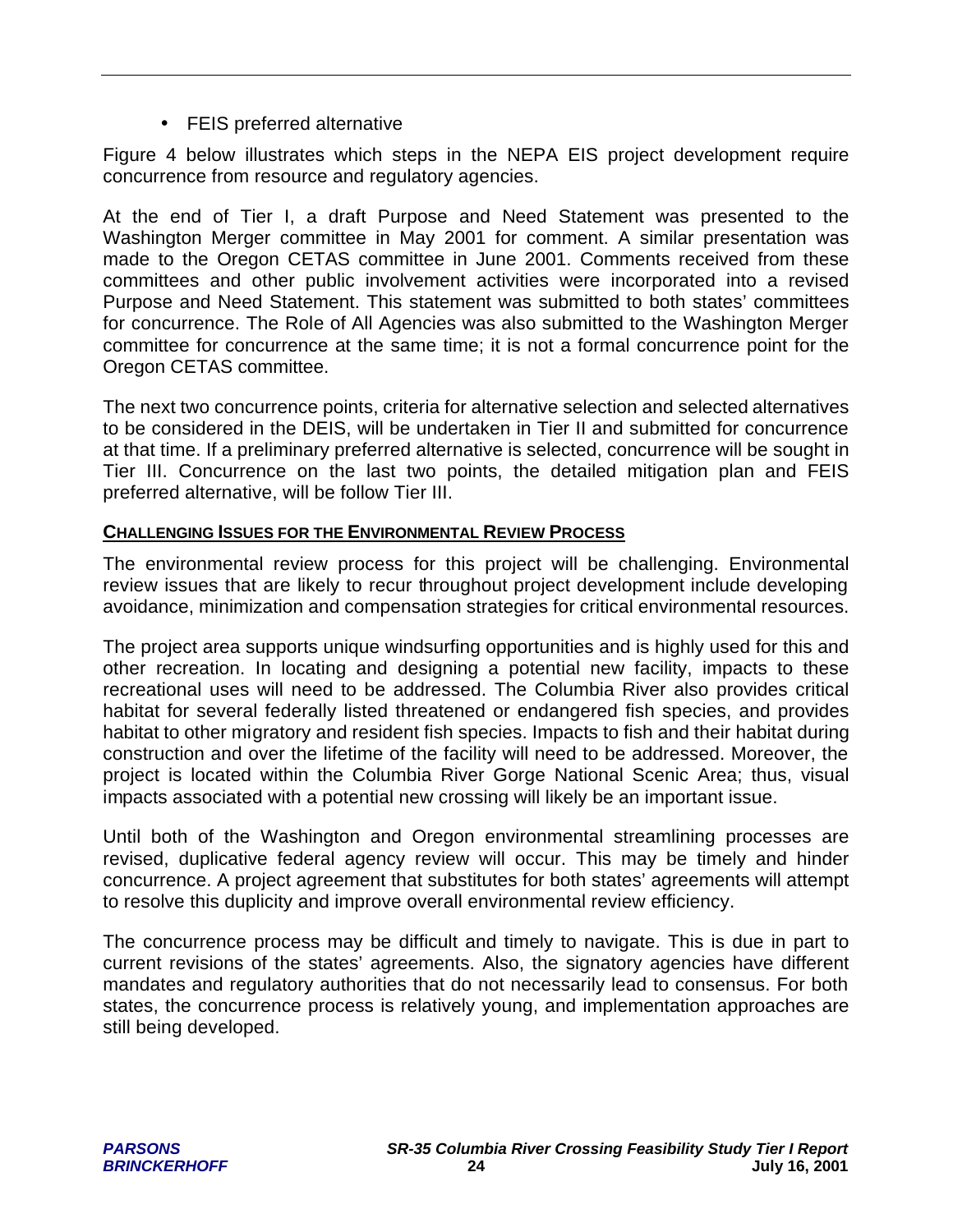- FEIS preferred alternative

Figure 4 below illustrates which steps in the NEPA EIS project development require concurrence from resource and regulatory agencies.

At the end of Tier I, a draft Purpose and Need Statement was presented to the Washington Merger committee in May 2001 for comment. A similar presentation was made to the Oregon CETAS committee in June 2001. Comments received from these committees and other public involvement activities were incorporated into a revised Purpose and Need Statement. This statement was submitted to both states' committees for concurrence. The Role of All Agencies was also submitted to the Washington Merger committee for concurrence at the same time; it is not a formal concurrence point for the Oregon CETAS committee.

The next two concurrence points, criteria for alternative selection and selected alternatives to be considered in the DEIS, will be undertaken in Tier II and submitted for concurrence at that time. If a preliminary preferred alternative is selected, concurrence will be sought in Tier III. Concurrence on the last two points, the detailed mitigation plan and FEIS preferred alternative, will be follow Tier III.

## CHALLENGING ISSUES FOR THE ENVIRONMENTAL REVIEW PROCESS

The environmental review process for this project will be challenging. Environmental review issues that are likely to recur throughout project development include developing avoidance, minimization and compensation strategies for critical environmental resources.

The project area supports unique windsurfing opportunities and is highly used for this and other recreation. In locating and designing a potential new facility, impacts to these recreational uses will need to be addressed. The Columbia River also provides critical habitat for several federally listed threatened or endangered fish species, and provides habitat to other migratory and resident fish species. Impacts to fish and their habitat during construction and over the lifetime of the facility will need to be addressed. Moreover, the project is located within the Columbia River Gorge National Scenic Area; thus, visual impacts associated with a potential new crossing will likely be an important issue.

Until both of the Washington and Oregon environmental streamlining processes are revised, duplicative federal agency review will occur. This may be timely and hinder concurrence. A project agreement that substitutes for both states' agreements will attempt to resolve this duplicity and improve overall environmental review efficiency.

The concurrence process may be difficult and timely to navigate. This is due in part to current revisions of the states' agreements. Also, the signatory agencies have different mandates and regulatory authorities that do not necessarily lead to consensus. For both states, the concurrence process is relatively young, and implementation approaches are still being developed.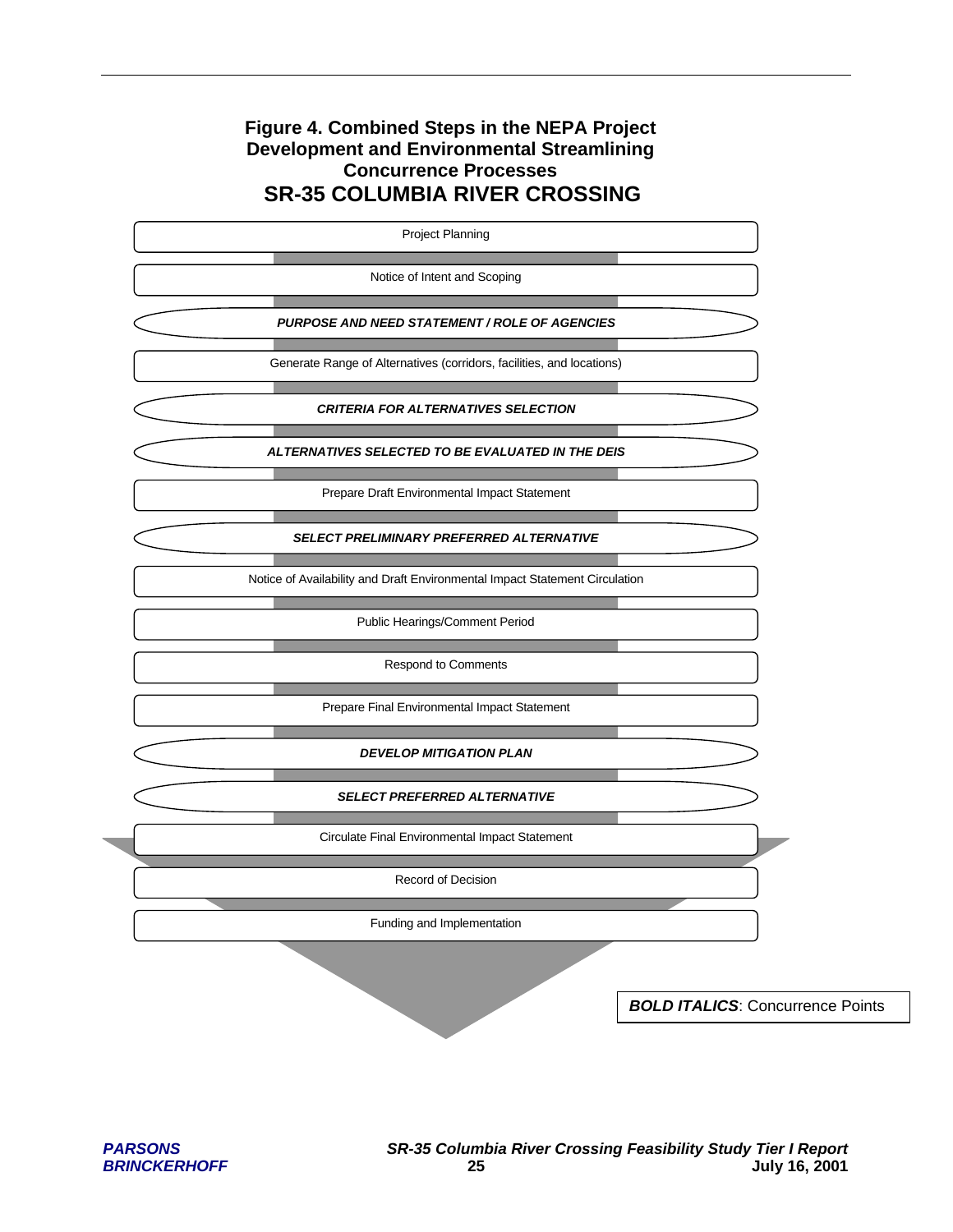## Figure 4. Combined Steps in the NEPA Project Development and Environmental Streamlining Concurrence Processes

## SR-35 COLUMBIA RIVER CROSSING

Project Planning

Notice of Intent and Scoping

***PURPOSE AND NEED STATEMENT / ROLE OF AGENCIES***

Generate Range of Alternatives (corridors, facilities, and locations)

***CRITERIA FOR ALTERNATIVES SELECTION***

***ALTERNATIVES SELECTED TO BE EVALUATED IN THE DEIS***

Prepare Draft Environmental Impact Statement

***SELECT PRELIMINARY PREFERRED ALTERNATIVE***

Notice of Availability and Draft Environmental Impact Statement Circulation

Public Hearings/Comment Period

Respond to Comments

Prepare Final Environmental Impact Statement

***DEVELOP MITIGATION PLAN***

***SELECT PREFERRED ALTERNATIVE***

Circulate Final Environmental Impact Statement

Record of Decision

Funding and Implementation

***BOLD ITALICS***: Concurrence Points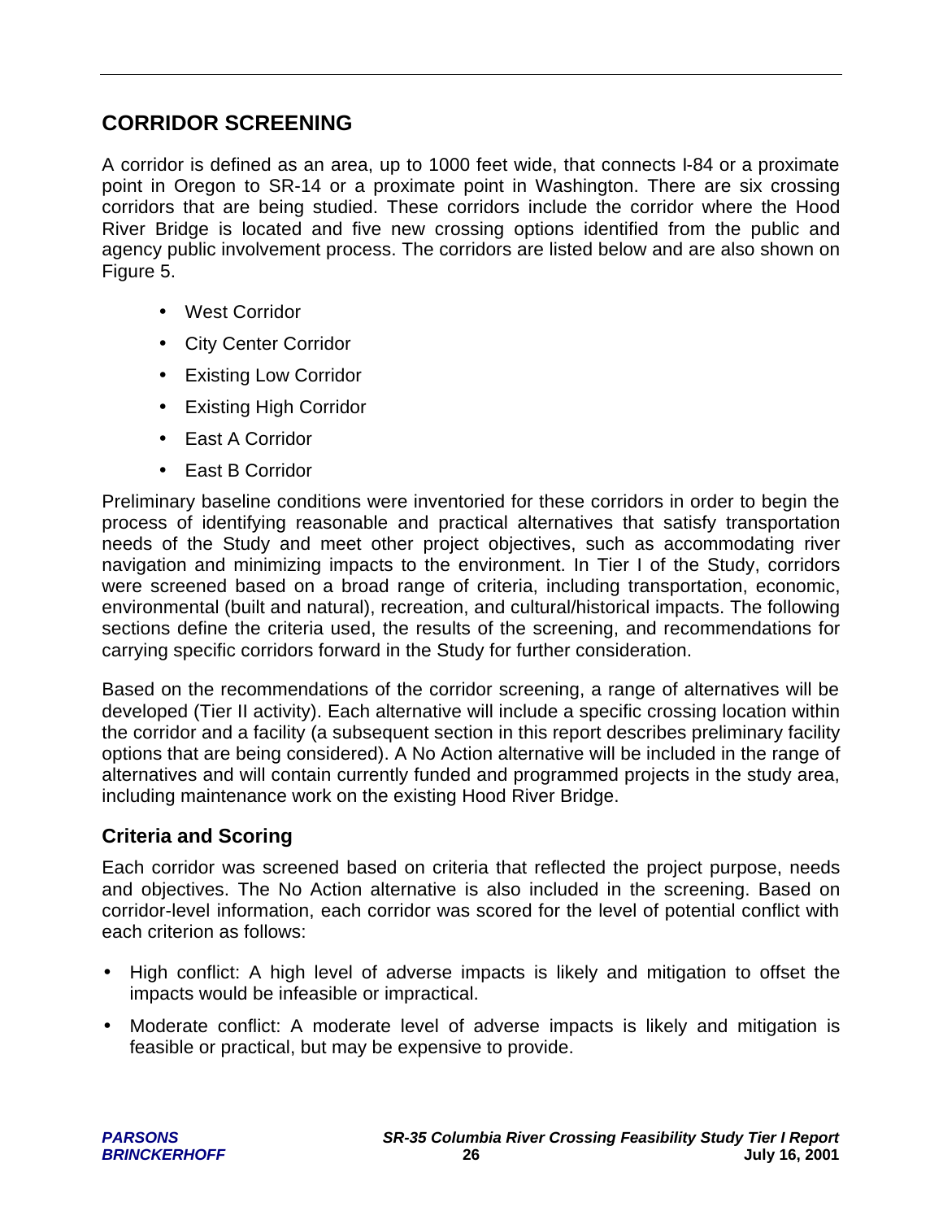## CORRIDOR SCREENING

A corridor is defined as an area, up to 1000 feet wide, that connects I-84 or a proximate point in Oregon to SR-14 or a proximate point in Washington. There are six crossing corridors that are being studied. These corridors include the corridor where the Hood River Bridge is located and five new crossing options identified from the public and agency public involvement process. The corridors are listed below and are also shown on Figure 5.

- West Corridor
- City Center Corridor
- Existing Low Corridor
- Existing High Corridor
- East A Corridor
- East B Corridor

Preliminary baseline conditions were inventoried for these corridors in order to begin the process of identifying reasonable and practical alternatives that satisfy transportation needs of the Study and meet other project objectives, such as accommodating river navigation and minimizing impacts to the environment. In Tier I of the Study, corridors were screened based on a broad range of criteria, including transportation, economic, environmental (built and natural), recreation, and cultural/historical impacts. The following sections define the criteria used, the results of the screening, and recommendations for carrying specific corridors forward in the Study for further consideration.

Based on the recommendations of the corridor screening, a range of alternatives will be developed (Tier II activity). Each alternative will include a specific crossing location within the corridor and a facility (a subsequent section in this report describes preliminary facility options that are being considered). A No Action alternative will be included in the range of alternatives and will contain currently funded and programmed projects in the study area, including maintenance work on the existing Hood River Bridge.

### Criteria and Scoring

Each corridor was screened based on criteria that reflected the project purpose, needs and objectives. The No Action alternative is also included in the screening. Based on corridor-level information, each corridor was scored for the level of potential conflict with each criterion as follows:

- High conflict: A high level of adverse impacts is likely and mitigation to offset the impacts would be infeasible or impractical.
- Moderate conflict: A moderate level of adverse impacts is likely and mitigation is feasible or practical, but may be expensive to provide.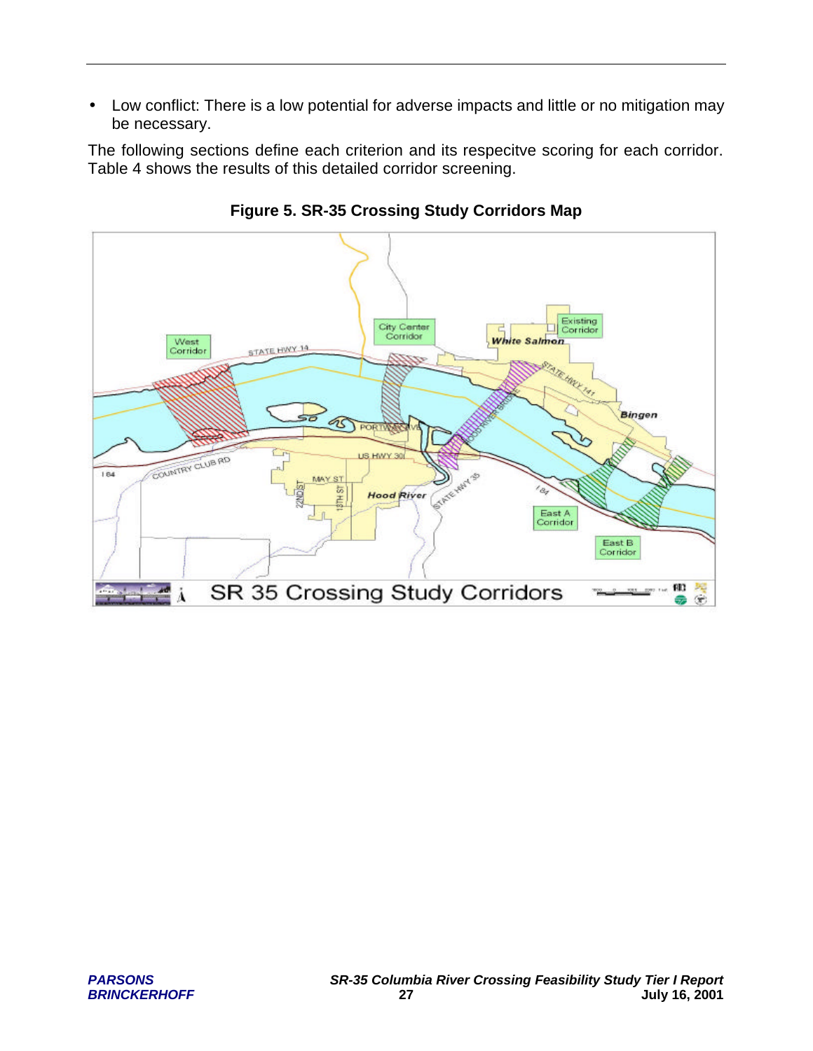- Low conflict: There is a low potential for adverse impacts and little or no mitigation may be necessary.

The following sections define each criterion and its respecitve scoring for each corridor. Table 4 shows the results of this detailed corridor screening.

**Figure 5. SR-35 Crossing Study Corridors Map**

West Corridor

City Center Corridor

Existing Corridor

White Salmon

STATE HWY 14

STATE HWY 141

Bingen

PORTWAY AVE

HOOD RIVER BRIDGE

US HWY 30

I 84

COUNTRY CLUB RD

MAY ST

22ND ST

13TH ST

Hood River

STATE HWY 35

East A Corridor

East B Corridor

SR 35 Crossing Study Corridors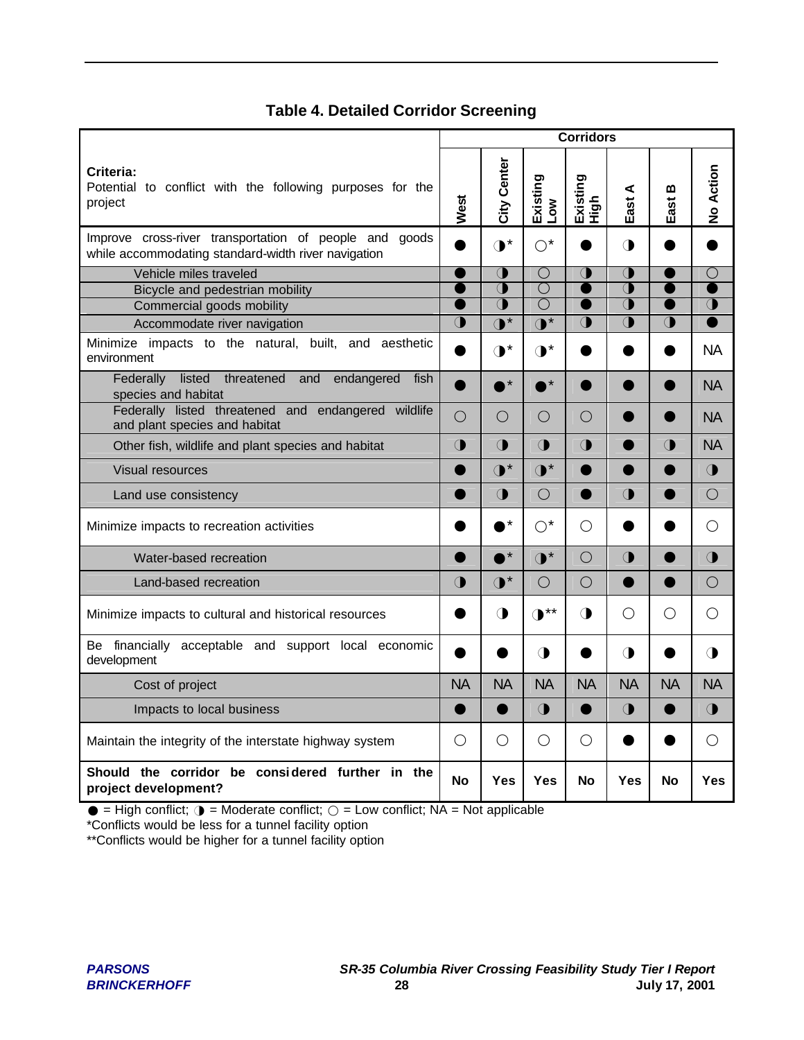# Table 4. Detailed Corridor Screening

| **Criteria:** Potential to conflict with the following purposes for the project | **Corridors** West | City Center | Existing Low | Existing High | East A | East B | No Action |
|---|---|---|---|---|---|---|---|
| Improve cross-river transportation of people and goods while accommodating standard-width river navigation | ● | ◑* | ○* | ● | ◑ | ● | ● |
| Vehicle miles traveled | ● | ◑ | ○ | ◑ | ◑ | ● | ○ |
| Bicycle and pedestrian mobility | ● | ◑ | ○ | ● | ◑ | ● | ● |
| Commercial goods mobility | ● | ◑ | ○ | ● | ◑ | ● | ◑ |
| Accommodate river navigation | ◑ | ◑* | ◑* | ◑ | ◑ | ◑ | ● |
| Minimize impacts to the natural, built, and aesthetic environment | ● | ◑* | ◑* | ● | ● | ● | NA |
| Federally listed threatened and endangered fish species and habitat | ● | ●* | ●* | ● | ● | ● | NA |
| Federally listed threatened and endangered wildlife and plant species and habitat | ○ | ○ | ○ | ○ | ● | ● | NA |
| Other fish, wildlife and plant species and habitat | ◑ | ◑ | ◑ | ◑ | ● | ◑ | NA |
| Visual resources | ● | ◑* | ◑* | ● | ● | ● | ◑ |
| Land use consistency | ● | ◑ | ○ | ● | ◑ | ● | ○ |
| Minimize impacts to recreation activities | ● | ●* | ○* | ○ | ● | ● | ○ |
| Water-based recreation | ● | ●* | ◑* | ○ | ◑ | ● | ◑ |
| Land-based recreation | ◑ | ◑* | ○ | ○ | ● | ● | ○ |
| Minimize impacts to cultural and historical resources | ● | ◑ | ◑** | ◑ | ○ | ○ | ○ |
| Be financially acceptable and support local economic development | ● | ● | ◑ | ● | ◑ | ● | ◑ |
| Cost of project | NA | NA | NA | NA | NA | NA | NA |
| Impacts to local business | ● | ● | ◑ | ● | ◑ | ● | ◑ |
| Maintain the integrity of the interstate highway system | ○ | ○ | ○ | ○ | ● | ● | ○ |
| **Should the corridor be considered further in the project development?** | **No** | **Yes** | **Yes** | **No** | **Yes** | **No** | **Yes** |

● = High conflict; ◑ = Moderate conflict; ○ = Low conflict; NA = Not applicable

*Conflicts would be less for a tunnel facility option

**Conflicts would be higher for a tunnel facility option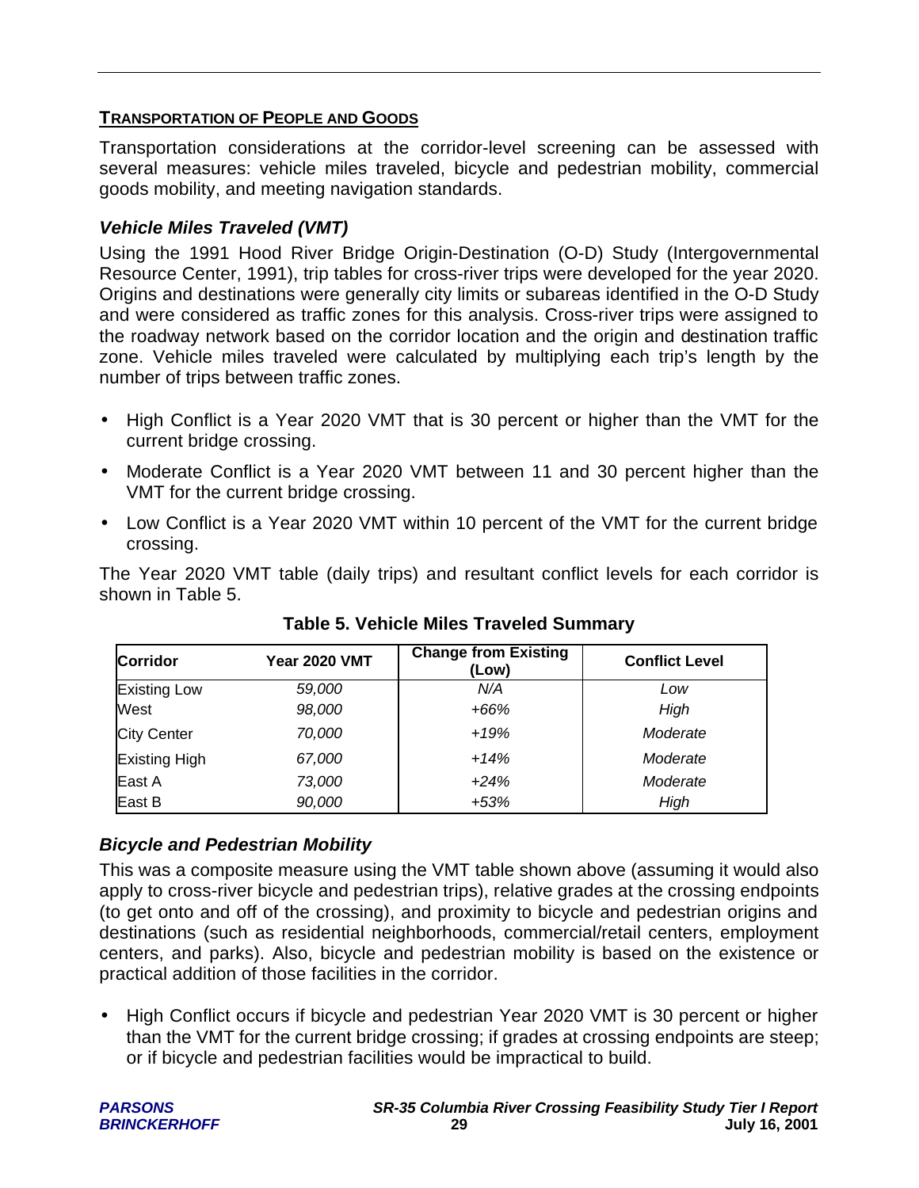## TRANSPORTATION OF PEOPLE AND GOODS

Transportation considerations at the corridor-level screening can be assessed with several measures: vehicle miles traveled, bicycle and pedestrian mobility, commercial goods mobility, and meeting navigation standards.

### *Vehicle Miles Traveled (VMT)*

Using the 1991 Hood River Bridge Origin-Destination (O-D) Study (Intergovernmental Resource Center, 1991), trip tables for cross-river trips were developed for the year 2020. Origins and destinations were generally city limits or subareas identified in the O-D Study and were considered as traffic zones for this analysis. Cross-river trips were assigned to the roadway network based on the corridor location and the origin and destination traffic zone. Vehicle miles traveled were calculated by multiplying each trip's length by the number of trips between traffic zones.

- High Conflict is a Year 2020 VMT that is 30 percent or higher than the VMT for the current bridge crossing.
- Moderate Conflict is a Year 2020 VMT between 11 and 30 percent higher than the VMT for the current bridge crossing.
- Low Conflict is a Year 2020 VMT within 10 percent of the VMT for the current bridge crossing.

The Year 2020 VMT table (daily trips) and resultant conflict levels for each corridor is shown in Table 5.

**Table 5. Vehicle Miles Traveled Summary**

| Corridor | Year 2020 VMT | Change from Existing (Low) | Conflict Level |
|---|---|---|---|
| Existing Low | *59,000* | *N/A* | *Low* |
| West | *98,000* | *+66%* | *High* |
| City Center | *70,000* | *+19%* | *Moderate* |
| Existing High | *67,000* | *+14%* | *Moderate* |
| East A | *73,000* | *+24%* | *Moderate* |
| East B | *90,000* | *+53%* | *High* |

### *Bicycle and Pedestrian Mobility*

This was a composite measure using the VMT table shown above (assuming it would also apply to cross-river bicycle and pedestrian trips), relative grades at the crossing endpoints (to get onto and off of the crossing), and proximity to bicycle and pedestrian origins and destinations (such as residential neighborhoods, commercial/retail centers, employment centers, and parks). Also, bicycle and pedestrian mobility is based on the existence or practical addition of those facilities in the corridor.

- High Conflict occurs if bicycle and pedestrian Year 2020 VMT is 30 percent or higher than the VMT for the current bridge crossing; if grades at crossing endpoints are steep; or if bicycle and pedestrian facilities would be impractical to build.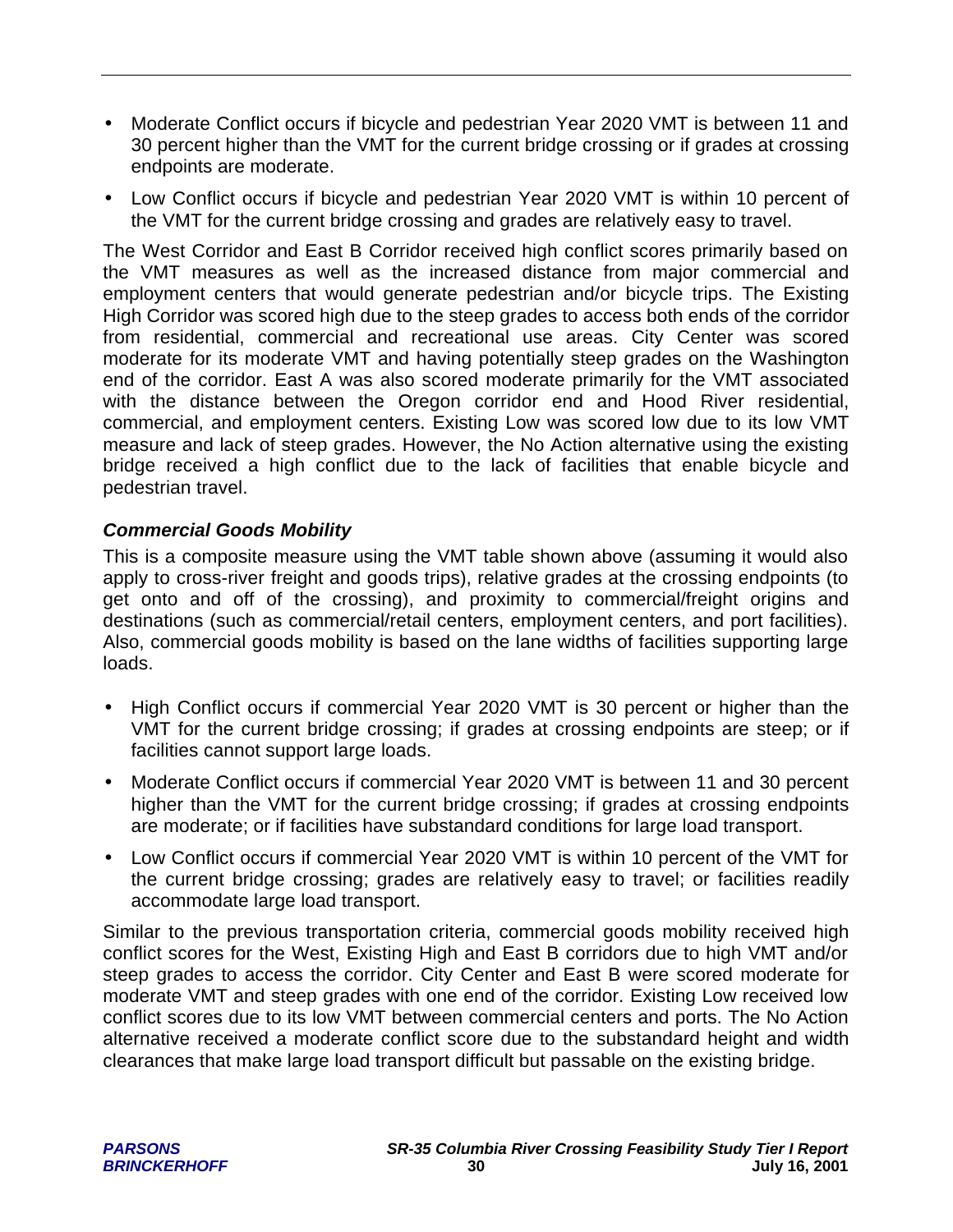- Moderate Conflict occurs if bicycle and pedestrian Year 2020 VMT is between 11 and 30 percent higher than the VMT for the current bridge crossing or if grades at crossing endpoints are moderate.
- Low Conflict occurs if bicycle and pedestrian Year 2020 VMT is within 10 percent of the VMT for the current bridge crossing and grades are relatively easy to travel.

The West Corridor and East B Corridor received high conflict scores primarily based on the VMT measures as well as the increased distance from major commercial and employment centers that would generate pedestrian and/or bicycle trips. The Existing High Corridor was scored high due to the steep grades to access both ends of the corridor from residential, commercial and recreational use areas. City Center was scored moderate for its moderate VMT and having potentially steep grades on the Washington end of the corridor. East A was also scored moderate primarily for the VMT associated with the distance between the Oregon corridor end and Hood River residential, commercial, and employment centers. Existing Low was scored low due to its low VMT measure and lack of steep grades. However, the No Action alternative using the existing bridge received a high conflict due to the lack of facilities that enable bicycle and pedestrian travel.

### *Commercial Goods Mobility*

This is a composite measure using the VMT table shown above (assuming it would also apply to cross-river freight and goods trips), relative grades at the crossing endpoints (to get onto and off of the crossing), and proximity to commercial/freight origins and destinations (such as commercial/retail centers, employment centers, and port facilities). Also, commercial goods mobility is based on the lane widths of facilities supporting large loads.

- High Conflict occurs if commercial Year 2020 VMT is 30 percent or higher than the VMT for the current bridge crossing; if grades at crossing endpoints are steep; or if facilities cannot support large loads.
- Moderate Conflict occurs if commercial Year 2020 VMT is between 11 and 30 percent higher than the VMT for the current bridge crossing; if grades at crossing endpoints are moderate; or if facilities have substandard conditions for large load transport.
- Low Conflict occurs if commercial Year 2020 VMT is within 10 percent of the VMT for the current bridge crossing; grades are relatively easy to travel; or facilities readily accommodate large load transport.

Similar to the previous transportation criteria, commercial goods mobility received high conflict scores for the West, Existing High and East B corridors due to high VMT and/or steep grades to access the corridor. City Center and East B were scored moderate for moderate VMT and steep grades with one end of the corridor. Existing Low received low conflict scores due to its low VMT between commercial centers and ports. The No Action alternative received a moderate conflict score due to the substandard height and width clearances that make large load transport difficult but passable on the existing bridge.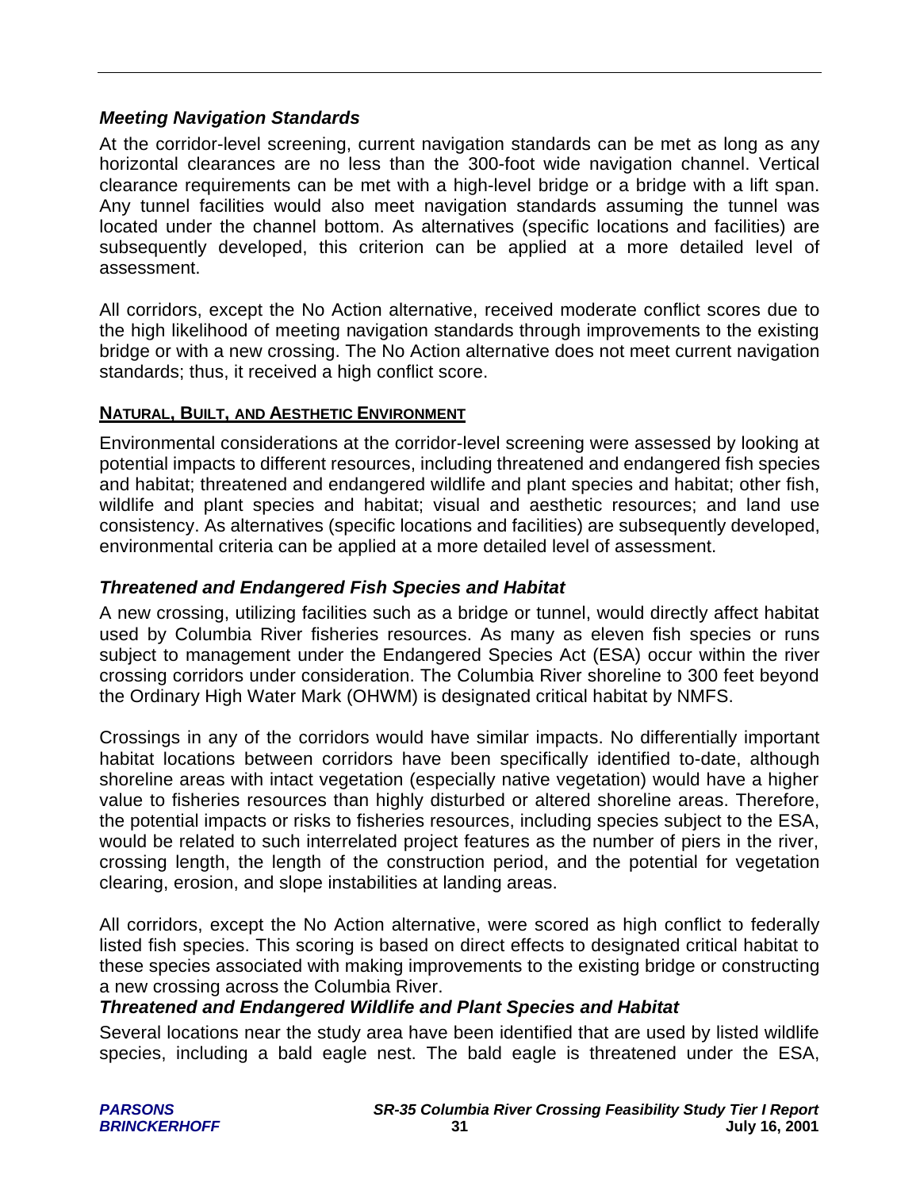### *Meeting Navigation Standards*

At the corridor-level screening, current navigation standards can be met as long as any horizontal clearances are no less than the 300-foot wide navigation channel. Vertical clearance requirements can be met with a high-level bridge or a bridge with a lift span. Any tunnel facilities would also meet navigation standards assuming the tunnel was located under the channel bottom. As alternatives (specific locations and facilities) are subsequently developed, this criterion can be applied at a more detailed level of assessment.

All corridors, except the No Action alternative, received moderate conflict scores due to the high likelihood of meeting navigation standards through improvements to the existing bridge or with a new crossing. The No Action alternative does not meet current navigation standards; thus, it received a high conflict score.

## NATURAL, BUILT, AND AESTHETIC ENVIRONMENT

Environmental considerations at the corridor-level screening were assessed by looking at potential impacts to different resources, including threatened and endangered fish species and habitat; threatened and endangered wildlife and plant species and habitat; other fish, wildlife and plant species and habitat; visual and aesthetic resources; and land use consistency. As alternatives (specific locations and facilities) are subsequently developed, environmental criteria can be applied at a more detailed level of assessment.

### *Threatened and Endangered Fish Species and Habitat*

A new crossing, utilizing facilities such as a bridge or tunnel, would directly affect habitat used by Columbia River fisheries resources. As many as eleven fish species or runs subject to management under the Endangered Species Act (ESA) occur within the river crossing corridors under consideration. The Columbia River shoreline to 300 feet beyond the Ordinary High Water Mark (OHWM) is designated critical habitat by NMFS.

Crossings in any of the corridors would have similar impacts. No differentially important habitat locations between corridors have been specifically identified to-date, although shoreline areas with intact vegetation (especially native vegetation) would have a higher value to fisheries resources than highly disturbed or altered shoreline areas. Therefore, the potential impacts or risks to fisheries resources, including species subject to the ESA, would be related to such interrelated project features as the number of piers in the river, crossing length, the length of the construction period, and the potential for vegetation clearing, erosion, and slope instabilities at landing areas.

All corridors, except the No Action alternative, were scored as high conflict to federally listed fish species. This scoring is based on direct effects to designated critical habitat to these species associated with making improvements to the existing bridge or constructing a new crossing across the Columbia River.

### *Threatened and Endangered Wildlife and Plant Species and Habitat*

Several locations near the study area have been identified that are used by listed wildlife species, including a bald eagle nest. The bald eagle is threatened under the ESA,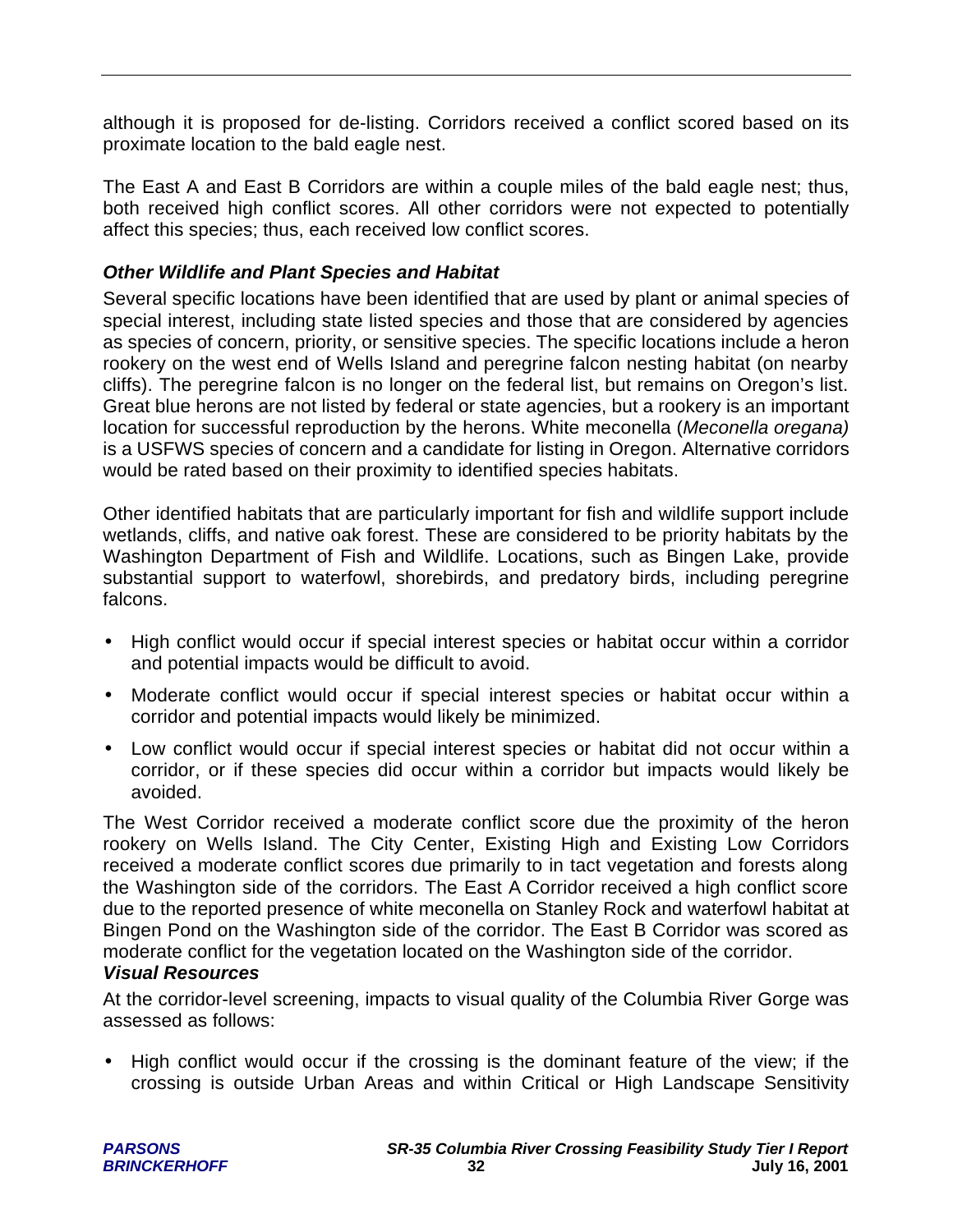although it is proposed for de-listing. Corridors received a conflict scored based on its proximate location to the bald eagle nest.

The East A and East B Corridors are within a couple miles of the bald eagle nest; thus, both received high conflict scores. All other corridors were not expected to potentially affect this species; thus, each received low conflict scores.

### *Other Wildlife and Plant Species and Habitat*

Several specific locations have been identified that are used by plant or animal species of special interest, including state listed species and those that are considered by agencies as species of concern, priority, or sensitive species. The specific locations include a heron rookery on the west end of Wells Island and peregrine falcon nesting habitat (on nearby cliffs). The peregrine falcon is no longer on the federal list, but remains on Oregon's list. Great blue herons are not listed by federal or state agencies, but a rookery is an important location for successful reproduction by the herons. White meconella (*Meconella oregana)* is a USFWS species of concern and a candidate for listing in Oregon. Alternative corridors would be rated based on their proximity to identified species habitats.

Other identified habitats that are particularly important for fish and wildlife support include wetlands, cliffs, and native oak forest. These are considered to be priority habitats by the Washington Department of Fish and Wildlife. Locations, such as Bingen Lake, provide substantial support to waterfowl, shorebirds, and predatory birds, including peregrine falcons.

- High conflict would occur if special interest species or habitat occur within a corridor and potential impacts would be difficult to avoid.
- Moderate conflict would occur if special interest species or habitat occur within a corridor and potential impacts would likely be minimized.
- Low conflict would occur if special interest species or habitat did not occur within a corridor, or if these species did occur within a corridor but impacts would likely be avoided.

The West Corridor received a moderate conflict score due the proximity of the heron rookery on Wells Island. The City Center, Existing High and Existing Low Corridors received a moderate conflict scores due primarily to in tact vegetation and forests along the Washington side of the corridors. The East A Corridor received a high conflict score due to the reported presence of white meconella on Stanley Rock and waterfowl habitat at Bingen Pond on the Washington side of the corridor. The East B Corridor was scored as moderate conflict for the vegetation located on the Washington side of the corridor.

### *Visual Resources*

At the corridor-level screening, impacts to visual quality of the Columbia River Gorge was assessed as follows:

- High conflict would occur if the crossing is the dominant feature of the view; if the crossing is outside Urban Areas and within Critical or High Landscape Sensitivity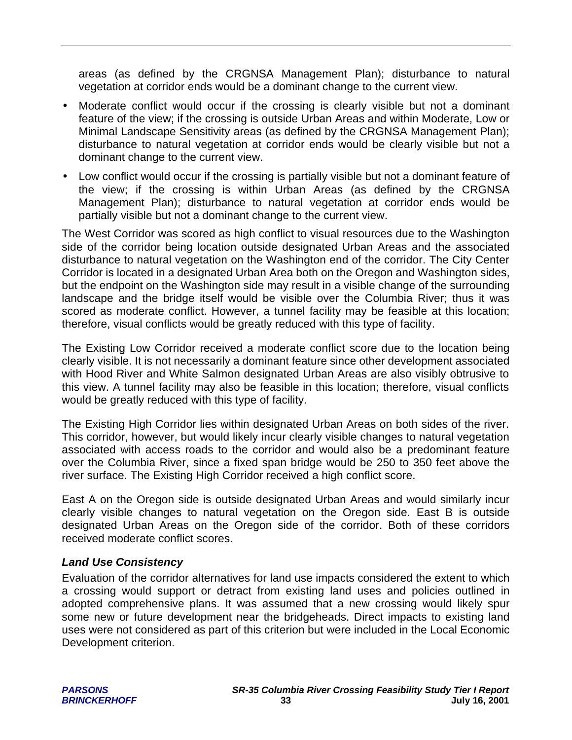areas (as defined by the CRGNSA Management Plan); disturbance to natural vegetation at corridor ends would be a dominant change to the current view.

- Moderate conflict would occur if the crossing is clearly visible but not a dominant feature of the view; if the crossing is outside Urban Areas and within Moderate, Low or Minimal Landscape Sensitivity areas (as defined by the CRGNSA Management Plan); disturbance to natural vegetation at corridor ends would be clearly visible but not a dominant change to the current view.
- Low conflict would occur if the crossing is partially visible but not a dominant feature of the view; if the crossing is within Urban Areas (as defined by the CRGNSA Management Plan); disturbance to natural vegetation at corridor ends would be partially visible but not a dominant change to the current view.

The West Corridor was scored as high conflict to visual resources due to the Washington side of the corridor being location outside designated Urban Areas and the associated disturbance to natural vegetation on the Washington end of the corridor. The City Center Corridor is located in a designated Urban Area both on the Oregon and Washington sides, but the endpoint on the Washington side may result in a visible change of the surrounding landscape and the bridge itself would be visible over the Columbia River; thus it was scored as moderate conflict. However, a tunnel facility may be feasible at this location; therefore, visual conflicts would be greatly reduced with this type of facility.

The Existing Low Corridor received a moderate conflict score due to the location being clearly visible. It is not necessarily a dominant feature since other development associated with Hood River and White Salmon designated Urban Areas are also visibly obtrusive to this view. A tunnel facility may also be feasible in this location; therefore, visual conflicts would be greatly reduced with this type of facility.

The Existing High Corridor lies within designated Urban Areas on both sides of the river. This corridor, however, but would likely incur clearly visible changes to natural vegetation associated with access roads to the corridor and would also be a predominant feature over the Columbia River, since a fixed span bridge would be 250 to 350 feet above the river surface. The Existing High Corridor received a high conflict score.

East A on the Oregon side is outside designated Urban Areas and would similarly incur clearly visible changes to natural vegetation on the Oregon side. East B is outside designated Urban Areas on the Oregon side of the corridor. Both of these corridors received moderate conflict scores.

### *Land Use Consistency*

Evaluation of the corridor alternatives for land use impacts considered the extent to which a crossing would support or detract from existing land uses and policies outlined in adopted comprehensive plans. It was assumed that a new crossing would likely spur some new or future development near the bridgeheads. Direct impacts to existing land uses were not considered as part of this criterion but were included in the Local Economic Development criterion.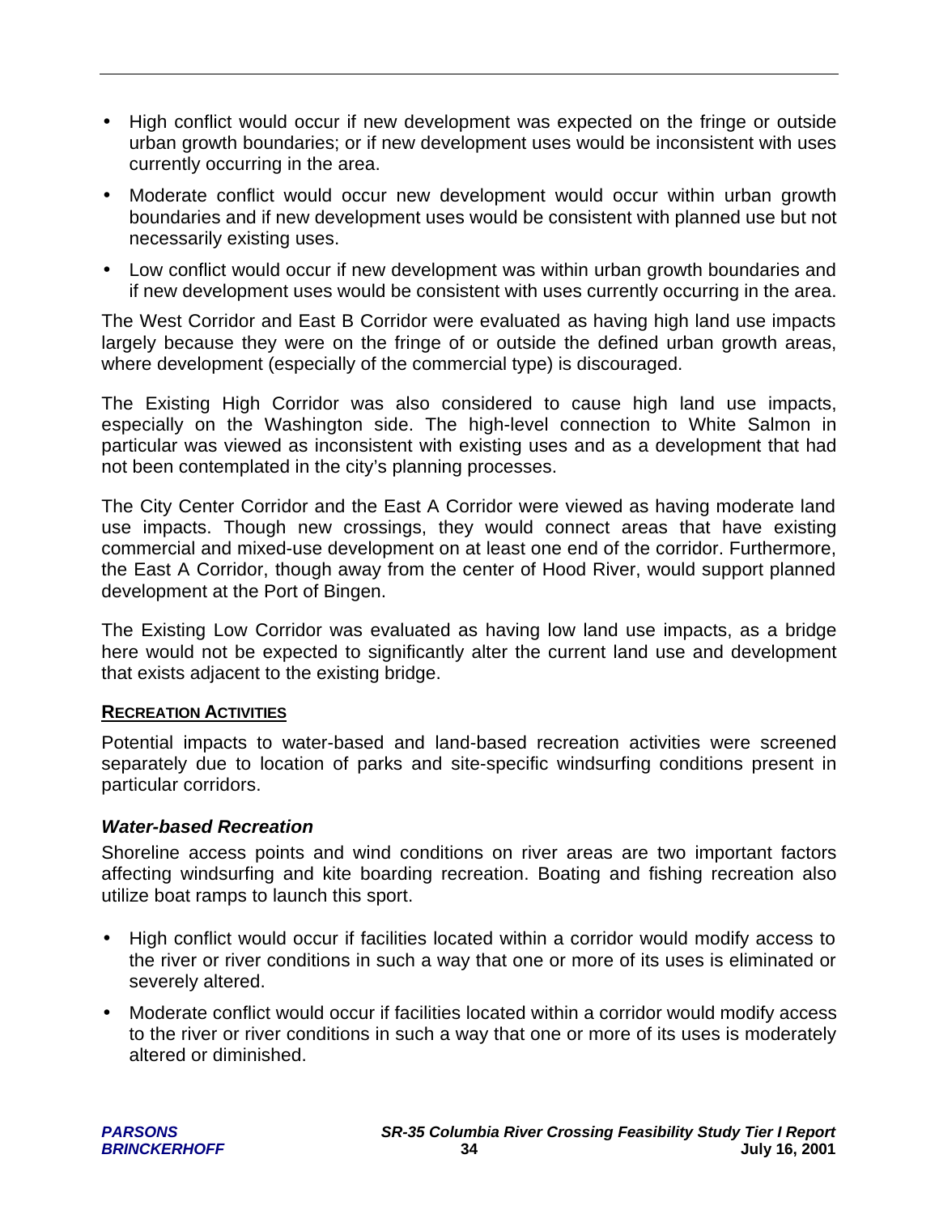- High conflict would occur if new development was expected on the fringe or outside urban growth boundaries; or if new development uses would be inconsistent with uses currently occurring in the area.
- Moderate conflict would occur new development would occur within urban growth boundaries and if new development uses would be consistent with planned use but not necessarily existing uses.
- Low conflict would occur if new development was within urban growth boundaries and if new development uses would be consistent with uses currently occurring in the area.

The West Corridor and East B Corridor were evaluated as having high land use impacts largely because they were on the fringe of or outside the defined urban growth areas, where development (especially of the commercial type) is discouraged.

The Existing High Corridor was also considered to cause high land use impacts, especially on the Washington side. The high-level connection to White Salmon in particular was viewed as inconsistent with existing uses and as a development that had not been contemplated in the city's planning processes.

The City Center Corridor and the East A Corridor were viewed as having moderate land use impacts. Though new crossings, they would connect areas that have existing commercial and mixed-use development on at least one end of the corridor. Furthermore, the East A Corridor, though away from the center of Hood River, would support planned development at the Port of Bingen.

The Existing Low Corridor was evaluated as having low land use impacts, as a bridge here would not be expected to significantly alter the current land use and development that exists adjacent to the existing bridge.

#### RECREATION ACTIVITIES

Potential impacts to water-based and land-based recreation activities were screened separately due to location of parks and site-specific windsurfing conditions present in particular corridors.

### *Water-based Recreation*

Shoreline access points and wind conditions on river areas are two important factors affecting windsurfing and kite boarding recreation. Boating and fishing recreation also utilize boat ramps to launch this sport.

- High conflict would occur if facilities located within a corridor would modify access to the river or river conditions in such a way that one or more of its uses is eliminated or severely altered.
- Moderate conflict would occur if facilities located within a corridor would modify access to the river or river conditions in such a way that one or more of its uses is moderately altered or diminished.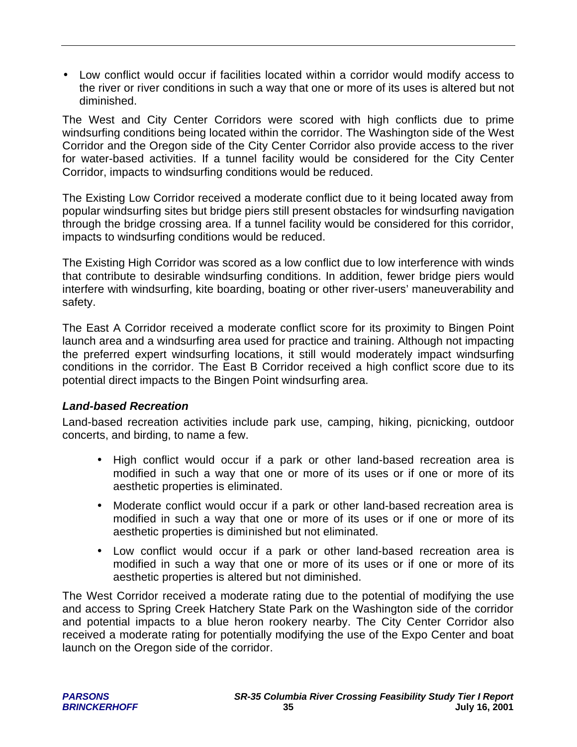- Low conflict would occur if facilities located within a corridor would modify access to the river or river conditions in such a way that one or more of its uses is altered but not diminished.

The West and City Center Corridors were scored with high conflicts due to prime windsurfing conditions being located within the corridor. The Washington side of the West Corridor and the Oregon side of the City Center Corridor also provide access to the river for water-based activities. If a tunnel facility would be considered for the City Center Corridor, impacts to windsurfing conditions would be reduced.

The Existing Low Corridor received a moderate conflict due to it being located away from popular windsurfing sites but bridge piers still present obstacles for windsurfing navigation through the bridge crossing area. If a tunnel facility would be considered for this corridor, impacts to windsurfing conditions would be reduced.

The Existing High Corridor was scored as a low conflict due to low interference with winds that contribute to desirable windsurfing conditions. In addition, fewer bridge piers would interfere with windsurfing, kite boarding, boating or other river-users' maneuverability and safety.

The East A Corridor received a moderate conflict score for its proximity to Bingen Point launch area and a windsurfing area used for practice and training. Although not impacting the preferred expert windsurfing locations, it still would moderately impact windsurfing conditions in the corridor. The East B Corridor received a high conflict score due to its potential direct impacts to the Bingen Point windsurfing area.

### *Land-based Recreation*

Land-based recreation activities include park use, camping, hiking, picnicking, outdoor concerts, and birding, to name a few.

- High conflict would occur if a park or other land-based recreation area is modified in such a way that one or more of its uses or if one or more of its aesthetic properties is eliminated.
- Moderate conflict would occur if a park or other land-based recreation area is modified in such a way that one or more of its uses or if one or more of its aesthetic properties is diminished but not eliminated.
- Low conflict would occur if a park or other land-based recreation area is modified in such a way that one or more of its uses or if one or more of its aesthetic properties is altered but not diminished.

The West Corridor received a moderate rating due to the potential of modifying the use and access to Spring Creek Hatchery State Park on the Washington side of the corridor and potential impacts to a blue heron rookery nearby. The City Center Corridor also received a moderate rating for potentially modifying the use of the Expo Center and boat launch on the Oregon side of the corridor.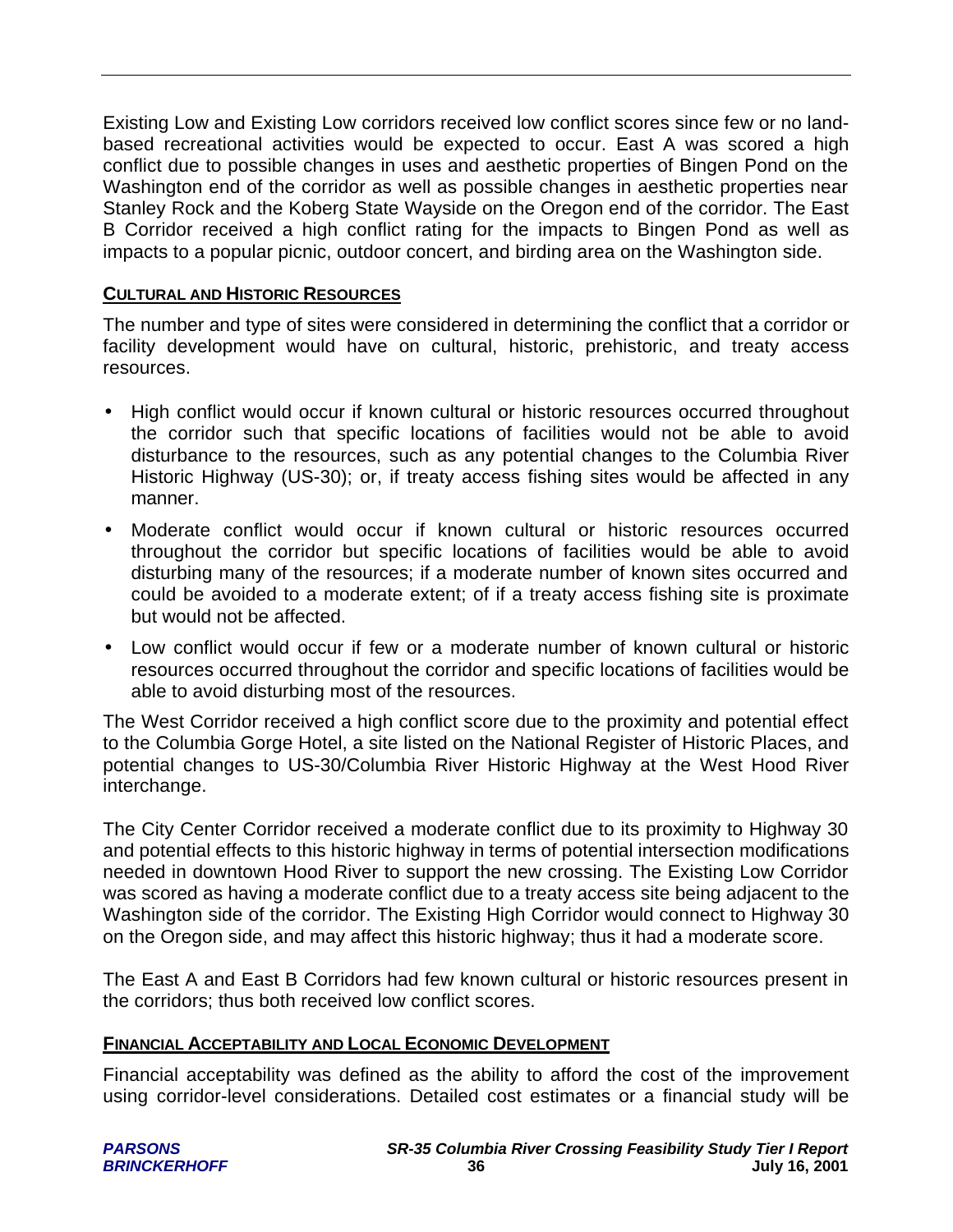Existing Low and Existing Low corridors received low conflict scores since few or no land-based recreational activities would be expected to occur. East A was scored a high conflict due to possible changes in uses and aesthetic properties of Bingen Pond on the Washington end of the corridor as well as possible changes in aesthetic properties near Stanley Rock and the Koberg State Wayside on the Oregon end of the corridor. The East B Corridor received a high conflict rating for the impacts to Bingen Pond as well as impacts to a popular picnic, outdoor concert, and birding area on the Washington side.

### CULTURAL AND HISTORIC RESOURCES

The number and type of sites were considered in determining the conflict that a corridor or facility development would have on cultural, historic, prehistoric, and treaty access resources.

- High conflict would occur if known cultural or historic resources occurred throughout the corridor such that specific locations of facilities would not be able to avoid disturbance to the resources, such as any potential changes to the Columbia River Historic Highway (US-30); or, if treaty access fishing sites would be affected in any manner.
- Moderate conflict would occur if known cultural or historic resources occurred throughout the corridor but specific locations of facilities would be able to avoid disturbing many of the resources; if a moderate number of known sites occurred and could be avoided to a moderate extent; of if a treaty access fishing site is proximate but would not be affected.
- Low conflict would occur if few or a moderate number of known cultural or historic resources occurred throughout the corridor and specific locations of facilities would be able to avoid disturbing most of the resources.

The West Corridor received a high conflict score due to the proximity and potential effect to the Columbia Gorge Hotel, a site listed on the National Register of Historic Places, and potential changes to US-30/Columbia River Historic Highway at the West Hood River interchange.

The City Center Corridor received a moderate conflict due to its proximity to Highway 30 and potential effects to this historic highway in terms of potential intersection modifications needed in downtown Hood River to support the new crossing. The Existing Low Corridor was scored as having a moderate conflict due to a treaty access site being adjacent to the Washington side of the corridor. The Existing High Corridor would connect to Highway 30 on the Oregon side, and may affect this historic highway; thus it had a moderate score.

The East A and East B Corridors had few known cultural or historic resources present in the corridors; thus both received low conflict scores.

### FINANCIAL ACCEPTABILITY AND LOCAL ECONOMIC DEVELOPMENT

Financial acceptability was defined as the ability to afford the cost of the improvement using corridor-level considerations. Detailed cost estimates or a financial study will be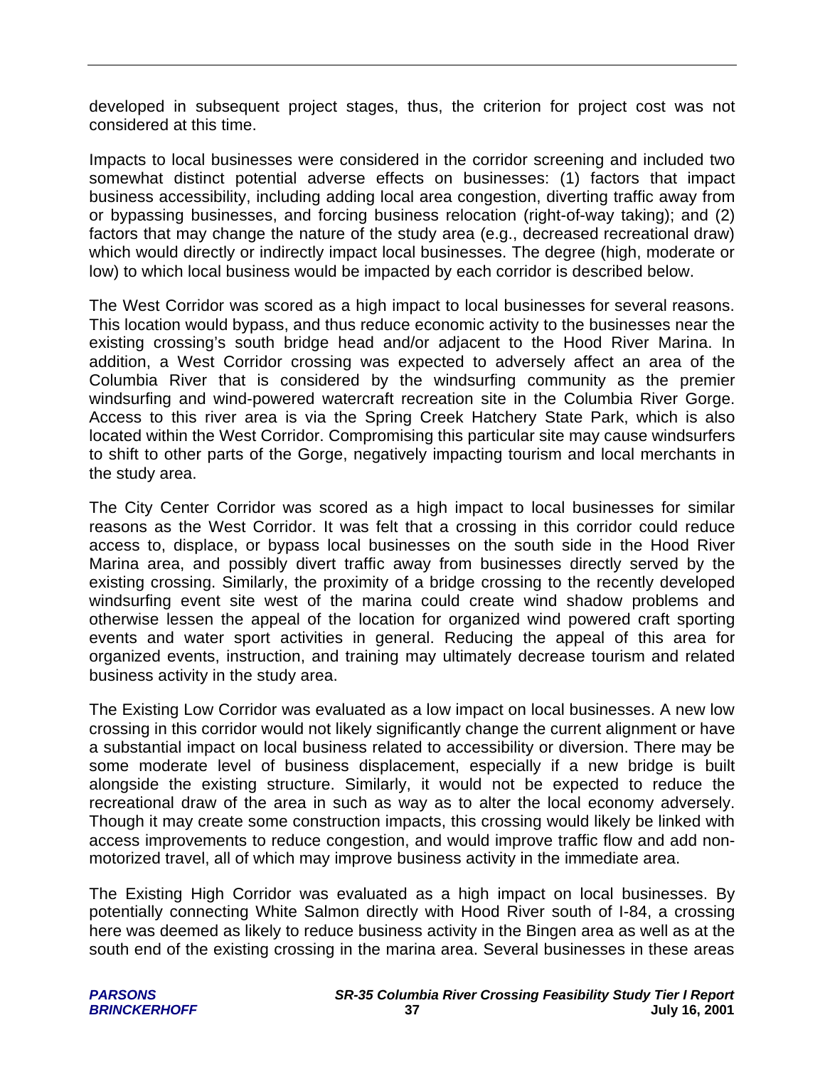developed in subsequent project stages, thus, the criterion for project cost was not considered at this time.

Impacts to local businesses were considered in the corridor screening and included two somewhat distinct potential adverse effects on businesses: (1) factors that impact business accessibility, including adding local area congestion, diverting traffic away from or bypassing businesses, and forcing business relocation (right-of-way taking); and (2) factors that may change the nature of the study area (e.g., decreased recreational draw) which would directly or indirectly impact local businesses. The degree (high, moderate or low) to which local business would be impacted by each corridor is described below.

The West Corridor was scored as a high impact to local businesses for several reasons. This location would bypass, and thus reduce economic activity to the businesses near the existing crossing's south bridge head and/or adjacent to the Hood River Marina. In addition, a West Corridor crossing was expected to adversely affect an area of the Columbia River that is considered by the windsurfing community as the premier windsurfing and wind-powered watercraft recreation site in the Columbia River Gorge. Access to this river area is via the Spring Creek Hatchery State Park, which is also located within the West Corridor. Compromising this particular site may cause windsurfers to shift to other parts of the Gorge, negatively impacting tourism and local merchants in the study area.

The City Center Corridor was scored as a high impact to local businesses for similar reasons as the West Corridor. It was felt that a crossing in this corridor could reduce access to, displace, or bypass local businesses on the south side in the Hood River Marina area, and possibly divert traffic away from businesses directly served by the existing crossing. Similarly, the proximity of a bridge crossing to the recently developed windsurfing event site west of the marina could create wind shadow problems and otherwise lessen the appeal of the location for organized wind powered craft sporting events and water sport activities in general. Reducing the appeal of this area for organized events, instruction, and training may ultimately decrease tourism and related business activity in the study area.

The Existing Low Corridor was evaluated as a low impact on local businesses. A new low crossing in this corridor would not likely significantly change the current alignment or have a substantial impact on local business related to accessibility or diversion. There may be some moderate level of business displacement, especially if a new bridge is built alongside the existing structure. Similarly, it would not be expected to reduce the recreational draw of the area in such as way as to alter the local economy adversely. Though it may create some construction impacts, this crossing would likely be linked with access improvements to reduce congestion, and would improve traffic flow and add non-motorized travel, all of which may improve business activity in the immediate area.

The Existing High Corridor was evaluated as a high impact on local businesses. By potentially connecting White Salmon directly with Hood River south of I-84, a crossing here was deemed as likely to reduce business activity in the Bingen area as well as at the south end of the existing crossing in the marina area. Several businesses in these areas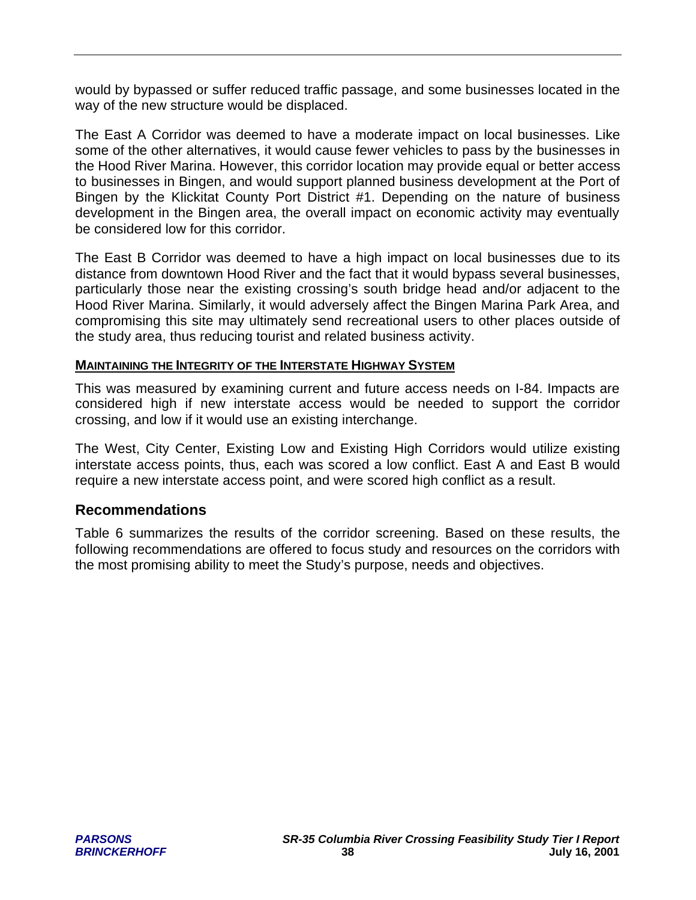would by bypassed or suffer reduced traffic passage, and some businesses located in the way of the new structure would be displaced.

The East A Corridor was deemed to have a moderate impact on local businesses. Like some of the other alternatives, it would cause fewer vehicles to pass by the businesses in the Hood River Marina. However, this corridor location may provide equal or better access to businesses in Bingen, and would support planned business development at the Port of Bingen by the Klickitat County Port District #1. Depending on the nature of business development in the Bingen area, the overall impact on economic activity may eventually be considered low for this corridor.

The East B Corridor was deemed to have a high impact on local businesses due to its distance from downtown Hood River and the fact that it would bypass several businesses, particularly those near the existing crossing's south bridge head and/or adjacent to the Hood River Marina. Similarly, it would adversely affect the Bingen Marina Park Area, and compromising this site may ultimately send recreational users to other places outside of the study area, thus reducing tourist and related business activity.

#### MAINTAINING THE INTEGRITY OF THE INTERSTATE HIGHWAY SYSTEM

This was measured by examining current and future access needs on I-84. Impacts are considered high if new interstate access would be needed to support the corridor crossing, and low if it would use an existing interchange.

The West, City Center, Existing Low and Existing High Corridors would utilize existing interstate access points, thus, each was scored a low conflict. East A and East B would require a new interstate access point, and were scored high conflict as a result.

## Recommendations

Table 6 summarizes the results of the corridor screening. Based on these results, the following recommendations are offered to focus study and resources on the corridors with the most promising ability to meet the Study's purpose, needs and objectives.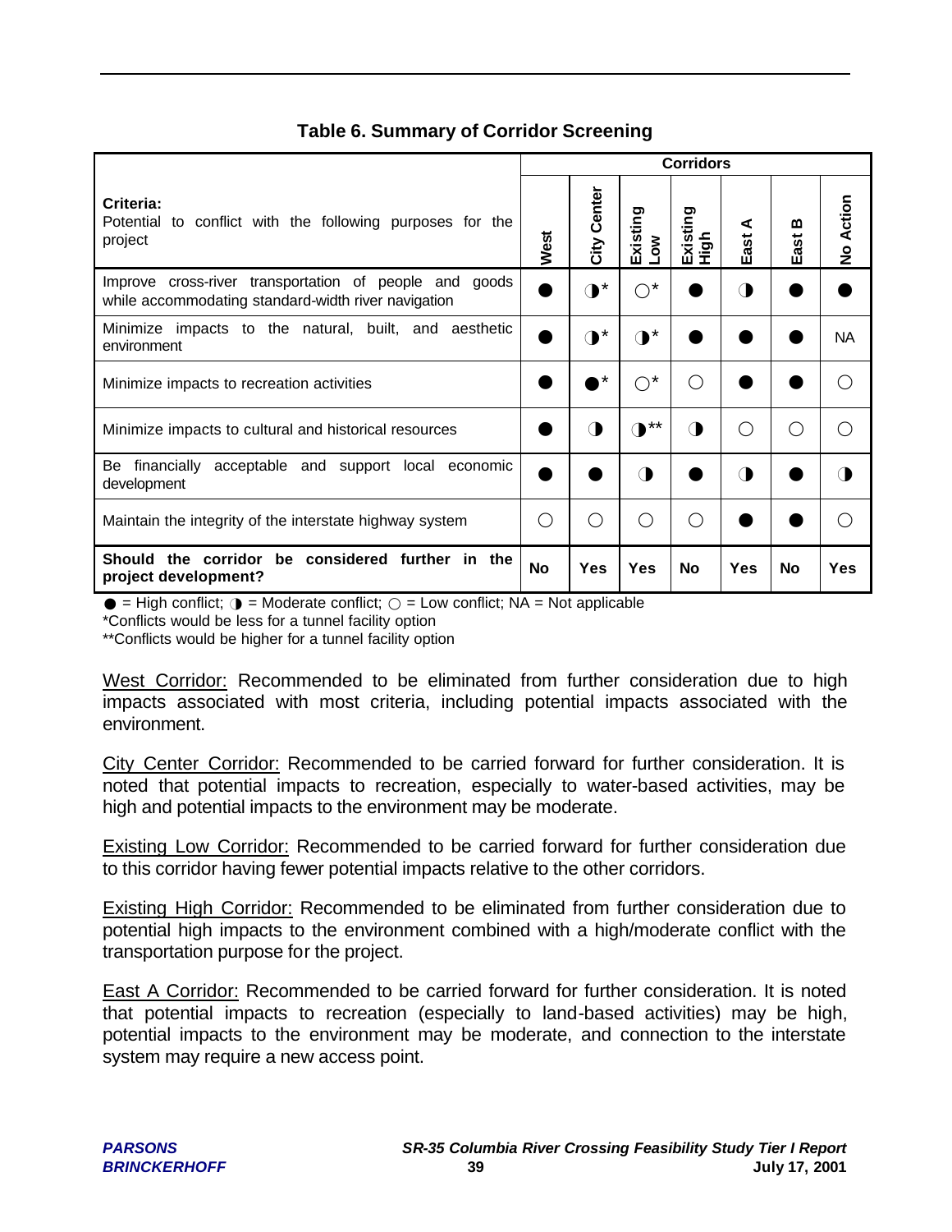**Table 6. Summary of Corridor Screening**

| Criteria: Potential to conflict with the following purposes for the project | Corridors | | | | | | |
|---|---|---|---|---|---|---|---|
| | West | City Center | Existing Low | Existing High | East A | East B | No Action |
| Improve cross-river transportation of people and goods while accommodating standard-width river navigation | ● | ◑* | ○* | ● | ◑ | ● | ● |
| Minimize impacts to the natural, built, and aesthetic environment | ● | ◑* | ◑* | ● | ● | ● | NA |
| Minimize impacts to recreation activities | ● | ●* | ○* | ○ | ● | ● | ○ |
| Minimize impacts to cultural and historical resources | ● | ◑ | ◑** | ◑ | ○ | ○ | ○ |
| Be financially acceptable and support local economic development | ● | ● | ◑ | ● | ◑ | ● | ◑ |
| Maintain the integrity of the interstate highway system | ○ | ○ | ○ | ○ | ● | ● | ○ |
| **Should the corridor be considered further in the project development?** | **No** | **Yes** | **Yes** | **No** | **Yes** | **No** | **Yes** |

● = High conflict; ◑ = Moderate conflict; ○ = Low conflict; NA = Not applicable
*Conflicts would be less for a tunnel facility option
**Conflicts would be higher for a tunnel facility option

West Corridor: Recommended to be eliminated from further consideration due to high impacts associated with most criteria, including potential impacts associated with the environment.

City Center Corridor: Recommended to be carried forward for further consideration. It is noted that potential impacts to recreation, especially to water-based activities, may be high and potential impacts to the environment may be moderate.

Existing Low Corridor: Recommended to be carried forward for further consideration due to this corridor having fewer potential impacts relative to the other corridors.

Existing High Corridor: Recommended to be eliminated from further consideration due to potential high impacts to the environment combined with a high/moderate conflict with the transportation purpose for the project.

East A Corridor: Recommended to be carried forward for further consideration. It is noted that potential impacts to recreation (especially to land-based activities) may be high, potential impacts to the environment may be moderate, and connection to the interstate system may require a new access point.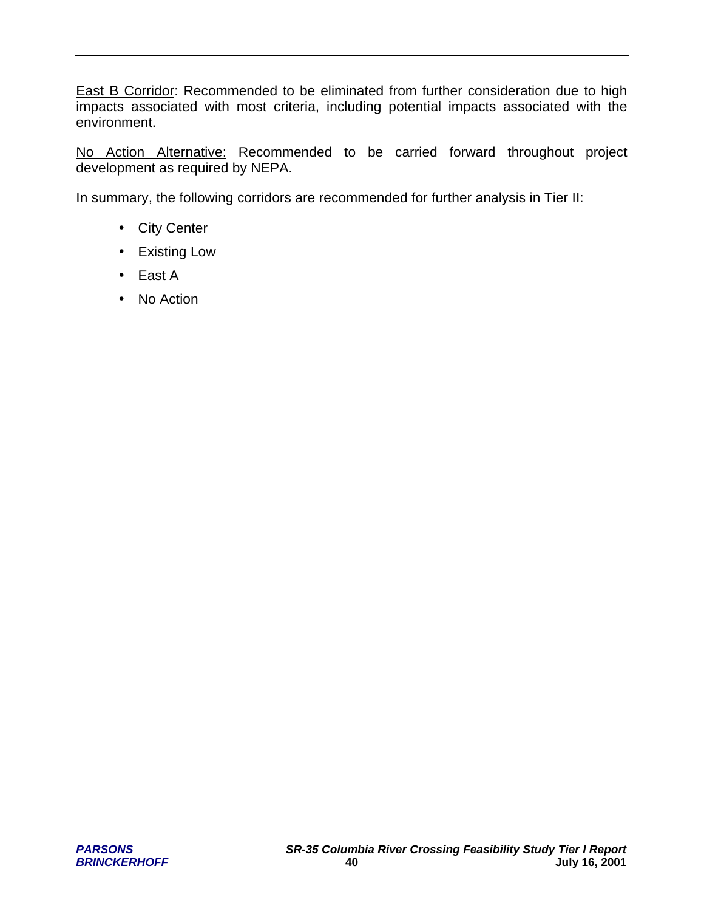<u>East B Corridor</u>: Recommended to be eliminated from further consideration due to high impacts associated with most criteria, including potential impacts associated with the environment.

<u>No Action Alternative:</u> Recommended to be carried forward throughout project development as required by NEPA.

In summary, the following corridors are recommended for further analysis in Tier II:

- City Center
- Existing Low
- East A
- No Action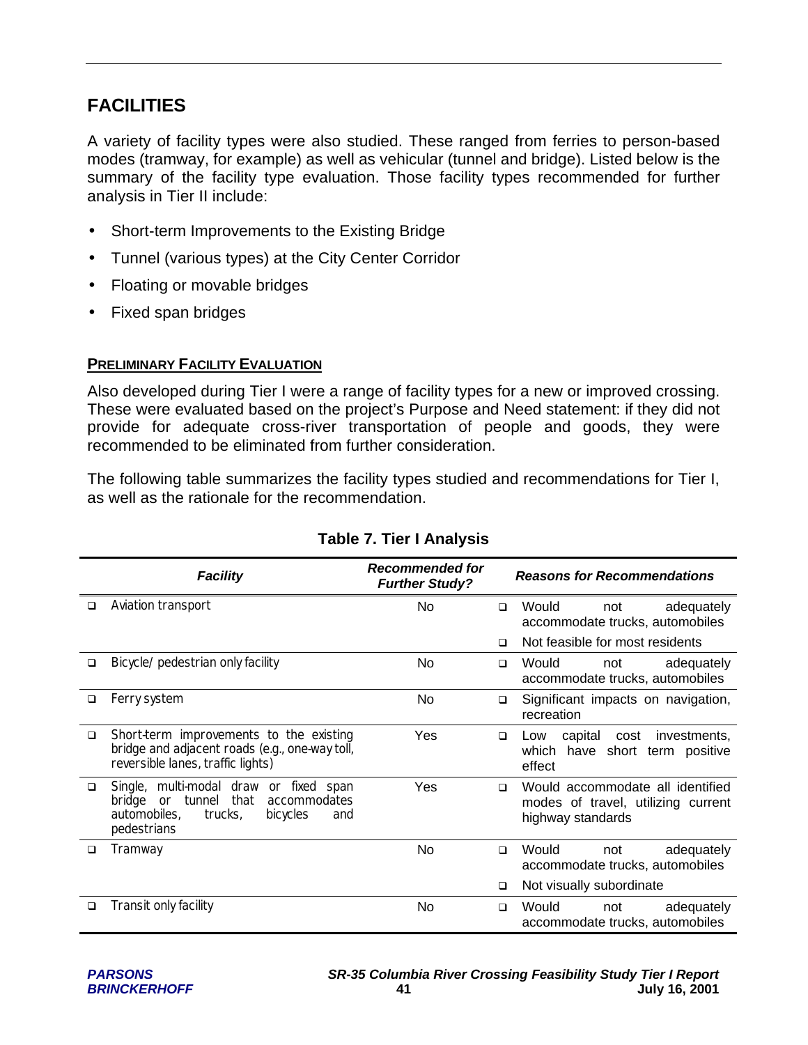## FACILITIES

A variety of facility types were also studied. These ranged from ferries to person-based modes (tramway, for example) as well as vehicular (tunnel and bridge). Listed below is the summary of the facility type evaluation. Those facility types recommended for further analysis in Tier II include:

- Short-term Improvements to the Existing Bridge
- Tunnel (various types) at the City Center Corridor
- Floating or movable bridges
- Fixed span bridges

### PRELIMINARY FACILITY EVALUATION

Also developed during Tier I were a range of facility types for a new or improved crossing. These were evaluated based on the project's Purpose and Need statement: if they did not provide for adequate cross-river transportation of people and goods, they were recommended to be eliminated from further consideration.

The following table summarizes the facility types studied and recommendations for Tier I, as well as the rationale for the recommendation.

**Table 7. Tier I Analysis**

| *Facility* | *Recommended for Further Study?* | *Reasons for Recommendations* |
|---|---|---|
| Aviation transport | No | Would not adequately accommodate trucks, automobiles; Not feasible for most residents |
| Bicycle/ pedestrian only facility | No | Would not adequately accommodate trucks, automobiles |
| Ferry system | No | Significant impacts on navigation, recreation |
| Short-term improvements to the existing bridge and adjacent roads (e.g., one-way toll, reversible lanes, traffic lights) | Yes | Low capital cost investments, which have short term positive effect |
| Single, multi-modal draw or fixed span bridge or tunnel that accommodates automobiles, trucks, bicycles and pedestrians | Yes | Would accommodate all identified modes of travel, utilizing current highway standards |
| Tramway | No | Would not adequately accommodate trucks, automobiles; Not visually subordinate |
| Transit only facility | No | Would not adequately accommodate trucks, automobiles |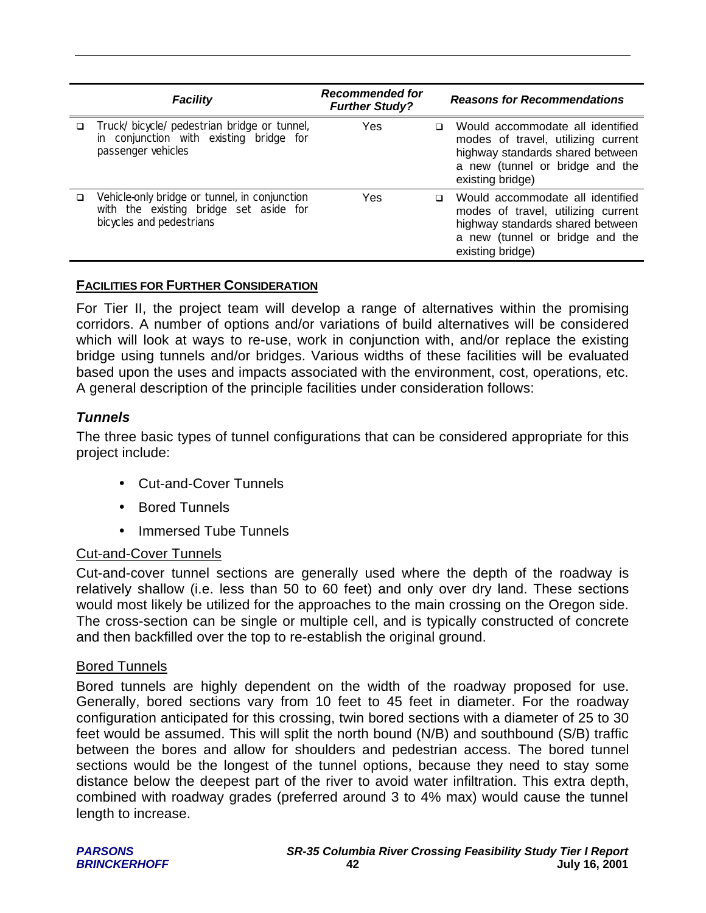| Facility | Recommended for Further Study? | Reasons for Recommendations |
|---|---|---|
| ❑ Truck/ bicycle/ pedestrian bridge or tunnel, in conjunction with existing bridge for passenger vehicles | Yes | ❑ Would accommodate all identified modes of travel, utilizing current highway standards shared between a new (tunnel or bridge and the existing bridge) |
| ❑ Vehicle-only bridge or tunnel, in conjunction with the existing bridge set aside for bicycles and pedestrians | Yes | ❑ Would accommodate all identified modes of travel, utilizing current highway standards shared between a new (tunnel or bridge and the existing bridge) |

## FACILITIES FOR FURTHER CONSIDERATION

For Tier II, the project team will develop a range of alternatives within the promising corridors. A number of options and/or variations of build alternatives will be considered which will look at ways to re-use, work in conjunction with, and/or replace the existing bridge using tunnels and/or bridges. Various widths of these facilities will be evaluated based upon the uses and impacts associated with the environment, cost, operations, etc. A general description of the principle facilities under consideration follows:

### *Tunnels*

The three basic types of tunnel configurations that can be considered appropriate for this project include:

- Cut-and-Cover Tunnels
- Bored Tunnels
- Immersed Tube Tunnels

#### Cut-and-Cover Tunnels

Cut-and-cover tunnel sections are generally used where the depth of the roadway is relatively shallow (i.e. less than 50 to 60 feet) and only over dry land. These sections would most likely be utilized for the approaches to the main crossing on the Oregon side. The cross-section can be single or multiple cell, and is typically constructed of concrete and then backfilled over the top to re-establish the original ground.

#### Bored Tunnels

Bored tunnels are highly dependent on the width of the roadway proposed for use. Generally, bored sections vary from 10 feet to 45 feet in diameter. For the roadway configuration anticipated for this crossing, twin bored sections with a diameter of 25 to 30 feet would be assumed. This will split the north bound (N/B) and southbound (S/B) traffic between the bores and allow for shoulders and pedestrian access. The bored tunnel sections would be the longest of the tunnel options, because they need to stay some distance below the deepest part of the river to avoid water infiltration. This extra depth, combined with roadway grades (preferred around 3 to 4% max) would cause the tunnel length to increase.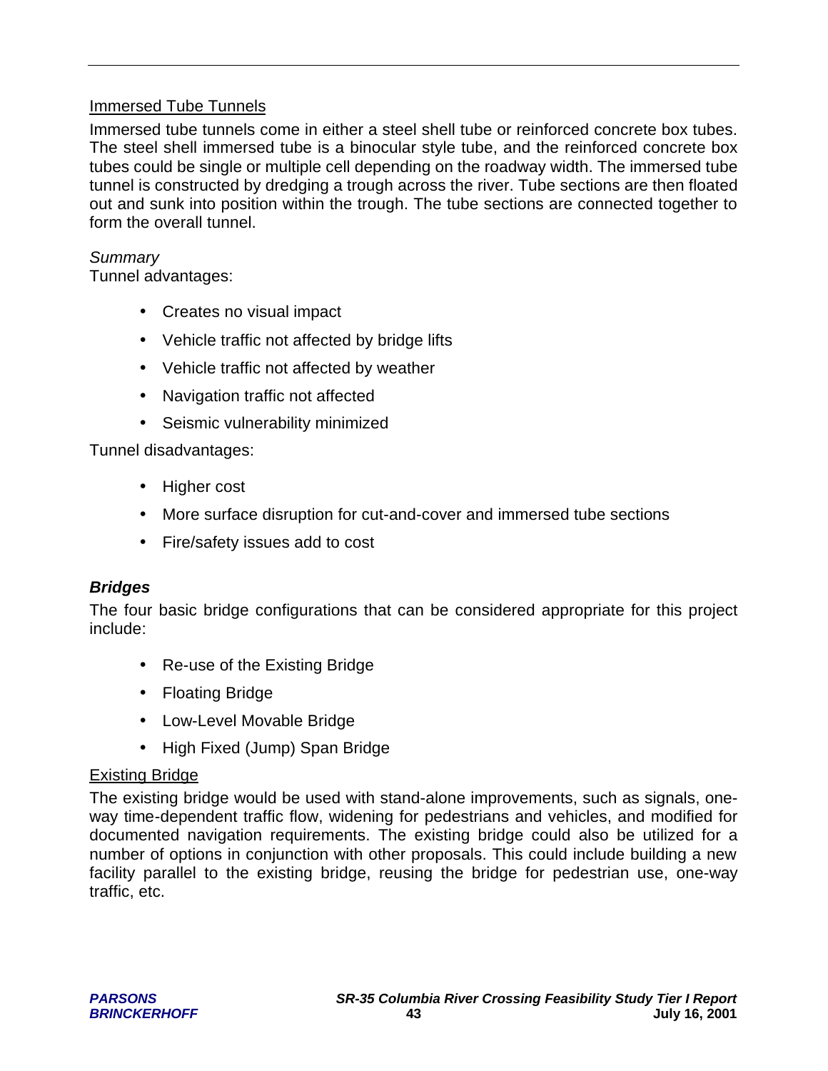Immersed Tube Tunnels

Immersed tube tunnels come in either a steel shell tube or reinforced concrete box tubes. The steel shell immersed tube is a binocular style tube, and the reinforced concrete box tubes could be single or multiple cell depending on the roadway width. The immersed tube tunnel is constructed by dredging a trough across the river. Tube sections are then floated out and sunk into position within the trough. The tube sections are connected together to form the overall tunnel.

*Summary*

Tunnel advantages:

- Creates no visual impact
- Vehicle traffic not affected by bridge lifts
- Vehicle traffic not affected by weather
- Navigation traffic not affected
- Seismic vulnerability minimized

Tunnel disadvantages:

- Higher cost
- More surface disruption for cut-and-cover and immersed tube sections
- Fire/safety issues add to cost

### ***Bridges***

The four basic bridge configurations that can be considered appropriate for this project include:

- Re-use of the Existing Bridge
- Floating Bridge
- Low-Level Movable Bridge
- High Fixed (Jump) Span Bridge

Existing Bridge

The existing bridge would be used with stand-alone improvements, such as signals, one-way time-dependent traffic flow, widening for pedestrians and vehicles, and modified for documented navigation requirements. The existing bridge could also be utilized for a number of options in conjunction with other proposals. This could include building a new facility parallel to the existing bridge, reusing the bridge for pedestrian use, one-way traffic, etc.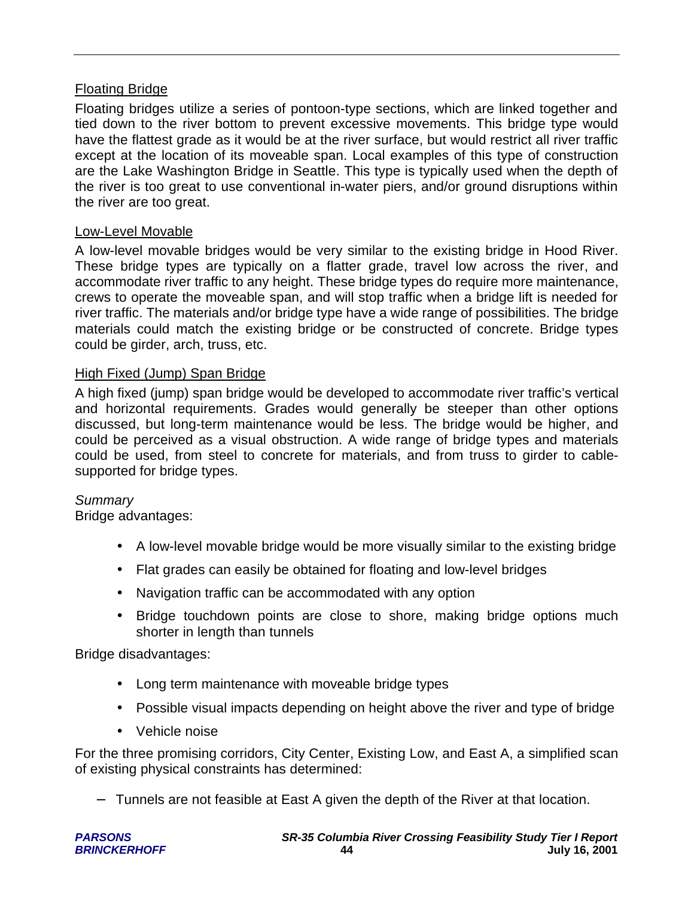### Floating Bridge

Floating bridges utilize a series of pontoon-type sections, which are linked together and tied down to the river bottom to prevent excessive movements. This bridge type would have the flattest grade as it would be at the river surface, but would restrict all river traffic except at the location of its moveable span. Local examples of this type of construction are the Lake Washington Bridge in Seattle. This type is typically used when the depth of the river is too great to use conventional in-water piers, and/or ground disruptions within the river are too great.

### Low-Level Movable

A low-level movable bridges would be very similar to the existing bridge in Hood River. These bridge types are typically on a flatter grade, travel low across the river, and accommodate river traffic to any height. These bridge types do require more maintenance, crews to operate the moveable span, and will stop traffic when a bridge lift is needed for river traffic. The materials and/or bridge type have a wide range of possibilities. The bridge materials could match the existing bridge or be constructed of concrete. Bridge types could be girder, arch, truss, etc.

### High Fixed (Jump) Span Bridge

A high fixed (jump) span bridge would be developed to accommodate river traffic's vertical and horizontal requirements. Grades would generally be steeper than other options discussed, but long-term maintenance would be less. The bridge would be higher, and could be perceived as a visual obstruction. A wide range of bridge types and materials could be used, from steel to concrete for materials, and from truss to girder to cable-supported for bridge types.

*Summary*

Bridge advantages:

- A low-level movable bridge would be more visually similar to the existing bridge
- Flat grades can easily be obtained for floating and low-level bridges
- Navigation traffic can be accommodated with any option
- Bridge touchdown points are close to shore, making bridge options much shorter in length than tunnels

Bridge disadvantages:

- Long term maintenance with moveable bridge types
- Possible visual impacts depending on height above the river and type of bridge
- Vehicle noise

For the three promising corridors, City Center, Existing Low, and East A, a simplified scan of existing physical constraints has determined:

- Tunnels are not feasible at East A given the depth of the River at that location.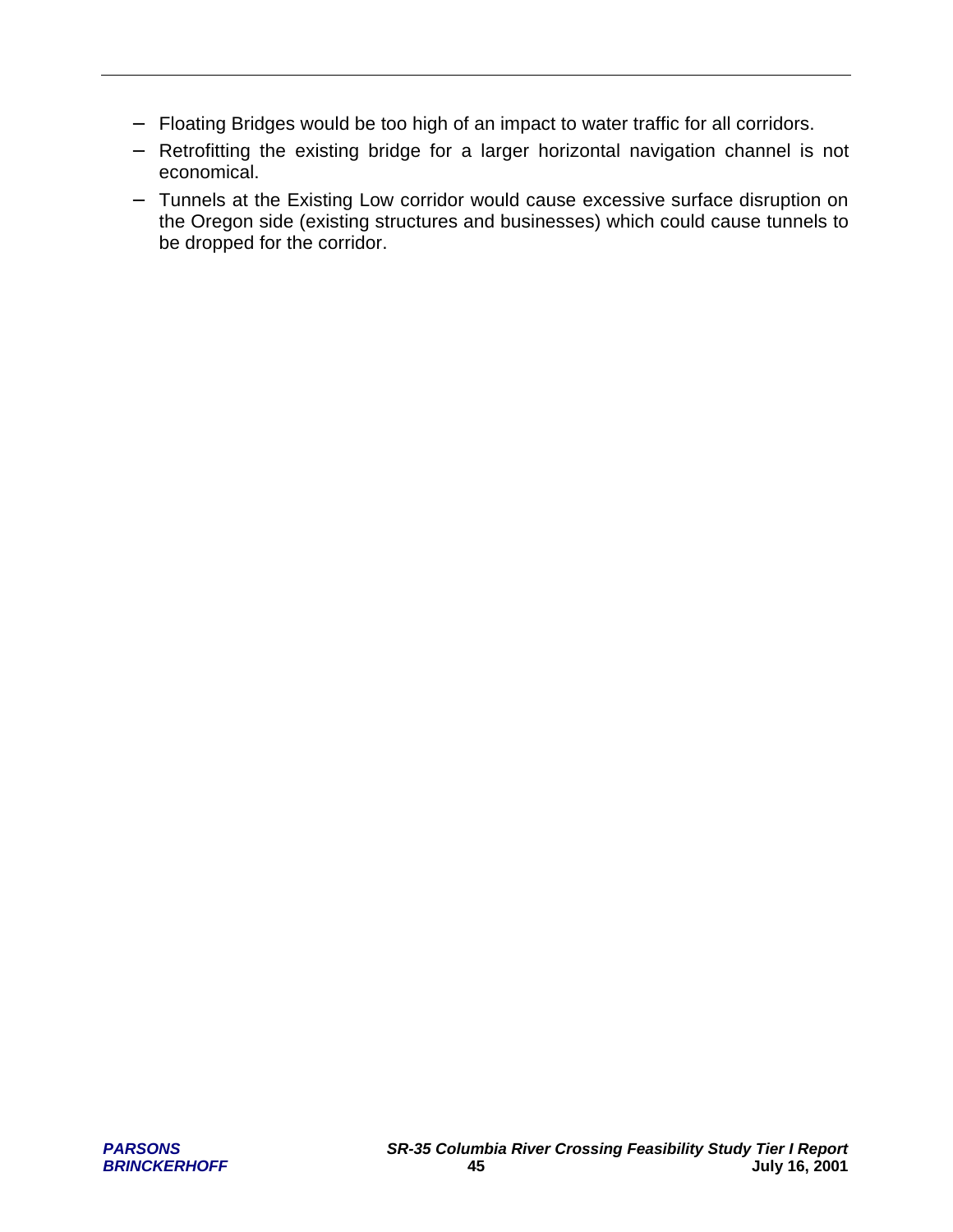- Floating Bridges would be too high of an impact to water traffic for all corridors.
- Retrofitting the existing bridge for a larger horizontal navigation channel is not economical.
- Tunnels at the Existing Low corridor would cause excessive surface disruption on the Oregon side (existing structures and businesses) which could cause tunnels to be dropped for the corridor.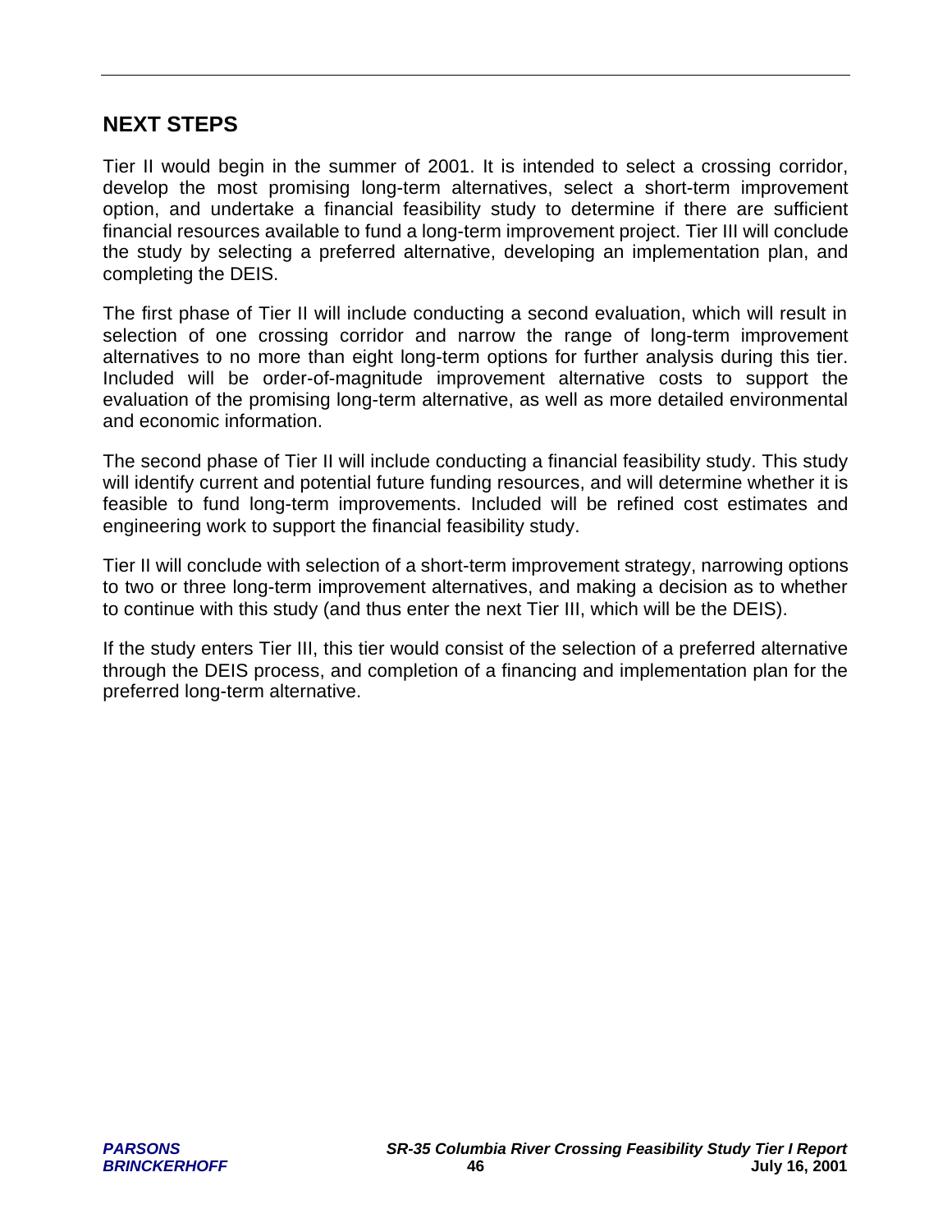## NEXT STEPS

Tier II would begin in the summer of 2001. It is intended to select a crossing corridor, develop the most promising long-term alternatives, select a short-term improvement option, and undertake a financial feasibility study to determine if there are sufficient financial resources available to fund a long-term improvement project. Tier III will conclude the study by selecting a preferred alternative, developing an implementation plan, and completing the DEIS.

The first phase of Tier II will include conducting a second evaluation, which will result in selection of one crossing corridor and narrow the range of long-term improvement alternatives to no more than eight long-term options for further analysis during this tier. Included will be order-of-magnitude improvement alternative costs to support the evaluation of the promising long-term alternative, as well as more detailed environmental and economic information.

The second phase of Tier II will include conducting a financial feasibility study. This study will identify current and potential future funding resources, and will determine whether it is feasible to fund long-term improvements. Included will be refined cost estimates and engineering work to support the financial feasibility study.

Tier II will conclude with selection of a short-term improvement strategy, narrowing options to two or three long-term improvement alternatives, and making a decision as to whether to continue with this study (and thus enter the next Tier III, which will be the DEIS).

If the study enters Tier III, this tier would consist of the selection of a preferred alternative through the DEIS process, and completion of a financing and implementation plan for the preferred long-term alternative.